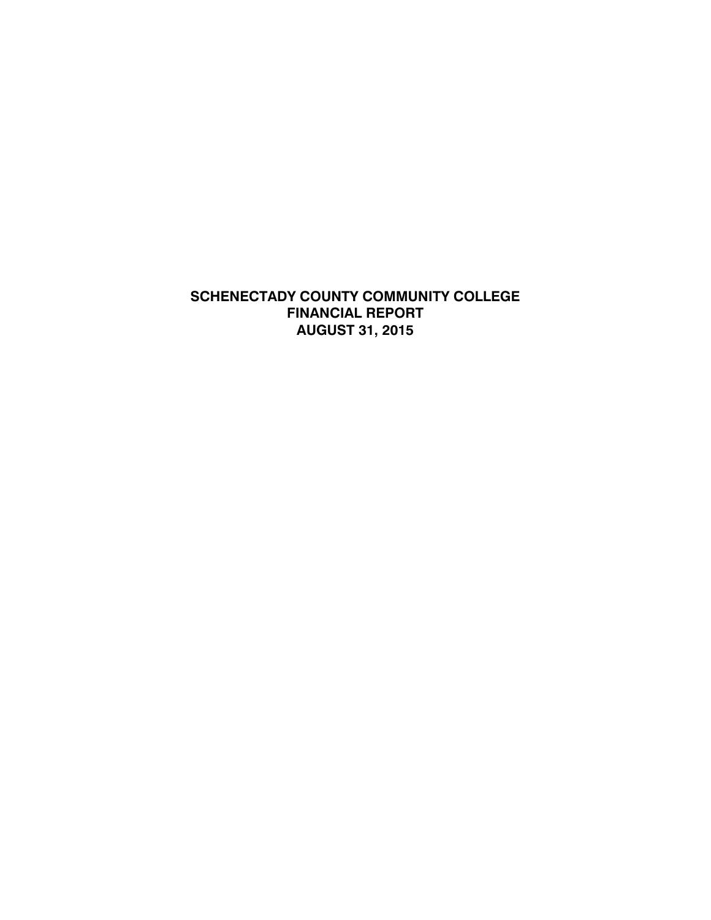# SCHENECTADY COUNTY COMMUNITY COLLEGE
# FINANCIAL REPORT
# AUGUST 31, 2015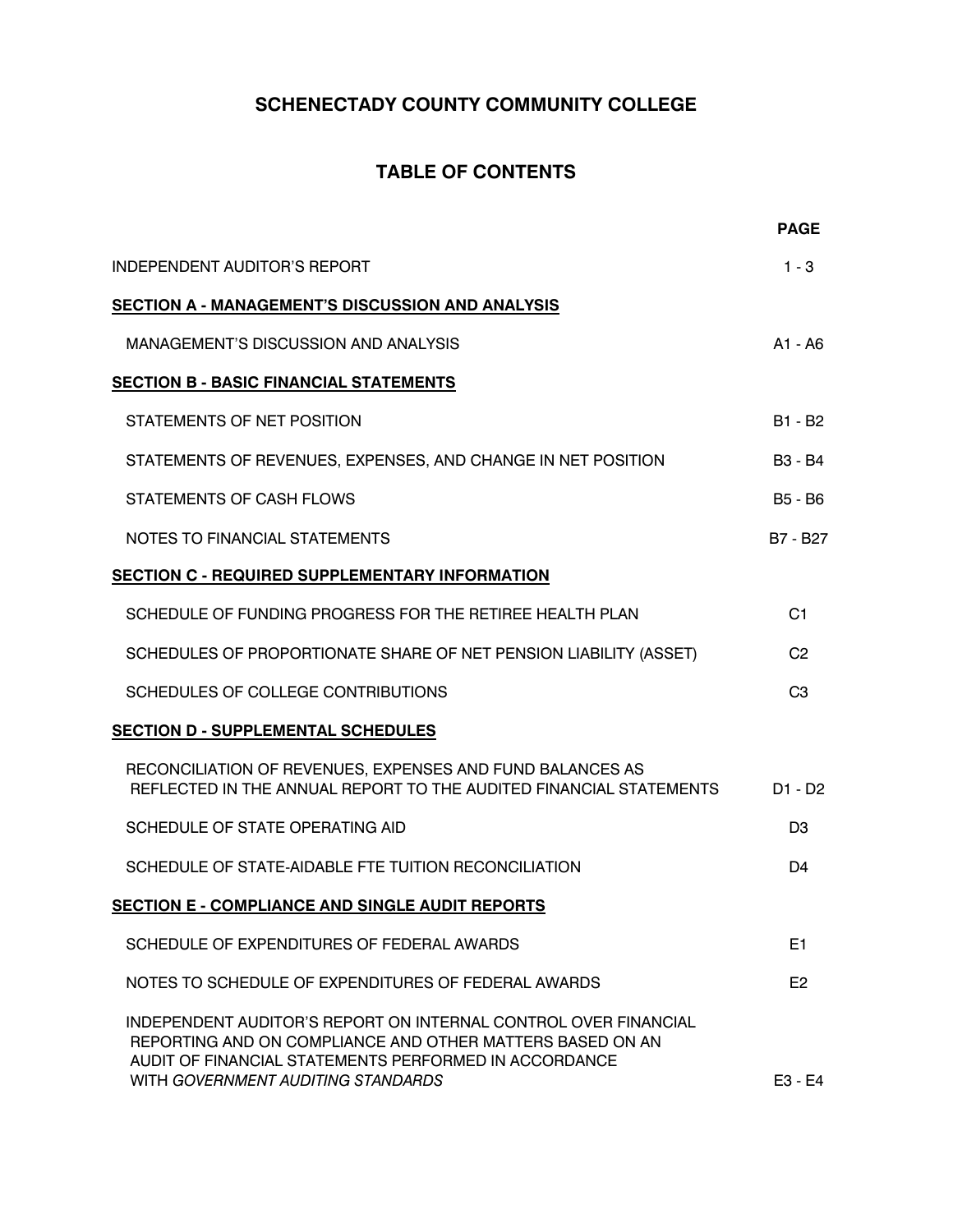# SCHENECTADY COUNTY COMMUNITY COLLEGE

## TABLE OF CONTENTS

| | PAGE |
|---|---|
| INDEPENDENT AUDITOR'S REPORT | 1 - 3 |
| **SECTION A - MANAGEMENT'S DISCUSSION AND ANALYSIS** | |
| MANAGEMENT'S DISCUSSION AND ANALYSIS | A1 - A6 |
| **SECTION B - BASIC FINANCIAL STATEMENTS** | |
| STATEMENTS OF NET POSITION | B1 - B2 |
| STATEMENTS OF REVENUES, EXPENSES, AND CHANGE IN NET POSITION | B3 - B4 |
| STATEMENTS OF CASH FLOWS | B5 - B6 |
| NOTES TO FINANCIAL STATEMENTS | B7 - B27 |
| **SECTION C - REQUIRED SUPPLEMENTARY INFORMATION** | |
| SCHEDULE OF FUNDING PROGRESS FOR THE RETIREE HEALTH PLAN | C1 |
| SCHEDULES OF PROPORTIONATE SHARE OF NET PENSION LIABILITY (ASSET) | C2 |
| SCHEDULES OF COLLEGE CONTRIBUTIONS | C3 |
| **SECTION D - SUPPLEMENTAL SCHEDULES** | |
| RECONCILIATION OF REVENUES, EXPENSES AND FUND BALANCES AS REFLECTED IN THE ANNUAL REPORT TO THE AUDITED FINANCIAL STATEMENTS | D1 - D2 |
| SCHEDULE OF STATE OPERATING AID | D3 |
| SCHEDULE OF STATE-AIDABLE FTE TUITION RECONCILIATION | D4 |
| **SECTION E - COMPLIANCE AND SINGLE AUDIT REPORTS** | |
| SCHEDULE OF EXPENDITURES OF FEDERAL AWARDS | E1 |
| NOTES TO SCHEDULE OF EXPENDITURES OF FEDERAL AWARDS | E2 |
| INDEPENDENT AUDITOR'S REPORT ON INTERNAL CONTROL OVER FINANCIAL REPORTING AND ON COMPLIANCE AND OTHER MATTERS BASED ON AN AUDIT OF FINANCIAL STATEMENTS PERFORMED IN ACCORDANCE WITH *GOVERNMENT AUDITING STANDARDS* | E3 - E4 |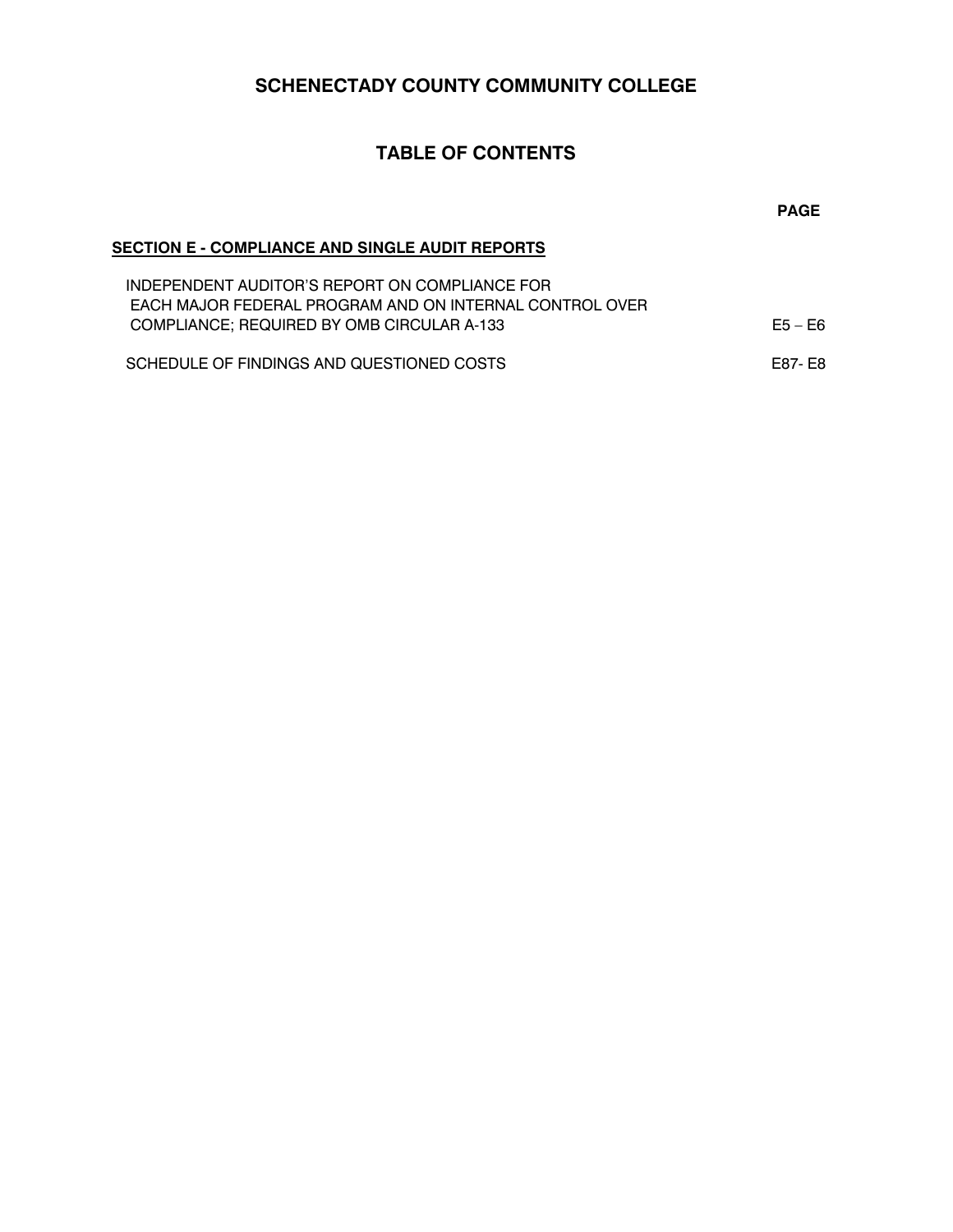# SCHENECTADY COUNTY COMMUNITY COLLEGE

## TABLE OF CONTENTS

| | PAGE |
|---|---|
| **SECTION E - COMPLIANCE AND SINGLE AUDIT REPORTS** | |
| INDEPENDENT AUDITOR'S REPORT ON COMPLIANCE FOR EACH MAJOR FEDERAL PROGRAM AND ON INTERNAL CONTROL OVER COMPLIANCE; REQUIRED BY OMB CIRCULAR A-133 | E5 – E6 |
| SCHEDULE OF FINDINGS AND QUESTIONED COSTS | E87- E8 |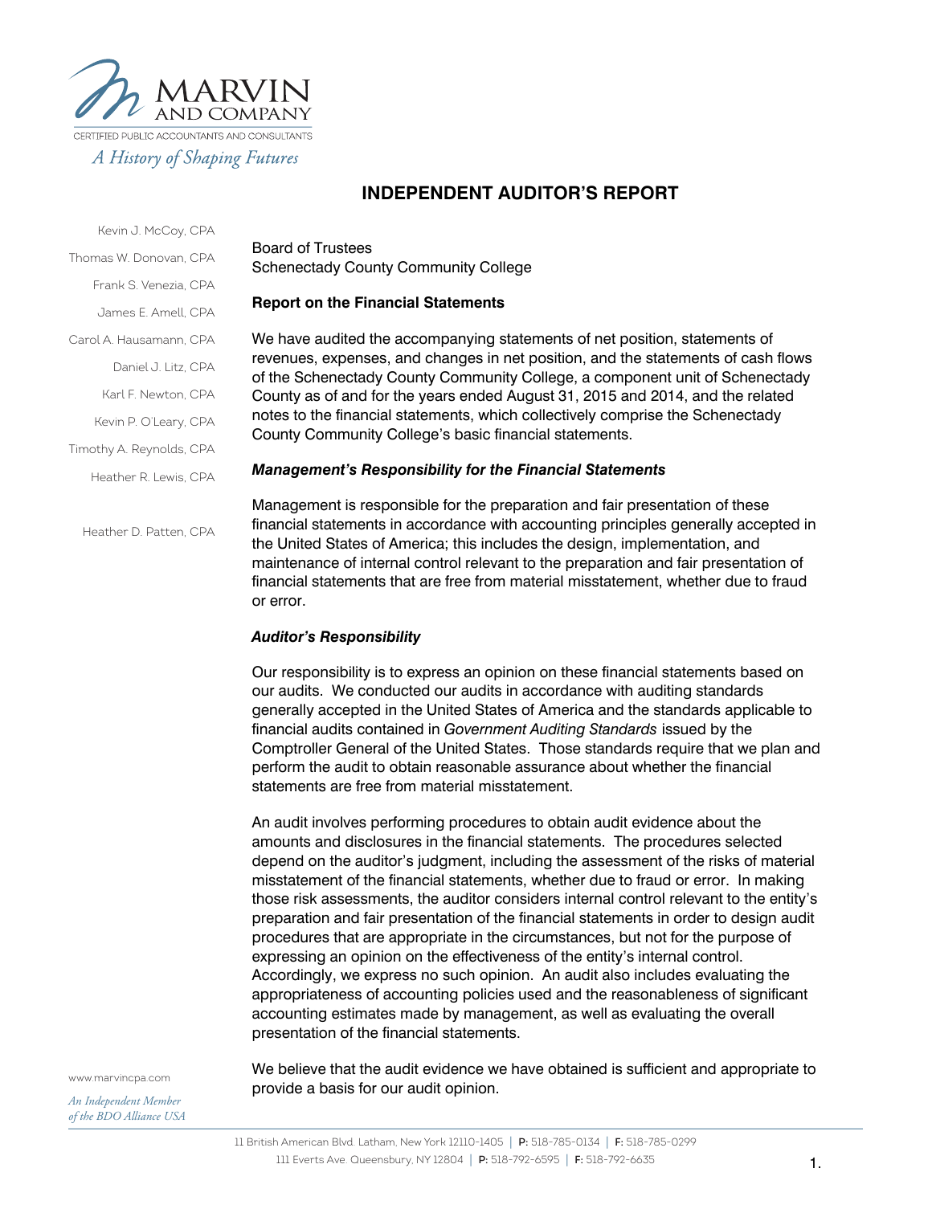# INDEPENDENT AUDITOR'S REPORT

Kevin J. McCoy, CPA
Thomas W. Donovan, CPA
Frank S. Venezia, CPA
James E. Amell, CPA
Carol A. Hausamann, CPA
Daniel J. Litz, CPA
Karl F. Newton, CPA
Kevin P. O'Leary, CPA
Timothy A. Reynolds, CPA
Heather R. Lewis, CPA

Heather D. Patten, CPA

Board of Trustees
Schenectady County Community College

**Report on the Financial Statements**

We have audited the accompanying statements of net position, statements of revenues, expenses, and changes in net position, and the statements of cash flows of the Schenectady County Community College, a component unit of Schenectady County as of and for the years ended August 31, 2015 and 2014, and the related notes to the financial statements, which collectively comprise the Schenectady County Community College's basic financial statements.

***Management's Responsibility for the Financial Statements***

Management is responsible for the preparation and fair presentation of these financial statements in accordance with accounting principles generally accepted in the United States of America; this includes the design, implementation, and maintenance of internal control relevant to the preparation and fair presentation of financial statements that are free from material misstatement, whether due to fraud or error.

***Auditor's Responsibility***

Our responsibility is to express an opinion on these financial statements based on our audits. We conducted our audits in accordance with auditing standards generally accepted in the United States of America and the standards applicable to financial audits contained in *Government Auditing Standards* issued by the Comptroller General of the United States. Those standards require that we plan and perform the audit to obtain reasonable assurance about whether the financial statements are free from material misstatement.

An audit involves performing procedures to obtain audit evidence about the amounts and disclosures in the financial statements. The procedures selected depend on the auditor's judgment, including the assessment of the risks of material misstatement of the financial statements, whether due to fraud or error. In making those risk assessments, the auditor considers internal control relevant to the entity's preparation and fair presentation of the financial statements in order to design audit procedures that are appropriate in the circumstances, but not for the purpose of expressing an opinion on the effectiveness of the entity's internal control. Accordingly, we express no such opinion. An audit also includes evaluating the appropriateness of accounting policies used and the reasonableness of significant accounting estimates made by management, as well as evaluating the overall presentation of the financial statements.

We believe that the audit evidence we have obtained is sufficient and appropriate to provide a basis for our audit opinion.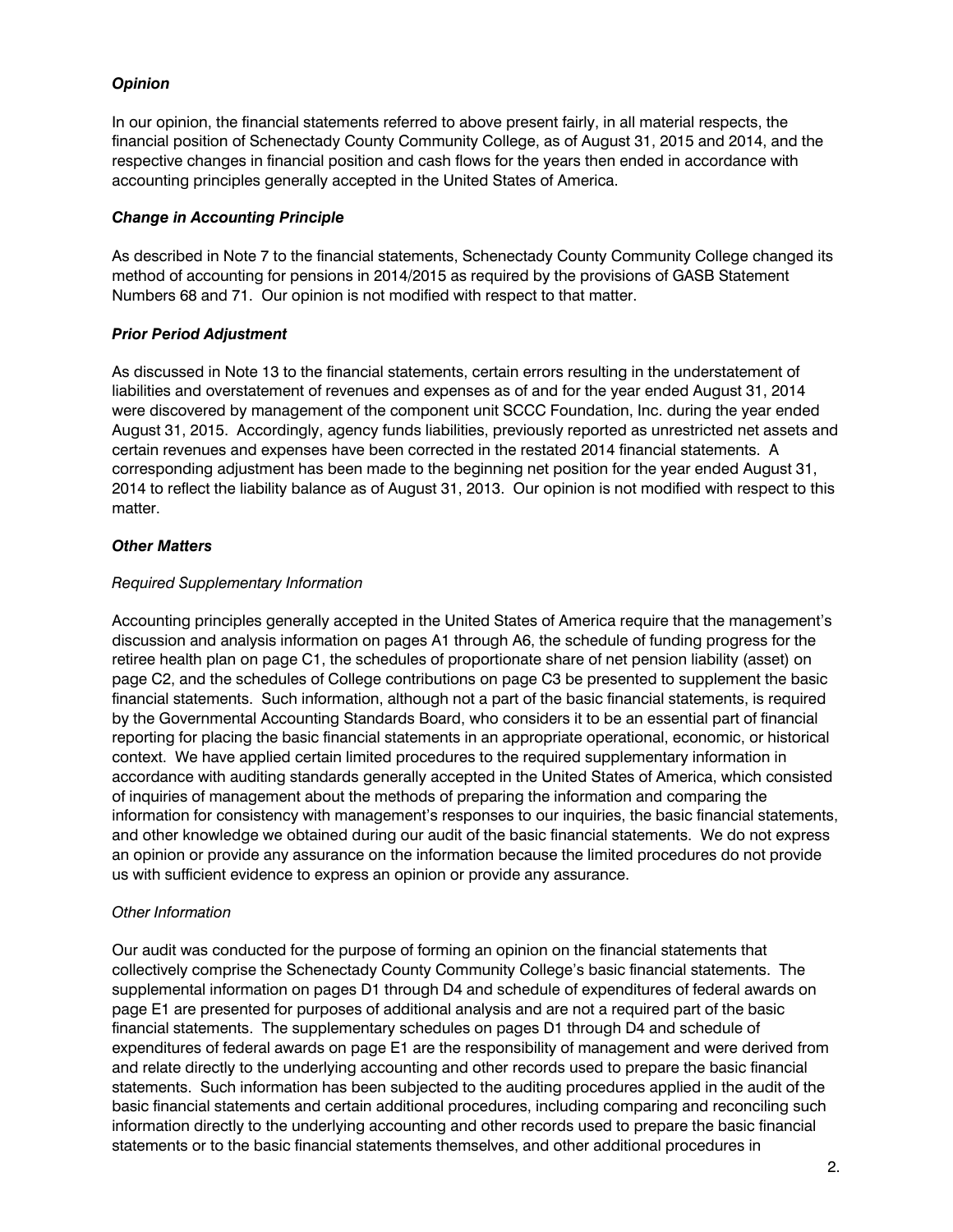### *Opinion*

In our opinion, the financial statements referred to above present fairly, in all material respects, the financial position of Schenectady County Community College, as of August 31, 2015 and 2014, and the respective changes in financial position and cash flows for the years then ended in accordance with accounting principles generally accepted in the United States of America.

### *Change in Accounting Principle*

As described in Note 7 to the financial statements, Schenectady County Community College changed its method of accounting for pensions in 2014/2015 as required by the provisions of GASB Statement Numbers 68 and 71. Our opinion is not modified with respect to that matter.

### *Prior Period Adjustment*

As discussed in Note 13 to the financial statements, certain errors resulting in the understatement of liabilities and overstatement of revenues and expenses as of and for the year ended August 31, 2014 were discovered by management of the component unit SCCC Foundation, Inc. during the year ended August 31, 2015. Accordingly, agency funds liabilities, previously reported as unrestricted net assets and certain revenues and expenses have been corrected in the restated 2014 financial statements. A corresponding adjustment has been made to the beginning net position for the year ended August 31, 2014 to reflect the liability balance as of August 31, 2013. Our opinion is not modified with respect to this matter.

### *Other Matters*

#### *Required Supplementary Information*

Accounting principles generally accepted in the United States of America require that the management's discussion and analysis information on pages A1 through A6, the schedule of funding progress for the retiree health plan on page C1, the schedules of proportionate share of net pension liability (asset) on page C2, and the schedules of College contributions on page C3 be presented to supplement the basic financial statements. Such information, although not a part of the basic financial statements, is required by the Governmental Accounting Standards Board, who considers it to be an essential part of financial reporting for placing the basic financial statements in an appropriate operational, economic, or historical context. We have applied certain limited procedures to the required supplementary information in accordance with auditing standards generally accepted in the United States of America, which consisted of inquiries of management about the methods of preparing the information and comparing the information for consistency with management's responses to our inquiries, the basic financial statements, and other knowledge we obtained during our audit of the basic financial statements. We do not express an opinion or provide any assurance on the information because the limited procedures do not provide us with sufficient evidence to express an opinion or provide any assurance.

#### *Other Information*

Our audit was conducted for the purpose of forming an opinion on the financial statements that collectively comprise the Schenectady County Community College's basic financial statements. The supplemental information on pages D1 through D4 and schedule of expenditures of federal awards on page E1 are presented for purposes of additional analysis and are not a required part of the basic financial statements. The supplementary schedules on pages D1 through D4 and schedule of expenditures of federal awards on page E1 are the responsibility of management and were derived from and relate directly to the underlying accounting and other records used to prepare the basic financial statements. Such information has been subjected to the auditing procedures applied in the audit of the basic financial statements and certain additional procedures, including comparing and reconciling such information directly to the underlying accounting and other records used to prepare the basic financial statements or to the basic financial statements themselves, and other additional procedures in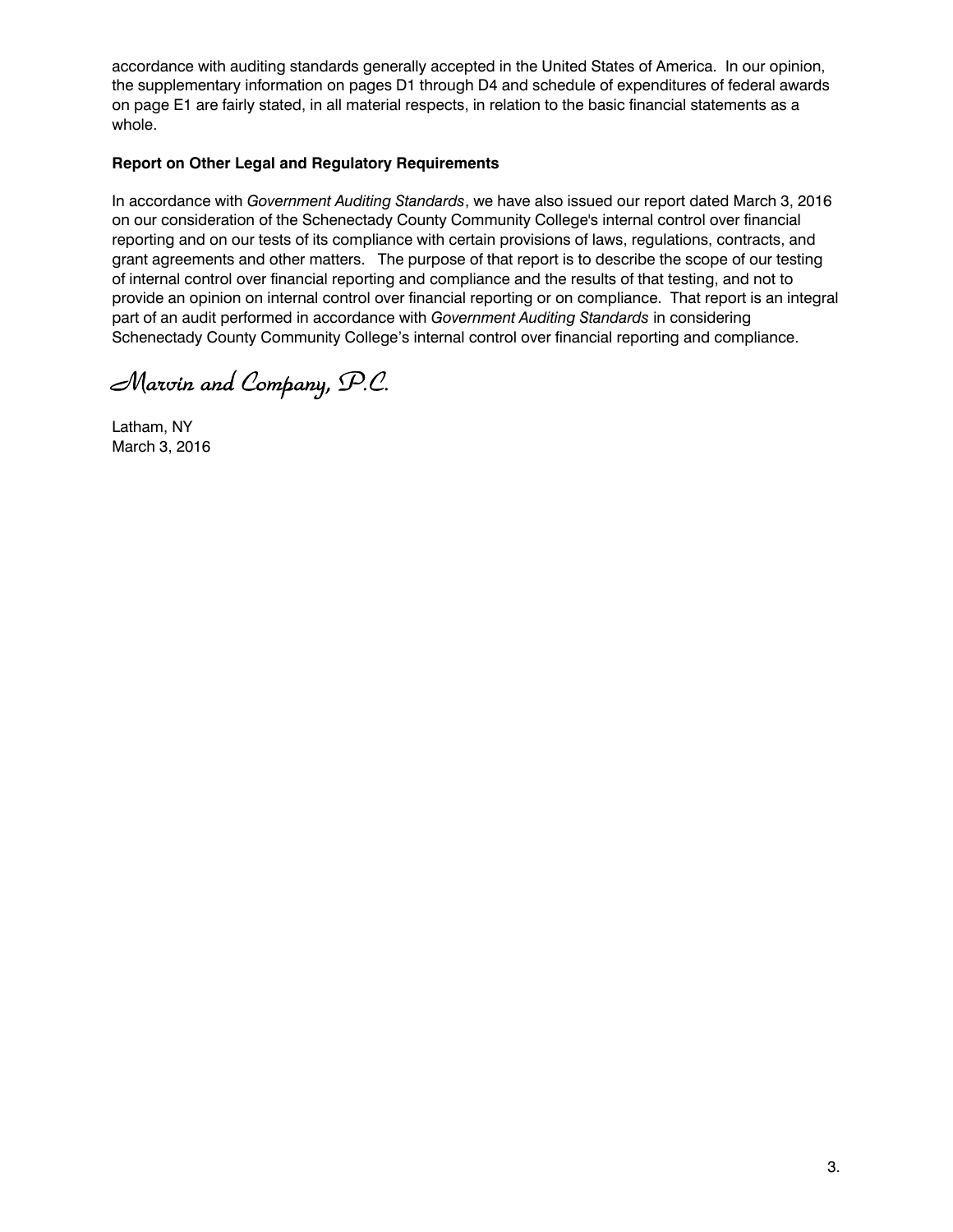accordance with auditing standards generally accepted in the United States of America. In our opinion, the supplementary information on pages D1 through D4 and schedule of expenditures of federal awards on page E1 are fairly stated, in all material respects, in relation to the basic financial statements as a whole.

**Report on Other Legal and Regulatory Requirements**

In accordance with *Government Auditing Standards*, we have also issued our report dated March 3, 2016 on our consideration of the Schenectady County Community College's internal control over financial reporting and on our tests of its compliance with certain provisions of laws, regulations, contracts, and grant agreements and other matters. The purpose of that report is to describe the scope of our testing of internal control over financial reporting and compliance and the results of that testing, and not to provide an opinion on internal control over financial reporting or on compliance. That report is an integral part of an audit performed in accordance with *Government Auditing Standards* in considering Schenectady County Community College's internal control over financial reporting and compliance.

*Marvin and Company, P.C.*

Latham, NY
March 3, 2016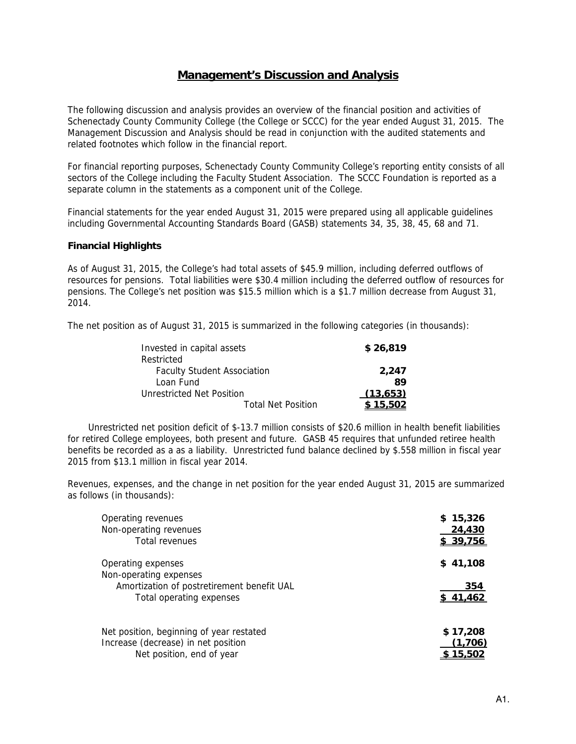# Management's Discussion and Analysis

The following discussion and analysis provides an overview of the financial position and activities of Schenectady County Community College (the College or SCCC) for the year ended August 31, 2015. The Management Discussion and Analysis should be read in conjunction with the audited statements and related footnotes which follow in the financial report.

For financial reporting purposes, Schenectady County Community College's reporting entity consists of all sectors of the College including the Faculty Student Association. The SCCC Foundation is reported as a separate column in the statements as a component unit of the College.

Financial statements for the year ended August 31, 2015 were prepared using all applicable guidelines including Governmental Accounting Standards Board (GASB) statements 34, 35, 38, 45, 68 and 71.

### Financial Highlights

As of August 31, 2015, the College's had total assets of $45.9 million, including deferred outflows of resources for pensions. Total liabilities were $30.4 million including the deferred outflow of resources for pensions. The College's net position was $15.5 million which is a $1.7 million decrease from August 31, 2014.

The net position as of August 31, 2015 is summarized in the following categories (in thousands):

| | |
|---|---|
| Invested in capital assets | **$ 26,819** |
| Restricted | |
| Faculty Student Association | **2,247** |
| Loan Fund | **89** |
| Unrestricted Net Position | **(13,653)** |
| Total Net Position | **$ 15,502** |

Unrestricted net position deficit of $-13.7 million consists of $20.6 million in health benefit liabilities for retired College employees, both present and future. GASB 45 requires that unfunded retiree health benefits be recorded as a as a liability. Unrestricted fund balance declined by $.558 million in fiscal year 2015 from $13.1 million in fiscal year 2014.

Revenues, expenses, and the change in net position for the year ended August 31, 2015 are summarized as follows (in thousands):

| | |
|---|---|
| Operating revenues | **$ 15,326** |
| Non-operating revenues | **24,430** |
| Total revenues | **$ 39,756** |
| | |
| Operating expenses | **$ 41,108** |
| Non-operating expenses | |
| Amortization of postretirement benefit UAL | **354** |
| Total operating expenses | **$ 41,462** |
| | |
| Net position, beginning of year restated | **$ 17,208** |
| Increase (decrease) in net position | **(1,706)** |
| Net position, end of year | **$ 15,502** |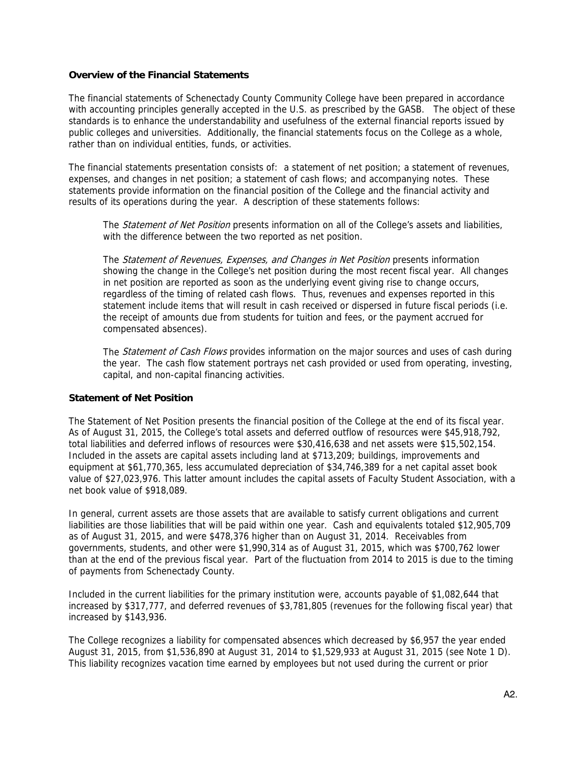### Overview of the Financial Statements

The financial statements of Schenectady County Community College have been prepared in accordance with accounting principles generally accepted in the U.S. as prescribed by the GASB. The object of these standards is to enhance the understandability and usefulness of the external financial reports issued by public colleges and universities. Additionally, the financial statements focus on the College as a whole, rather than on individual entities, funds, or activities.

The financial statements presentation consists of: a statement of net position; a statement of revenues, expenses, and changes in net position; a statement of cash flows; and accompanying notes. These statements provide information on the financial position of the College and the financial activity and results of its operations during the year. A description of these statements follows:

The *Statement of Net Position* presents information on all of the College's assets and liabilities, with the difference between the two reported as net position.

The *Statement of Revenues, Expenses, and Changes in Net Position* presents information showing the change in the College's net position during the most recent fiscal year. All changes in net position are reported as soon as the underlying event giving rise to change occurs, regardless of the timing of related cash flows. Thus, revenues and expenses reported in this statement include items that will result in cash received or dispersed in future fiscal periods (i.e. the receipt of amounts due from students for tuition and fees, or the payment accrued for compensated absences).

The *Statement of Cash Flows* provides information on the major sources and uses of cash during the year. The cash flow statement portrays net cash provided or used from operating, investing, capital, and non-capital financing activities.

### Statement of Net Position

The Statement of Net Position presents the financial position of the College at the end of its fiscal year. As of August 31, 2015, the College's total assets and deferred outflow of resources were $45,918,792, total liabilities and deferred inflows of resources were $30,416,638 and net assets were $15,502,154. Included in the assets are capital assets including land at $713,209; buildings, improvements and equipment at $61,770,365, less accumulated depreciation of $34,746,389 for a net capital asset book value of $27,023,976. This latter amount includes the capital assets of Faculty Student Association, with a net book value of $918,089.

In general, current assets are those assets that are available to satisfy current obligations and current liabilities are those liabilities that will be paid within one year. Cash and equivalents totaled $12,905,709 as of August 31, 2015, and were $478,376 higher than on August 31, 2014. Receivables from governments, students, and other were $1,990,314 as of August 31, 2015, which was $700,762 lower than at the end of the previous fiscal year. Part of the fluctuation from 2014 to 2015 is due to the timing of payments from Schenectady County.

Included in the current liabilities for the primary institution were, accounts payable of $1,082,644 that increased by $317,777, and deferred revenues of $3,781,805 (revenues for the following fiscal year) that increased by $143,936.

The College recognizes a liability for compensated absences which decreased by $6,957 the year ended August 31, 2015, from $1,536,890 at August 31, 2014 to $1,529,933 at August 31, 2015 (see Note 1 D). This liability recognizes vacation time earned by employees but not used during the current or prior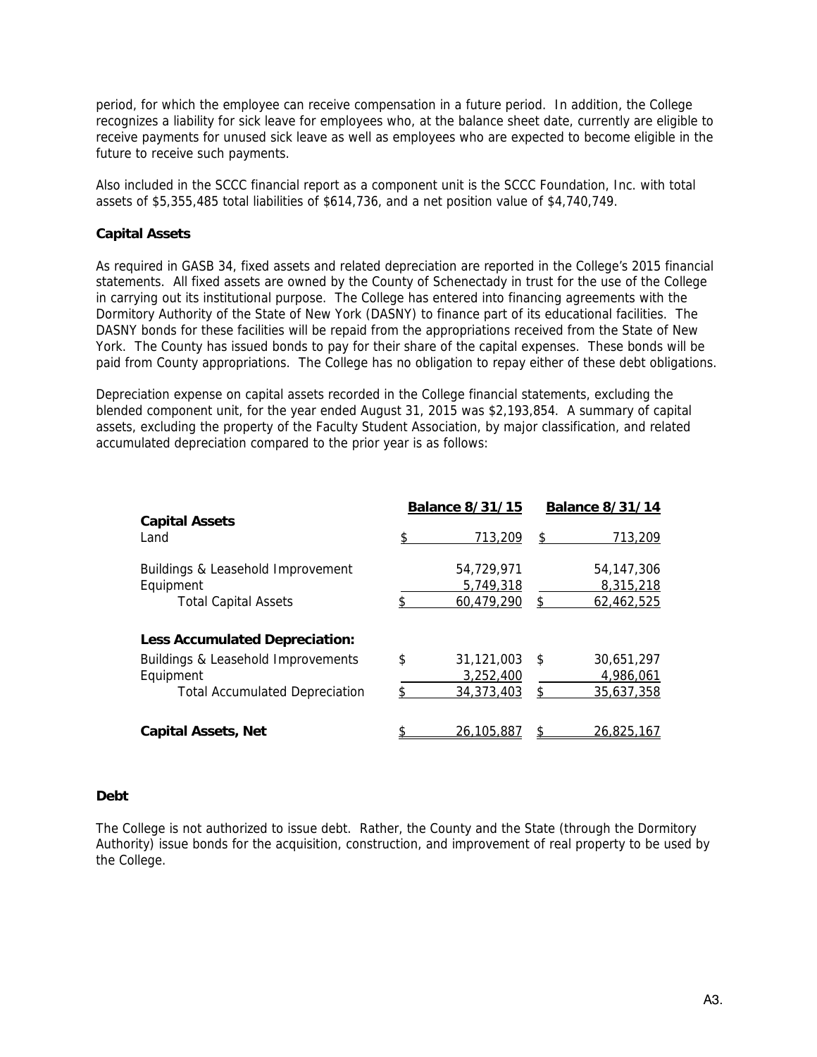period, for which the employee can receive compensation in a future period. In addition, the College recognizes a liability for sick leave for employees who, at the balance sheet date, currently are eligible to receive payments for unused sick leave as well as employees who are expected to become eligible in the future to receive such payments.

Also included in the SCCC financial report as a component unit is the SCCC Foundation, Inc. with total assets of $5,355,485 total liabilities of $614,736, and a net position value of $4,740,749.

**Capital Assets**

As required in GASB 34, fixed assets and related depreciation are reported in the College's 2015 financial statements. All fixed assets are owned by the County of Schenectady in trust for the use of the College in carrying out its institutional purpose. The College has entered into financing agreements with the Dormitory Authority of the State of New York (DASNY) to finance part of its educational facilities. The DASNY bonds for these facilities will be repaid from the appropriations received from the State of New York. The County has issued bonds to pay for their share of the capital expenses. These bonds will be paid from County appropriations. The College has no obligation to repay either of these debt obligations.

Depreciation expense on capital assets recorded in the College financial statements, excluding the blended component unit, for the year ended August 31, 2015 was $2,193,854. A summary of capital assets, excluding the property of the Faculty Student Association, by major classification, and related accumulated depreciation compared to the prior year is as follows:

| | Balance 8/31/15 | Balance 8/31/14 |
|---|---|---|
| **Capital Assets** | | |
| Land | $ 713,209 | $ 713,209 |
| Buildings & Leasehold Improvement | 54,729,971 | 54,147,306 |
| Equipment | 5,749,318 | 8,315,218 |
| Total Capital Assets | $ 60,479,290 | $ 62,462,525 |
| **Less Accumulated Depreciation:** | | |
| Buildings & Leasehold Improvements | $ 31,121,003 | $ 30,651,297 |
| Equipment | 3,252,400 | 4,986,061 |
| Total Accumulated Depreciation | $ 34,373,403 | $ 35,637,358 |
| **Capital Assets, Net** | $ 26,105,887 | $ 26,825,167 |

**Debt**

The College is not authorized to issue debt. Rather, the County and the State (through the Dormitory Authority) issue bonds for the acquisition, construction, and improvement of real property to be used by the College.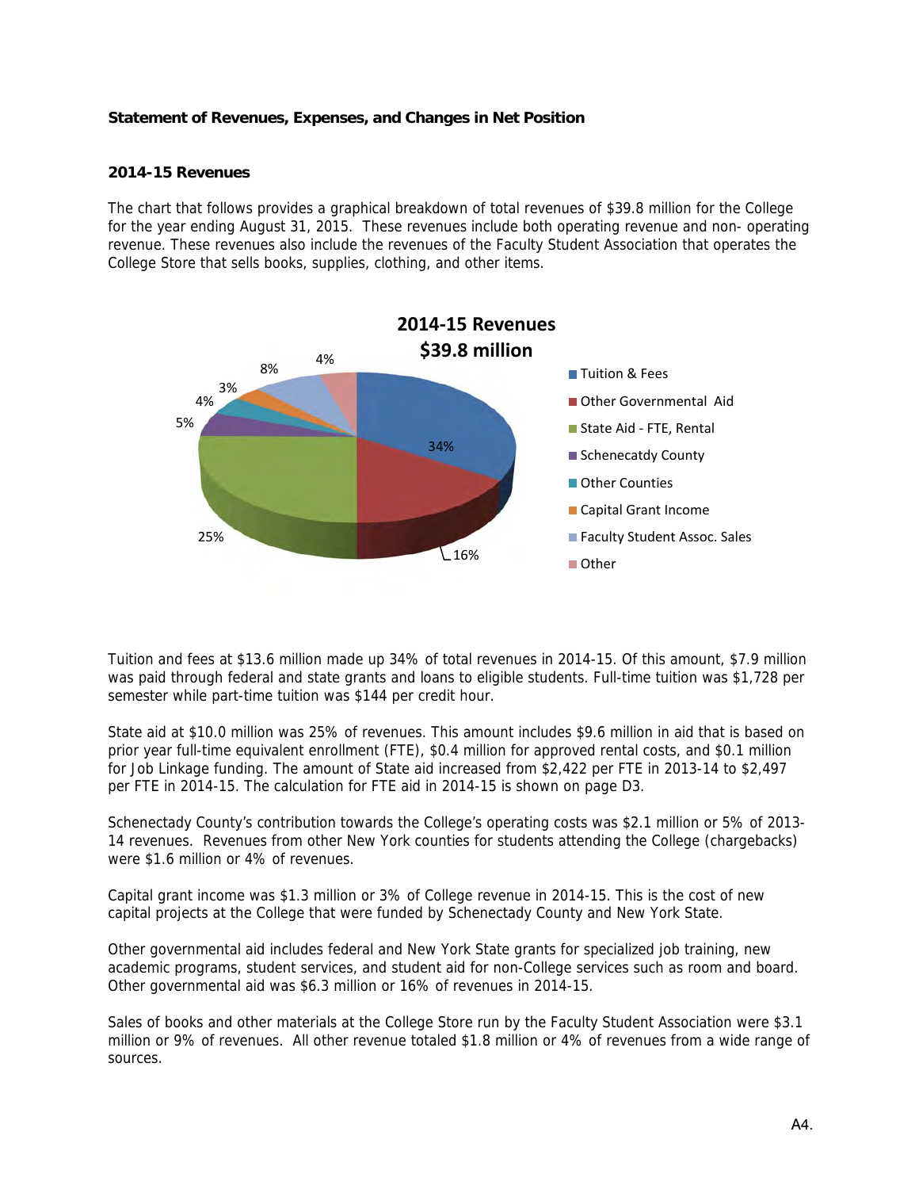**Statement of Revenues, Expenses, and Changes in Net Position**

**2014-15 Revenues**

The chart that follows provides a graphical breakdown of total revenues of $39.8 million for the College for the year ending August 31, 2015. These revenues include both operating revenue and non- operating revenue. These revenues also include the revenues of the Faculty Student Association that operates the College Store that sells books, supplies, clothing, and other items.

**2014-15 Revenues**
**$39.8 million**

| Category | Percentage |
|---|---|
| Tuition & Fees | 34% |
| Other Governmental Aid | 16% |
| State Aid - FTE, Rental | 25% |
| Schenecatdy County | 5% |
| Other Counties | 4% |
| Capital Grant Income | 3% |
| Faculty Student Assoc. Sales | 8% |
| Other | 4% |

Tuition and fees at $13.6 million made up 34% of total revenues in 2014-15. Of this amount, $7.9 million was paid through federal and state grants and loans to eligible students. Full-time tuition was $1,728 per semester while part-time tuition was $144 per credit hour.

State aid at $10.0 million was 25% of revenues. This amount includes $9.6 million in aid that is based on prior year full-time equivalent enrollment (FTE), $0.4 million for approved rental costs, and $0.1 million for Job Linkage funding. The amount of State aid increased from $2,422 per FTE in 2013-14 to $2,497 per FTE in 2014-15. The calculation for FTE aid in 2014-15 is shown on page D3.

Schenectady County's contribution towards the College's operating costs was $2.1 million or 5% of 2013-14 revenues. Revenues from other New York counties for students attending the College (chargebacks) were $1.6 million or 4% of revenues.

Capital grant income was $1.3 million or 3% of College revenue in 2014-15. This is the cost of new capital projects at the College that were funded by Schenectady County and New York State.

Other governmental aid includes federal and New York State grants for specialized job training, new academic programs, student services, and student aid for non-College services such as room and board. Other governmental aid was $6.3 million or 16% of revenues in 2014-15.

Sales of books and other materials at the College Store run by the Faculty Student Association were $3.1 million or 9% of revenues. All other revenue totaled $1.8 million or 4% of revenues from a wide range of sources.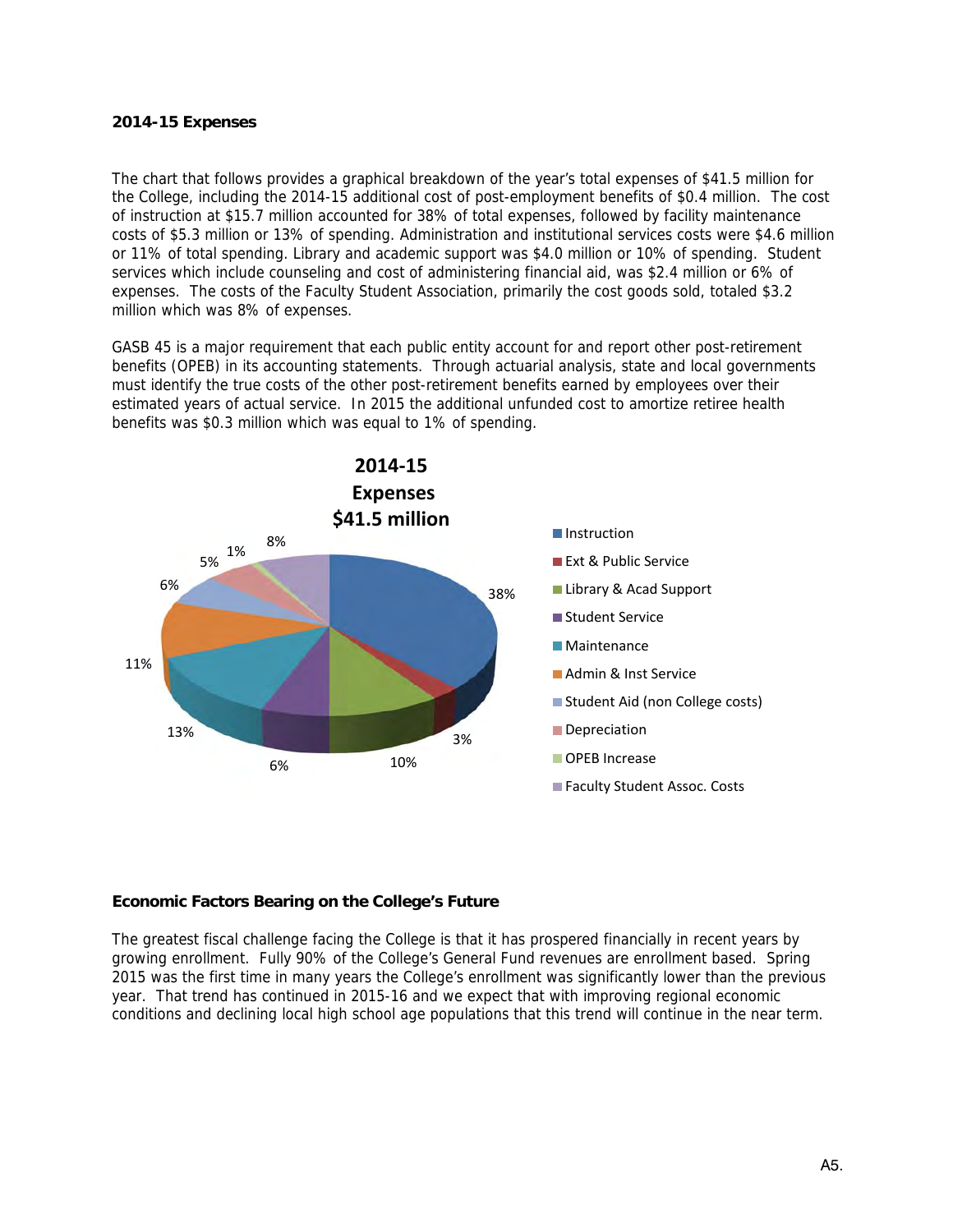**2014-15 Expenses**

The chart that follows provides a graphical breakdown of the year's total expenses of $41.5 million for the College, including the 2014-15 additional cost of post-employment benefits of $0.4 million. The cost of instruction at $15.7 million accounted for 38% of total expenses, followed by facility maintenance costs of $5.3 million or 13% of spending. Administration and institutional services costs were $4.6 million or 11% of total spending. Library and academic support was $4.0 million or 10% of spending. Student services which include counseling and cost of administering financial aid, was $2.4 million or 6% of expenses. The costs of the Faculty Student Association, primarily the cost goods sold, totaled $3.2 million which was 8% of expenses.

GASB 45 is a major requirement that each public entity account for and report other post-retirement benefits (OPEB) in its accounting statements. Through actuarial analysis, state and local governments must identify the true costs of the other post-retirement benefits earned by employees over their estimated years of actual service. In 2015 the additional unfunded cost to amortize retiree health benefits was $0.3 million which was equal to 1% of spending.

**2014-15 Expenses $41.5 million**

| Category | Percent |
|---|---|
| Instruction | 38% |
| Ext & Public Service | 3% |
| Library & Acad Support | 10% |
| Student Service | 6% |
| Maintenance | 13% |
| Admin & Inst Service | 11% |
| Student Aid (non College costs) | 6% |
| Depreciation | 5% |
| OPEB Increase | 1% |
| Faculty Student Assoc. Costs | 8% |

**Economic Factors Bearing on the College's Future**

The greatest fiscal challenge facing the College is that it has prospered financially in recent years by growing enrollment. Fully 90% of the College's General Fund revenues are enrollment based. Spring 2015 was the first time in many years the College's enrollment was significantly lower than the previous year. That trend has continued in 2015-16 and we expect that with improving regional economic conditions and declining local high school age populations that this trend will continue in the near term.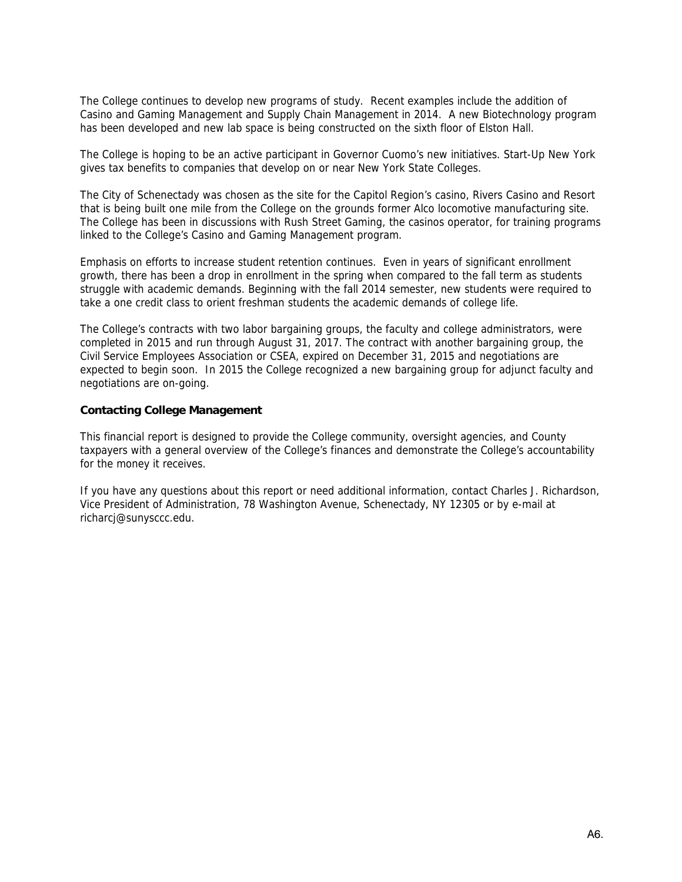The College continues to develop new programs of study. Recent examples include the addition of Casino and Gaming Management and Supply Chain Management in 2014. A new Biotechnology program has been developed and new lab space is being constructed on the sixth floor of Elston Hall.

The College is hoping to be an active participant in Governor Cuomo's new initiatives. Start-Up New York gives tax benefits to companies that develop on or near New York State Colleges.

The City of Schenectady was chosen as the site for the Capitol Region's casino, Rivers Casino and Resort that is being built one mile from the College on the grounds former Alco locomotive manufacturing site. The College has been in discussions with Rush Street Gaming, the casinos operator, for training programs linked to the College's Casino and Gaming Management program.

Emphasis on efforts to increase student retention continues. Even in years of significant enrollment growth, there has been a drop in enrollment in the spring when compared to the fall term as students struggle with academic demands. Beginning with the fall 2014 semester, new students were required to take a one credit class to orient freshman students the academic demands of college life.

The College's contracts with two labor bargaining groups, the faculty and college administrators, were completed in 2015 and run through August 31, 2017. The contract with another bargaining group, the Civil Service Employees Association or CSEA, expired on December 31, 2015 and negotiations are expected to begin soon. In 2015 the College recognized a new bargaining group for adjunct faculty and negotiations are on-going.

**Contacting College Management**

This financial report is designed to provide the College community, oversight agencies, and County taxpayers with a general overview of the College's finances and demonstrate the College's accountability for the money it receives.

If you have any questions about this report or need additional information, contact Charles J. Richardson, Vice President of Administration, 78 Washington Avenue, Schenectady, NY 12305 or by e-mail at richarcj@sunysccc.edu.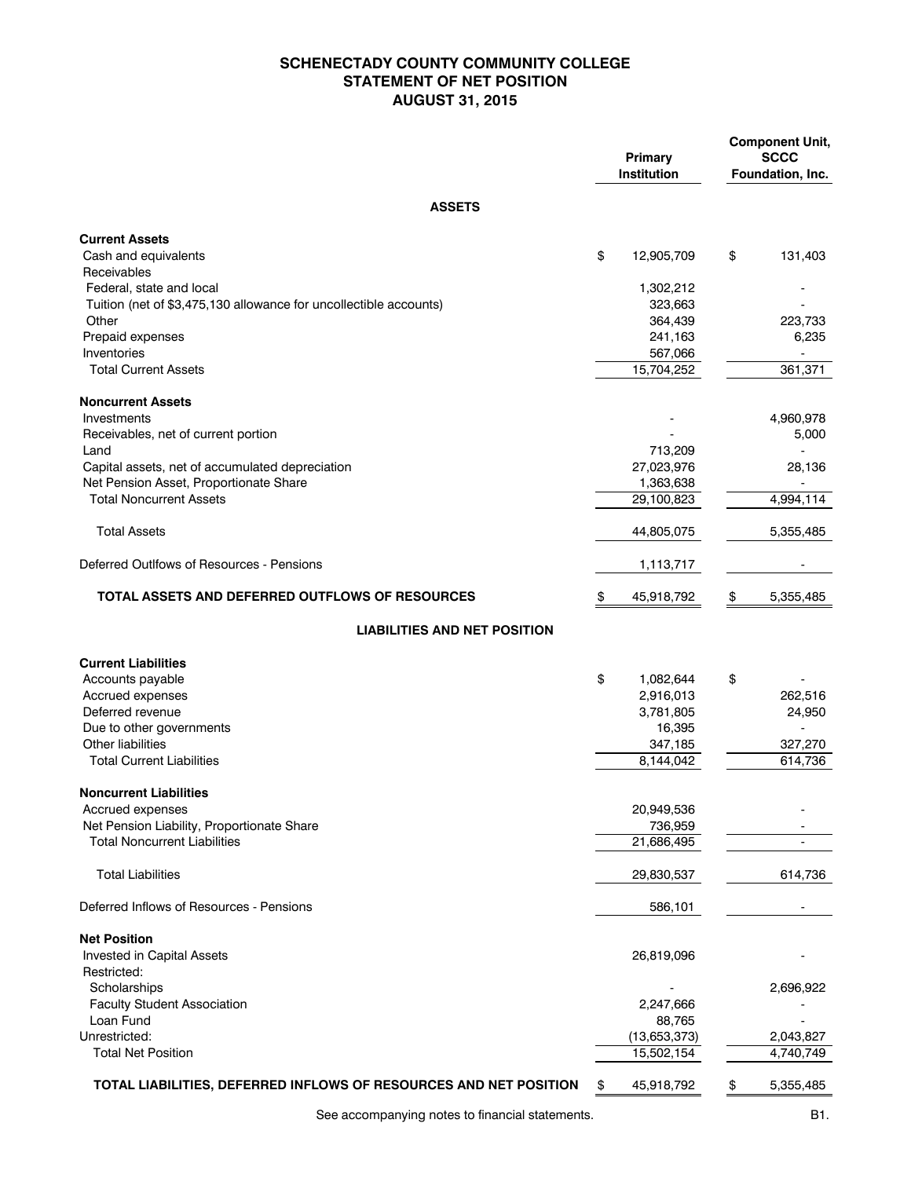# SCHENECTADY COUNTY COMMUNITY COLLEGE
## STATEMENT OF NET POSITION
## AUGUST 31, 2015

| | Primary Institution | Component Unit, SCCC Foundation, Inc. |
|---|---|---|
| **ASSETS** | | |
| **Current Assets** | | |
| Cash and equivalents | $ 12,905,709 | $ 131,403 |
| Receivables | | |
| Federal, state and local | 1,302,212 | - |
| Tuition (net of $3,475,130 allowance for uncollectible accounts) | 323,663 | - |
| Other | 364,439 | 223,733 |
| Prepaid expenses | 241,163 | 6,235 |
| Inventories | 567,066 | - |
| Total Current Assets | 15,704,252 | 361,371 |
| **Noncurrent Assets** | | |
| Investments | - | 4,960,978 |
| Receivables, net of current portion | - | 5,000 |
| Land | 713,209 | - |
| Capital assets, net of accumulated depreciation | 27,023,976 | 28,136 |
| Net Pension Asset, Proportionate Share | 1,363,638 | - |
| Total Noncurrent Assets | 29,100,823 | 4,994,114 |
| Total Assets | 44,805,075 | 5,355,485 |
| Deferred Outlfows of Resources - Pensions | 1,113,717 | - |
| **TOTAL ASSETS AND DEFERRED OUTFLOWS OF RESOURCES** | $ 45,918,792 | $ 5,355,485 |
| **LIABILITIES AND NET POSITION** | | |
| **Current Liabilities** | | |
| Accounts payable | $ 1,082,644 | $ - |
| Accrued expenses | 2,916,013 | 262,516 |
| Deferred revenue | 3,781,805 | 24,950 |
| Due to other governments | 16,395 | - |
| Other liabilities | 347,185 | 327,270 |
| Total Current Liabilities | 8,144,042 | 614,736 |
| **Noncurrent Liabilities** | | |
| Accrued expenses | 20,949,536 | - |
| Net Pension Liability, Proportionate Share | 736,959 | - |
| Total Noncurrent Liabilities | 21,686,495 | - |
| Total Liabilities | 29,830,537 | 614,736 |
| Deferred Inflows of Resources - Pensions | 586,101 | - |
| **Net Position** | | |
| Invested in Capital Assets | 26,819,096 | - |
| Restricted: | | |
| Scholarships | - | 2,696,922 |
| Faculty Student Association | 2,247,666 | - |
| Loan Fund | 88,765 | - |
| Unrestricted: | (13,653,373) | 2,043,827 |
| Total Net Position | 15,502,154 | 4,740,749 |
| **TOTAL LIABILITIES, DEFERRED INFLOWS OF RESOURCES AND NET POSITION** | $ 45,918,792 | $ 5,355,485 |

See accompanying notes to financial statements.

B1.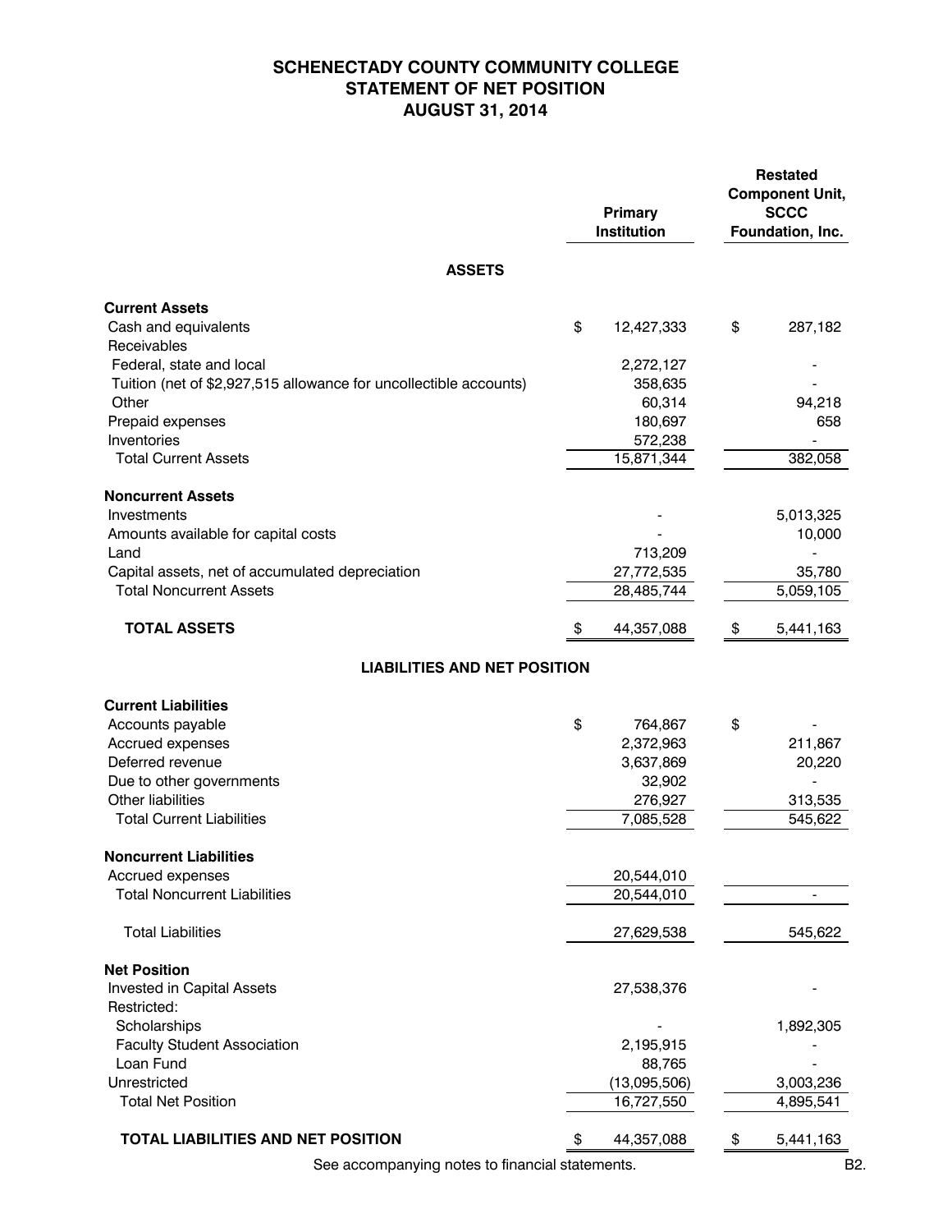# SCHENECTADY COUNTY COMMUNITY COLLEGE
## STATEMENT OF NET POSITION
## AUGUST 31, 2014

| | Primary Institution | Restated Component Unit, SCCC Foundation, Inc. |
|---|---|---|
| **ASSETS** | | |
| **Current Assets** | | |
| Cash and equivalents | $ 12,427,333 | $ 287,182 |
| Receivables | | |
| Federal, state and local | 2,272,127 | - |
| Tuition (net of $2,927,515 allowance for uncollectible accounts) | 358,635 | - |
| Other | 60,314 | 94,218 |
| Prepaid expenses | 180,697 | 658 |
| Inventories | 572,238 | - |
| Total Current Assets | 15,871,344 | 382,058 |
| **Noncurrent Assets** | | |
| Investments | - | 5,013,325 |
| Amounts available for capital costs | - | 10,000 |
| Land | 713,209 | - |
| Capital assets, net of accumulated depreciation | 27,772,535 | 35,780 |
| Total Noncurrent Assets | 28,485,744 | 5,059,105 |
| **TOTAL ASSETS** | $ 44,357,088 | $ 5,441,163 |
| **LIABILITIES AND NET POSITION** | | |
| **Current Liabilities** | | |
| Accounts payable | $ 764,867 | $ - |
| Accrued expenses | 2,372,963 | 211,867 |
| Deferred revenue | 3,637,869 | 20,220 |
| Due to other governments | 32,902 | - |
| Other liabilities | 276,927 | 313,535 |
| Total Current Liabilities | 7,085,528 | 545,622 |
| **Noncurrent Liabilities** | | |
| Accrued expenses | 20,544,010 | |
| Total Noncurrent Liabilities | 20,544,010 | - |
| Total Liabilities | 27,629,538 | 545,622 |
| **Net Position** | | |
| Invested in Capital Assets | 27,538,376 | - |
| Restricted: | | |
| Scholarships | - | 1,892,305 |
| Faculty Student Association | 2,195,915 | - |
| Loan Fund | 88,765 | - |
| Unrestricted | (13,095,506) | 3,003,236 |
| Total Net Position | 16,727,550 | 4,895,541 |
| **TOTAL LIABILITIES AND NET POSITION** | $ 44,357,088 | $ 5,441,163 |

See accompanying notes to financial statements.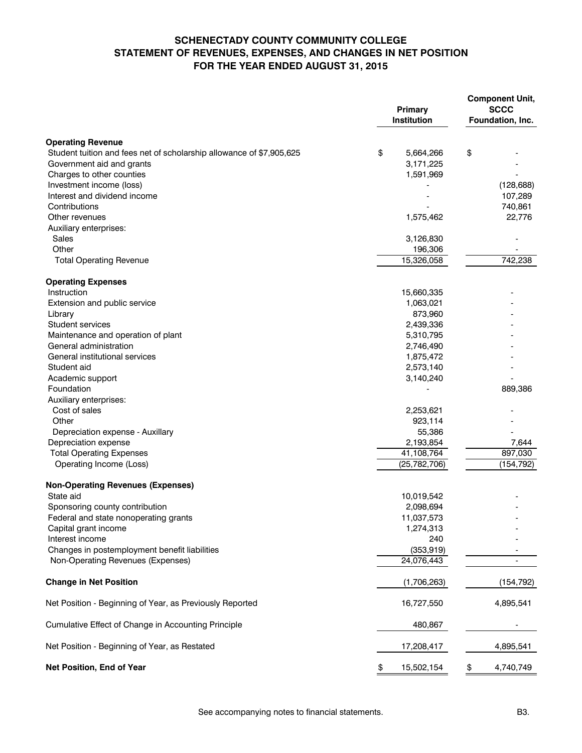# SCHENECTADY COUNTY COMMUNITY COLLEGE
## STATEMENT OF REVENUES, EXPENSES, AND CHANGES IN NET POSITION
### FOR THE YEAR ENDED AUGUST 31, 2015

| | Primary Institution | Component Unit, SCCC Foundation, Inc. |
|---|---|---|
| **Operating Revenue** | | |
| Student tuition and fees net of scholarship allowance of $7,905,625 | $ 5,664,266 | $ - |
| Government aid and grants | 3,171,225 | - |
| Charges to other counties | 1,591,969 | - |
| Investment income (loss) | - | (128,688) |
| Interest and dividend income | - | 107,289 |
| Contributions | - | 740,861 |
| Other revenues | 1,575,462 | 22,776 |
| Auxiliary enterprises: | | |
| Sales | 3,126,830 | - |
| Other | 196,306 | - |
| Total Operating Revenue | 15,326,058 | 742,238 |
| **Operating Expenses** | | |
| Instruction | 15,660,335 | - |
| Extension and public service | 1,063,021 | - |
| Library | 873,960 | - |
| Student services | 2,439,336 | - |
| Maintenance and operation of plant | 5,310,795 | - |
| General administration | 2,746,490 | - |
| General institutional services | 1,875,472 | - |
| Student aid | 2,573,140 | - |
| Academic support | 3,140,240 | - |
| Foundation | - | 889,386 |
| Auxiliary enterprises: | | |
| Cost of sales | 2,253,621 | - |
| Other | 923,114 | - |
| Depreciation expense - Auxillary | 55,386 | - |
| Depreciation expense | 2,193,854 | 7,644 |
| Total Operating Expenses | 41,108,764 | 897,030 |
| Operating Income (Loss) | (25,782,706) | (154,792) |
| **Non-Operating Revenues (Expenses)** | | |
| State aid | 10,019,542 | - |
| Sponsoring county contribution | 2,098,694 | - |
| Federal and state nonoperating grants | 11,037,573 | - |
| Capital grant income | 1,274,313 | - |
| Interest income | 240 | - |
| Changes in postemployment benefit liabilities | (353,919) | - |
| Non-Operating Revenues (Expenses) | 24,076,443 | - |
| **Change in Net Position** | (1,706,263) | (154,792) |
| Net Position - Beginning of Year, as Previously Reported | 16,727,550 | 4,895,541 |
| Cumulative Effect of Change in Accounting Principle | 480,867 | - |
| Net Position - Beginning of Year, as Restated | 17,208,417 | 4,895,541 |
| **Net Position, End of Year** | $ 15,502,154 | $ 4,740,749 |

See accompanying notes to financial statements.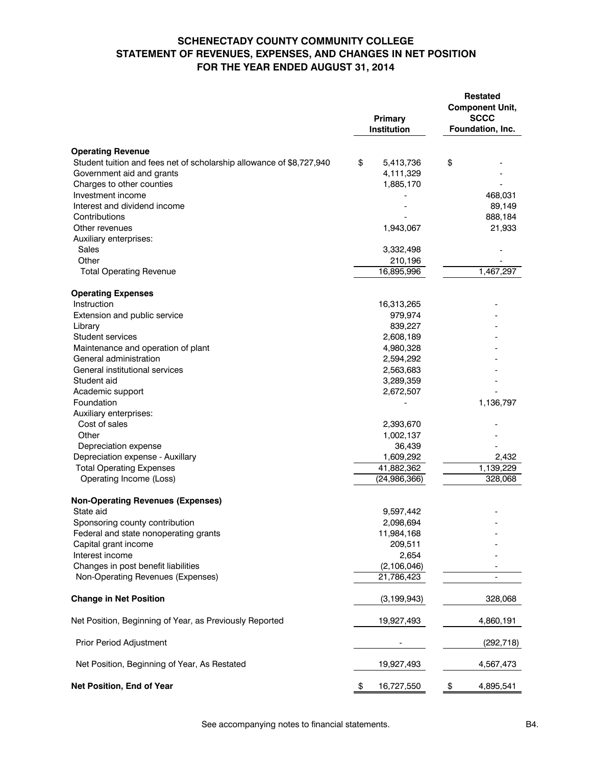# SCHENECTADY COUNTY COMMUNITY COLLEGE
## STATEMENT OF REVENUES, EXPENSES, AND CHANGES IN NET POSITION
### FOR THE YEAR ENDED AUGUST 31, 2014

| | Primary Institution | Restated Component Unit, SCCC Foundation, Inc. |
|---|---|---|
| **Operating Revenue** | | |
| Student tuition and fees net of scholarship allowance of $8,727,940 | $ 5,413,736 | $ - |
| Government aid and grants | 4,111,329 | - |
| Charges to other counties | 1,885,170 | - |
| Investment income | - | 468,031 |
| Interest and dividend income | - | 89,149 |
| Contributions | - | 888,184 |
| Other revenues | 1,943,067 | 21,933 |
| Auxiliary enterprises: | | |
| Sales | 3,332,498 | - |
| Other | 210,196 | - |
| Total Operating Revenue | 16,895,996 | 1,467,297 |
| **Operating Expenses** | | |
| Instruction | 16,313,265 | - |
| Extension and public service | 979,974 | - |
| Library | 839,227 | - |
| Student services | 2,608,189 | - |
| Maintenance and operation of plant | 4,980,328 | - |
| General administration | 2,594,292 | - |
| General institutional services | 2,563,683 | - |
| Student aid | 3,289,359 | - |
| Academic support | 2,672,507 | - |
| Foundation | - | 1,136,797 |
| Auxiliary enterprises: | | |
| Cost of sales | 2,393,670 | - |
| Other | 1,002,137 | - |
| Depreciation expense | 36,439 | - |
| Depreciation expense - Auxillary | 1,609,292 | 2,432 |
| Total Operating Expenses | 41,882,362 | 1,139,229 |
| Operating Income (Loss) | (24,986,366) | 328,068 |
| **Non-Operating Revenues (Expenses)** | | |
| State aid | 9,597,442 | - |
| Sponsoring county contribution | 2,098,694 | - |
| Federal and state nonoperating grants | 11,984,168 | - |
| Capital grant income | 209,511 | - |
| Interest income | 2,654 | - |
| Changes in post benefit liabilities | (2,106,046) | - |
| Non-Operating Revenues (Expenses) | 21,786,423 | - |
| **Change in Net Position** | (3,199,943) | 328,068 |
| Net Position, Beginning of Year, as Previously Reported | 19,927,493 | 4,860,191 |
| Prior Period Adjustment | - | (292,718) |
| Net Position, Beginning of Year, As Restated | 19,927,493 | 4,567,473 |
| **Net Position, End of Year** | $ 16,727,550 | $ 4,895,541 |

See accompanying notes to financial statements.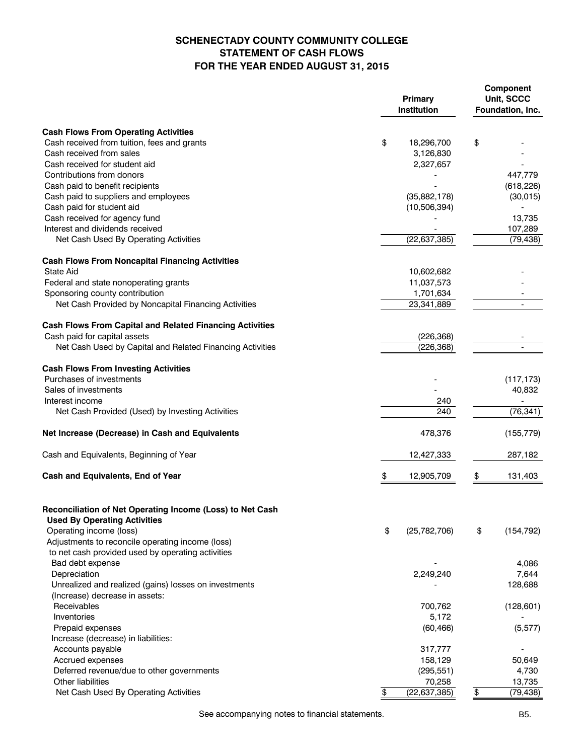# SCHENECTADY COUNTY COMMUNITY COLLEGE
## STATEMENT OF CASH FLOWS
## FOR THE YEAR ENDED AUGUST 31, 2015

| | Primary Institution | Component Unit, SCCC Foundation, Inc. |
|---|---|---|
| **Cash Flows From Operating Activities** | | |
| Cash received from tuition, fees and grants | $ 18,296,700 | $ - |
| Cash received from sales | 3,126,830 | - |
| Cash received for student aid | 2,327,657 | - |
| Contributions from donors | - | 447,779 |
| Cash paid to benefit recipients | - | (618,226) |
| Cash paid to suppliers and employees | (35,882,178) | (30,015) |
| Cash paid for student aid | (10,506,394) | - |
| Cash received for agency fund | - | 13,735 |
| Interest and dividends received | - | 107,289 |
| Net Cash Used By Operating Activities | (22,637,385) | (79,438) |
| **Cash Flows From Noncapital Financing Activities** | | |
| State Aid | 10,602,682 | - |
| Federal and state nonoperating grants | 11,037,573 | - |
| Sponsoring county contribution | 1,701,634 | - |
| Net Cash Provided by Noncapital Financing Activities | 23,341,889 | - |
| **Cash Flows From Capital and Related Financing Activities** | | |
| Cash paid for capital assets | (226,368) | - |
| Net Cash Used by Capital and Related Financing Activities | (226,368) | - |
| **Cash Flows From Investing Activities** | | |
| Purchases of investments | - | (117,173) |
| Sales of investments | - | 40,832 |
| Interest income | 240 | - |
| Net Cash Provided (Used) by Investing Activities | 240 | (76,341) |
| **Net Increase (Decrease) in Cash and Equivalents** | 478,376 | (155,779) |
| Cash and Equivalents, Beginning of Year | 12,427,333 | 287,182 |
| **Cash and Equivalents, End of Year** | $ 12,905,709 | $ 131,403 |
| **Reconciliation of Net Operating Income (Loss) to Net Cash Used By Operating Activities** | | |
| Operating income (loss) | $ (25,782,706) | $ (154,792) |
| Adjustments to reconcile operating income (loss) to net cash provided used by operating activities | | |
| Bad debt expense | - | 4,086 |
| Depreciation | 2,249,240 | 7,644 |
| Unrealized and realized (gains) losses on investments | - | 128,688 |
| (Increase) decrease in assets: | | |
| Receivables | 700,762 | (128,601) |
| Inventories | 5,172 | - |
| Prepaid expenses | (60,466) | (5,577) |
| Increase (decrease) in liabilities: | | |
| Accounts payable | 317,777 | - |
| Accrued expenses | 158,129 | 50,649 |
| Deferred revenue/due to other governments | (295,551) | 4,730 |
| Other liabilities | 70,258 | 13,735 |
| Net Cash Used By Operating Activities | $ (22,637,385) | $ (79,438) |

See accompanying notes to financial statements.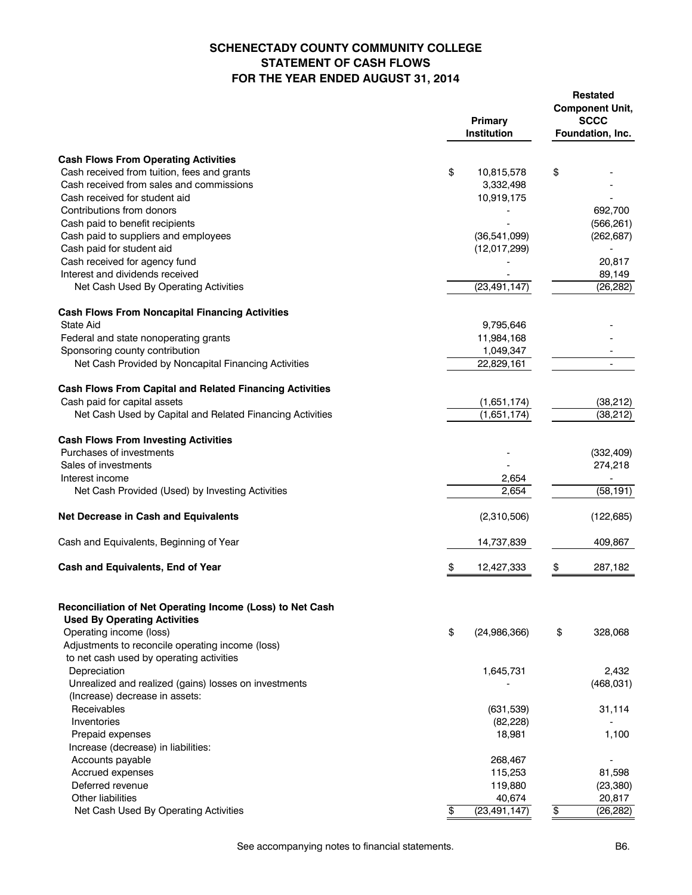# SCHENECTADY COUNTY COMMUNITY COLLEGE
## STATEMENT OF CASH FLOWS
## FOR THE YEAR ENDED AUGUST 31, 2014

| | Primary Institution | Restated Component Unit, SCCC Foundation, Inc. |
|---|---|---|
| **Cash Flows From Operating Activities** | | |
| Cash received from tuition, fees and grants | $ 10,815,578 | $ - |
| Cash received from sales and commissions | 3,332,498 | - |
| Cash received for student aid | 10,919,175 | - |
| Contributions from donors | - | 692,700 |
| Cash paid to benefit recipients | - | (566,261) |
| Cash paid to suppliers and employees | (36,541,099) | (262,687) |
| Cash paid for student aid | (12,017,299) | - |
| Cash received for agency fund | - | 20,817 |
| Interest and dividends received | - | 89,149 |
| Net Cash Used By Operating Activities | (23,491,147) | (26,282) |
| **Cash Flows From Noncapital Financing Activities** | | |
| State Aid | 9,795,646 | - |
| Federal and state nonoperating grants | 11,984,168 | - |
| Sponsoring county contribution | 1,049,347 | - |
| Net Cash Provided by Noncapital Financing Activities | 22,829,161 | - |
| **Cash Flows From Capital and Related Financing Activities** | | |
| Cash paid for capital assets | (1,651,174) | (38,212) |
| Net Cash Used by Capital and Related Financing Activities | (1,651,174) | (38,212) |
| **Cash Flows From Investing Activities** | | |
| Purchases of investments | - | (332,409) |
| Sales of investments | - | 274,218 |
| Interest income | 2,654 | - |
| Net Cash Provided (Used) by Investing Activities | 2,654 | (58,191) |
| **Net Decrease in Cash and Equivalents** | (2,310,506) | (122,685) |
| Cash and Equivalents, Beginning of Year | 14,737,839 | 409,867 |
| **Cash and Equivalents, End of Year** | $ 12,427,333 | $ 287,182 |

| | Primary Institution | Restated Component Unit, SCCC Foundation, Inc. |
|---|---|---|
| **Reconciliation of Net Operating Income (Loss) to Net Cash Used By Operating Activities** | | |
| Operating income (loss) | $ (24,986,366) | $ 328,068 |
| Adjustments to reconcile operating income (loss) to net cash used by operating activities | | |
| Depreciation | 1,645,731 | 2,432 |
| Unrealized and realized (gains) losses on investments | - | (468,031) |
| (Increase) decrease in assets: | | |
| Receivables | (631,539) | 31,114 |
| Inventories | (82,228) | - |
| Prepaid expenses | 18,981 | 1,100 |
| Increase (decrease) in liabilities: | | |
| Accounts payable | 268,467 | - |
| Accrued expenses | 115,253 | 81,598 |
| Deferred revenue | 119,880 | (23,380) |
| Other liabilities | 40,674 | 20,817 |
| Net Cash Used By Operating Activities | $ (23,491,147) | $ (26,282) |

See accompanying notes to financial statements.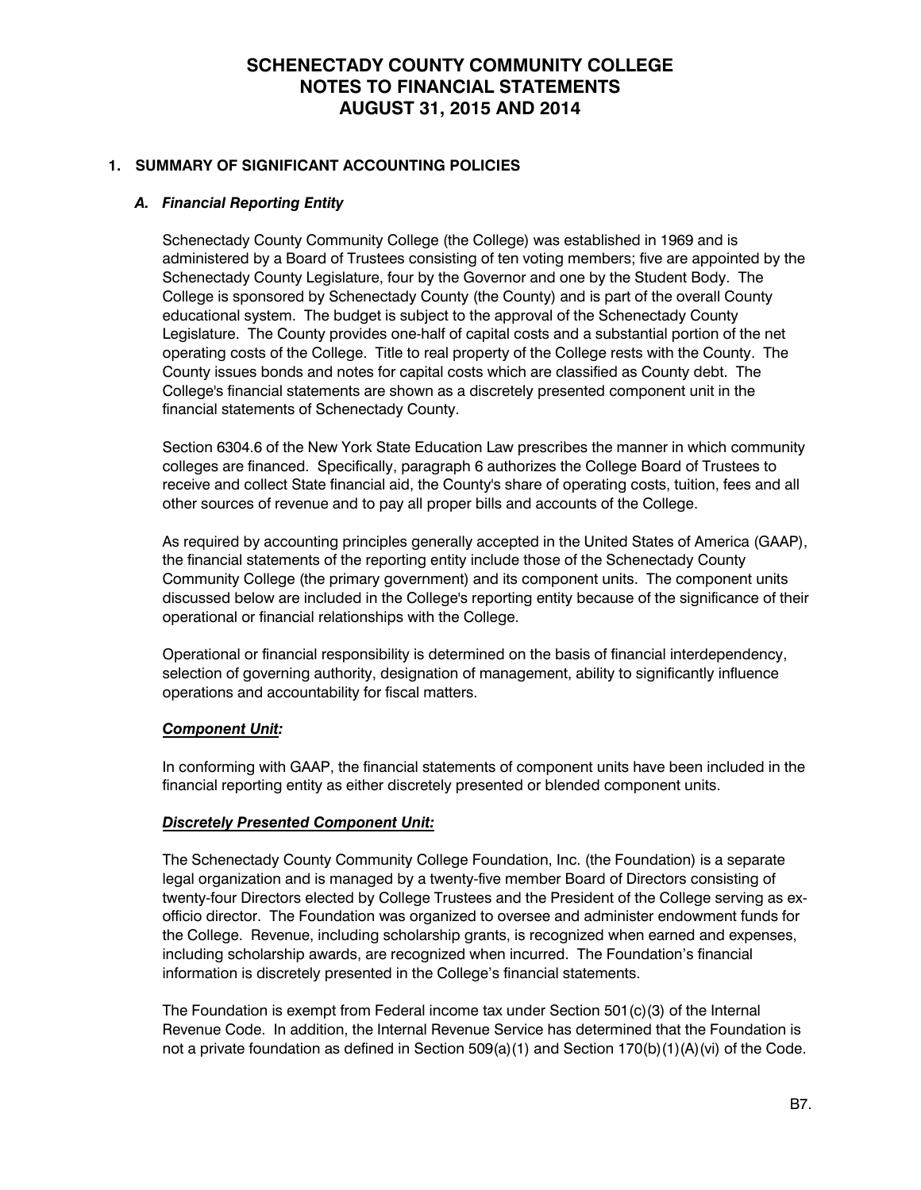# SCHENECTADY COUNTY COMMUNITY COLLEGE
# NOTES TO FINANCIAL STATEMENTS
# AUGUST 31, 2015 AND 2014

## 1. SUMMARY OF SIGNIFICANT ACCOUNTING POLICIES

### *A. Financial Reporting Entity*

Schenectady County Community College (the College) was established in 1969 and is administered by a Board of Trustees consisting of ten voting members; five are appointed by the Schenectady County Legislature, four by the Governor and one by the Student Body. The College is sponsored by Schenectady County (the County) and is part of the overall County educational system. The budget is subject to the approval of the Schenectady County Legislature. The County provides one-half of capital costs and a substantial portion of the net operating costs of the College. Title to real property of the College rests with the County. The County issues bonds and notes for capital costs which are classified as County debt. The College's financial statements are shown as a discretely presented component unit in the financial statements of Schenectady County.

Section 6304.6 of the New York State Education Law prescribes the manner in which community colleges are financed. Specifically, paragraph 6 authorizes the College Board of Trustees to receive and collect State financial aid, the County's share of operating costs, tuition, fees and all other sources of revenue and to pay all proper bills and accounts of the College.

As required by accounting principles generally accepted in the United States of America (GAAP), the financial statements of the reporting entity include those of the Schenectady County Community College (the primary government) and its component units. The component units discussed below are included in the College's reporting entity because of the significance of their operational or financial relationships with the College.

Operational or financial responsibility is determined on the basis of financial interdependency, selection of governing authority, designation of management, ability to significantly influence operations and accountability for fiscal matters.

***Component Unit:***

In conforming with GAAP, the financial statements of component units have been included in the financial reporting entity as either discretely presented or blended component units.

***Discretely Presented Component Unit:***

The Schenectady County Community College Foundation, Inc. (the Foundation) is a separate legal organization and is managed by a twenty-five member Board of Directors consisting of twenty-four Directors elected by College Trustees and the President of the College serving as ex-officio director. The Foundation was organized to oversee and administer endowment funds for the College. Revenue, including scholarship grants, is recognized when earned and expenses, including scholarship awards, are recognized when incurred. The Foundation's financial information is discretely presented in the College's financial statements.

The Foundation is exempt from Federal income tax under Section 501(c)(3) of the Internal Revenue Code. In addition, the Internal Revenue Service has determined that the Foundation is not a private foundation as defined in Section 509(a)(1) and Section 170(b)(1)(A)(vi) of the Code.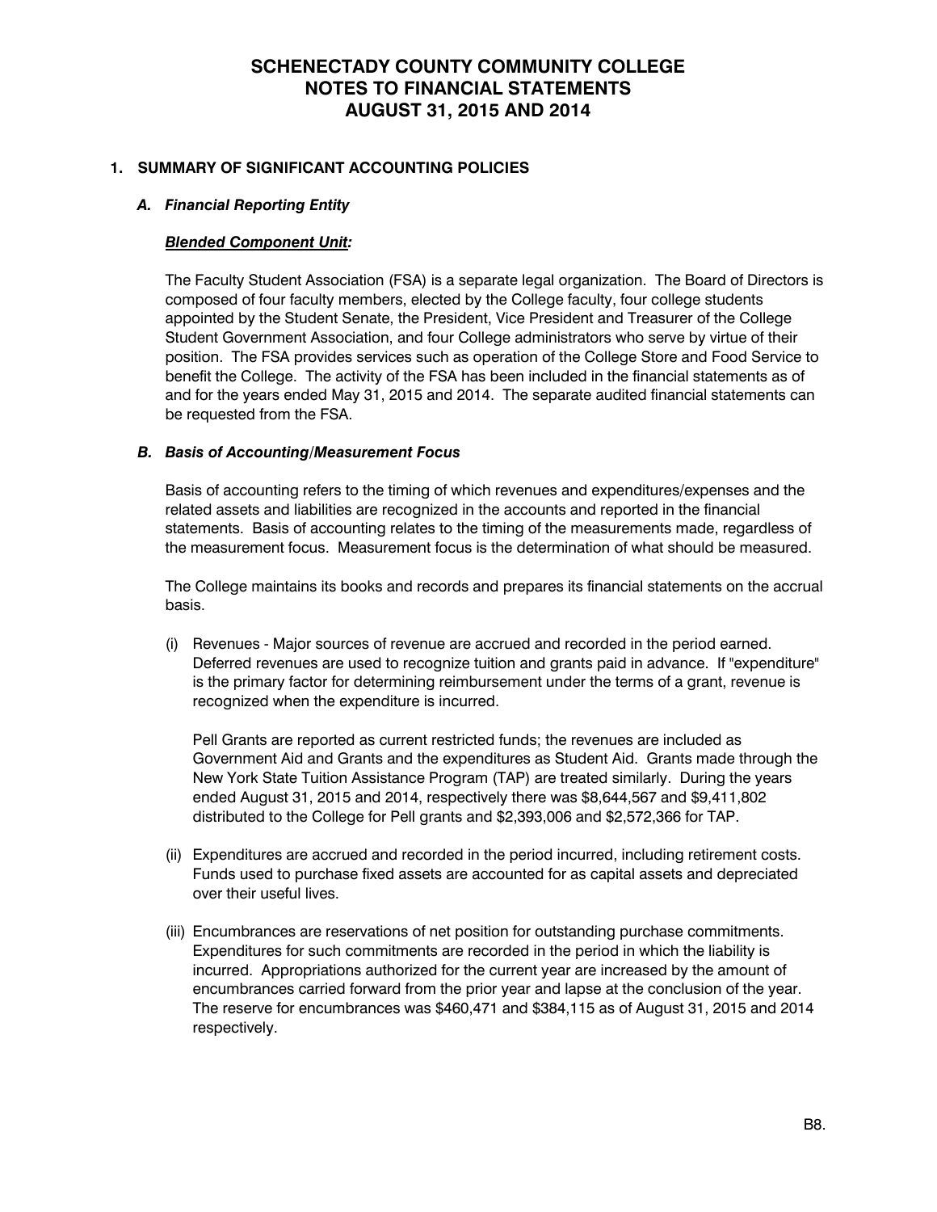# SCHENECTADY COUNTY COMMUNITY COLLEGE
# NOTES TO FINANCIAL STATEMENTS
# AUGUST 31, 2015 AND 2014

## 1. SUMMARY OF SIGNIFICANT ACCOUNTING POLICIES

### *A. Financial Reporting Entity*

***Blended Component Unit:***

The Faculty Student Association (FSA) is a separate legal organization. The Board of Directors is composed of four faculty members, elected by the College faculty, four college students appointed by the Student Senate, the President, Vice President and Treasurer of the College Student Government Association, and four College administrators who serve by virtue of their position. The FSA provides services such as operation of the College Store and Food Service to benefit the College. The activity of the FSA has been included in the financial statements as of and for the years ended May 31, 2015 and 2014. The separate audited financial statements can be requested from the FSA.

### *B. Basis of Accounting/Measurement Focus*

Basis of accounting refers to the timing of which revenues and expenditures/expenses and the related assets and liabilities are recognized in the accounts and reported in the financial statements. Basis of accounting relates to the timing of the measurements made, regardless of the measurement focus. Measurement focus is the determination of what should be measured.

The College maintains its books and records and prepares its financial statements on the accrual basis.

(i) Revenues - Major sources of revenue are accrued and recorded in the period earned. Deferred revenues are used to recognize tuition and grants paid in advance. If "expenditure" is the primary factor for determining reimbursement under the terms of a grant, revenue is recognized when the expenditure is incurred.

Pell Grants are reported as current restricted funds; the revenues are included as Government Aid and Grants and the expenditures as Student Aid. Grants made through the New York State Tuition Assistance Program (TAP) are treated similarly. During the years ended August 31, 2015 and 2014, respectively there was $8,644,567 and $9,411,802 distributed to the College for Pell grants and $2,393,006 and $2,572,366 for TAP.

(ii) Expenditures are accrued and recorded in the period incurred, including retirement costs. Funds used to purchase fixed assets are accounted for as capital assets and depreciated over their useful lives.

(iii) Encumbrances are reservations of net position for outstanding purchase commitments. Expenditures for such commitments are recorded in the period in which the liability is incurred. Appropriations authorized for the current year are increased by the amount of encumbrances carried forward from the prior year and lapse at the conclusion of the year. The reserve for encumbrances was $460,471 and $384,115 as of August 31, 2015 and 2014 respectively.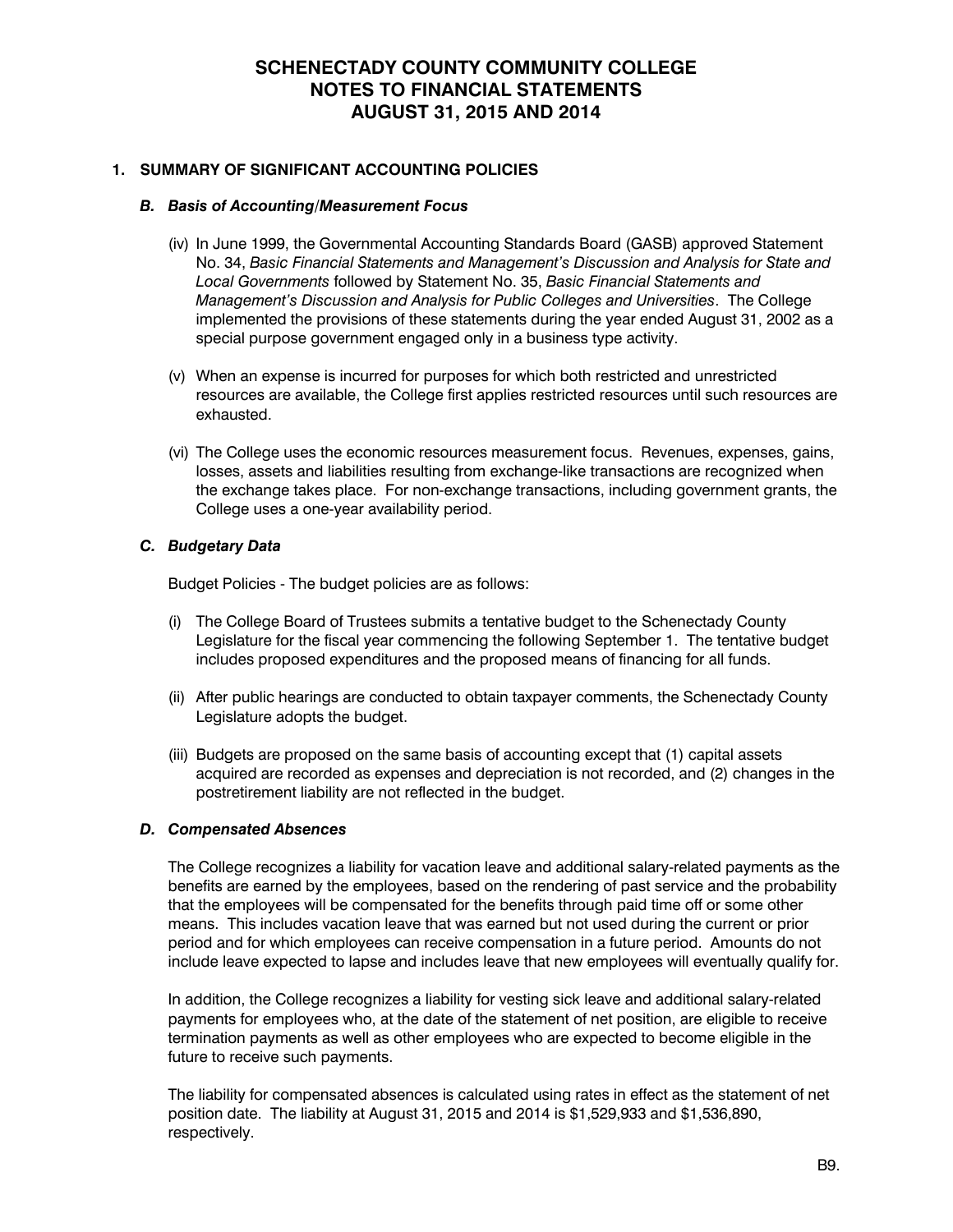# SCHENECTADY COUNTY COMMUNITY COLLEGE
# NOTES TO FINANCIAL STATEMENTS
# AUGUST 31, 2015 AND 2014

## 1. SUMMARY OF SIGNIFICANT ACCOUNTING POLICIES

### *B. Basis of Accounting/Measurement Focus*

(iv) In June 1999, the Governmental Accounting Standards Board (GASB) approved Statement No. 34, *Basic Financial Statements and Management's Discussion and Analysis for State and Local Governments* followed by Statement No. 35, *Basic Financial Statements and Management's Discussion and Analysis for Public Colleges and Universities*. The College implemented the provisions of these statements during the year ended August 31, 2002 as a special purpose government engaged only in a business type activity.

(v) When an expense is incurred for purposes for which both restricted and unrestricted resources are available, the College first applies restricted resources until such resources are exhausted.

(vi) The College uses the economic resources measurement focus. Revenues, expenses, gains, losses, assets and liabilities resulting from exchange-like transactions are recognized when the exchange takes place. For non-exchange transactions, including government grants, the College uses a one-year availability period.

### *C. Budgetary Data*

Budget Policies - The budget policies are as follows:

(i) The College Board of Trustees submits a tentative budget to the Schenectady County Legislature for the fiscal year commencing the following September 1. The tentative budget includes proposed expenditures and the proposed means of financing for all funds.

(ii) After public hearings are conducted to obtain taxpayer comments, the Schenectady County Legislature adopts the budget.

(iii) Budgets are proposed on the same basis of accounting except that (1) capital assets acquired are recorded as expenses and depreciation is not recorded, and (2) changes in the postretirement liability are not reflected in the budget.

### *D. Compensated Absences*

The College recognizes a liability for vacation leave and additional salary-related payments as the benefits are earned by the employees, based on the rendering of past service and the probability that the employees will be compensated for the benefits through paid time off or some other means. This includes vacation leave that was earned but not used during the current or prior period and for which employees can receive compensation in a future period. Amounts do not include leave expected to lapse and includes leave that new employees will eventually qualify for.

In addition, the College recognizes a liability for vesting sick leave and additional salary-related payments for employees who, at the date of the statement of net position, are eligible to receive termination payments as well as other employees who are expected to become eligible in the future to receive such payments.

The liability for compensated absences is calculated using rates in effect as the statement of net position date. The liability at August 31, 2015 and 2014 is $1,529,933 and $1,536,890, respectively.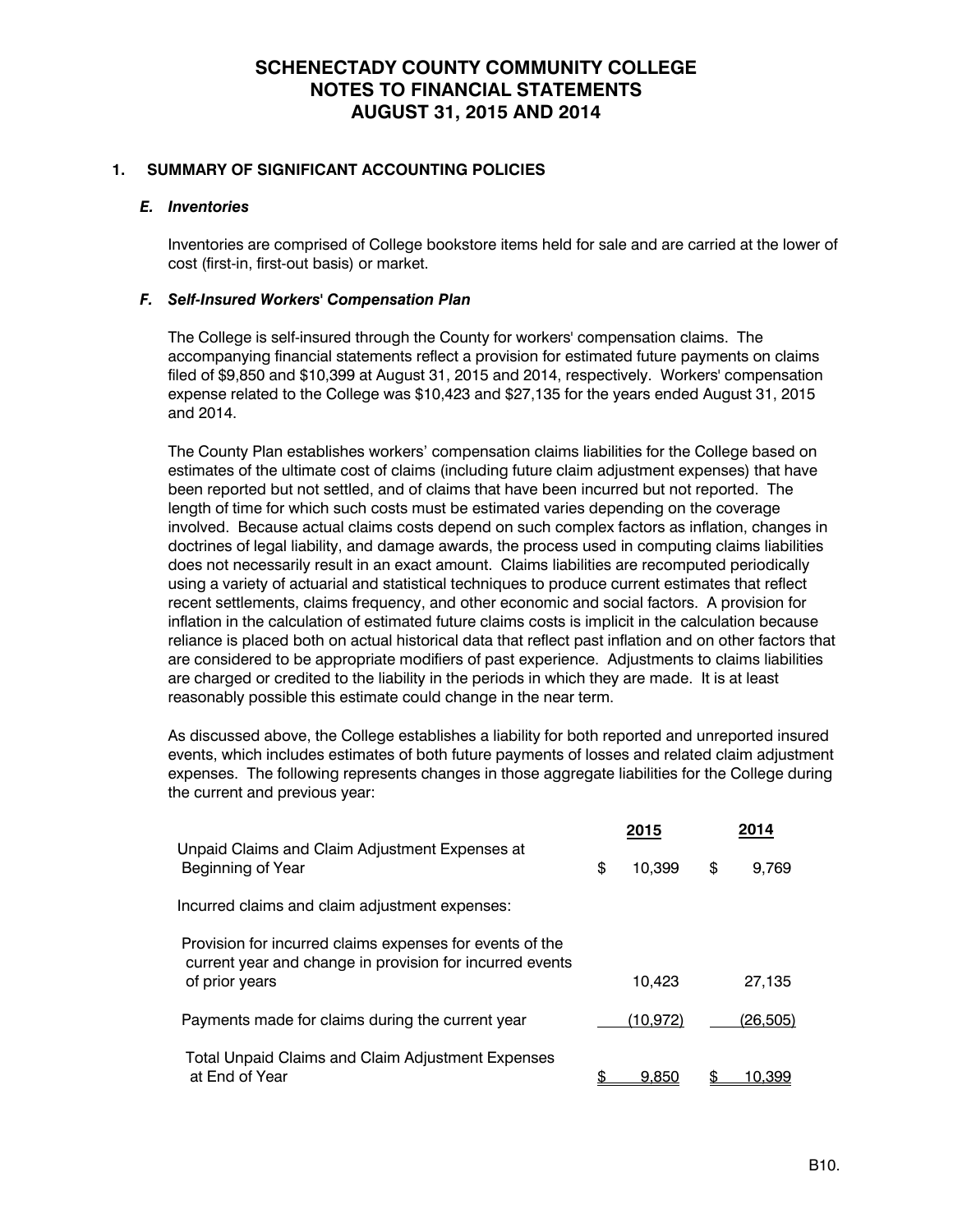# SCHENECTADY COUNTY COMMUNITY COLLEGE
# NOTES TO FINANCIAL STATEMENTS
# AUGUST 31, 2015 AND 2014

## 1. SUMMARY OF SIGNIFICANT ACCOUNTING POLICIES

### *E. Inventories*

Inventories are comprised of College bookstore items held for sale and are carried at the lower of cost (first-in, first-out basis) or market.

### *F. Self-Insured Workers' Compensation Plan*

The College is self-insured through the County for workers' compensation claims. The accompanying financial statements reflect a provision for estimated future payments on claims filed of $9,850 and $10,399 at August 31, 2015 and 2014, respectively. Workers' compensation expense related to the College was $10,423 and $27,135 for the years ended August 31, 2015 and 2014.

The County Plan establishes workers' compensation claims liabilities for the College based on estimates of the ultimate cost of claims (including future claim adjustment expenses) that have been reported but not settled, and of claims that have been incurred but not reported. The length of time for which such costs must be estimated varies depending on the coverage involved. Because actual claims costs depend on such complex factors as inflation, changes in doctrines of legal liability, and damage awards, the process used in computing claims liabilities does not necessarily result in an exact amount. Claims liabilities are recomputed periodically using a variety of actuarial and statistical techniques to produce current estimates that reflect recent settlements, claims frequency, and other economic and social factors. A provision for inflation in the calculation of estimated future claims costs is implicit in the calculation because reliance is placed both on actual historical data that reflect past inflation and on other factors that are considered to be appropriate modifiers of past experience. Adjustments to claims liabilities are charged or credited to the liability in the periods in which they are made. It is at least reasonably possible this estimate could change in the near term.

As discussed above, the College establishes a liability for both reported and unreported insured events, which includes estimates of both future payments of losses and related claim adjustment expenses. The following represents changes in those aggregate liabilities for the College during the current and previous year:

| | 2015 | 2014 |
|---|---|---|
| Unpaid Claims and Claim Adjustment Expenses at Beginning of Year | $ 10,399 | $ 9,769 |
| Incurred claims and claim adjustment expenses: | | |
| Provision for incurred claims expenses for events of the current year and change in provision for incurred events of prior years | 10,423 | 27,135 |
| Payments made for claims during the current year | (10,972) | (26,505) |
| Total Unpaid Claims and Claim Adjustment Expenses at End of Year | $ 9,850 | $ 10,399 |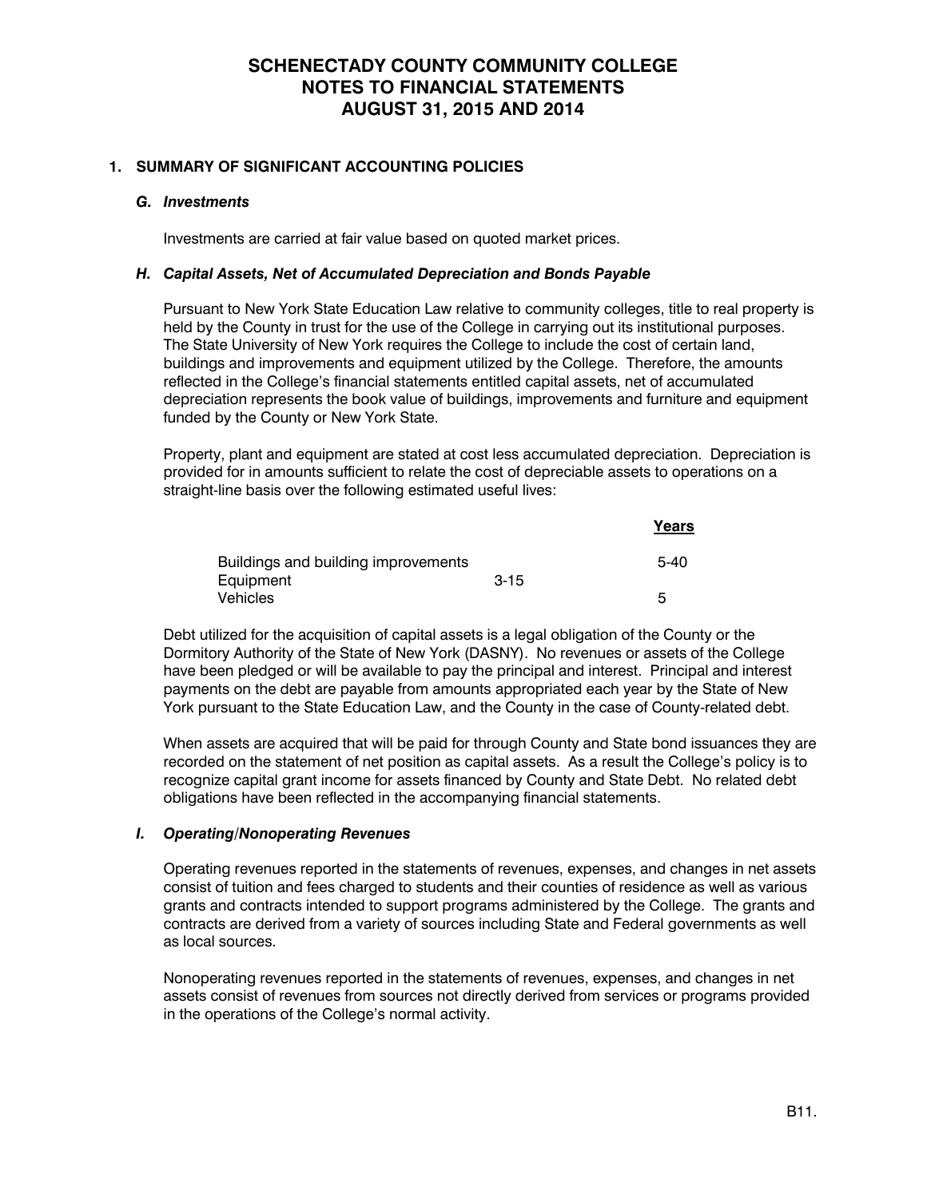# SCHENECTADY COUNTY COMMUNITY COLLEGE
# NOTES TO FINANCIAL STATEMENTS
# AUGUST 31, 2015 AND 2014

## 1. SUMMARY OF SIGNIFICANT ACCOUNTING POLICIES

### *G. Investments*

Investments are carried at fair value based on quoted market prices.

### *H. Capital Assets, Net of Accumulated Depreciation and Bonds Payable*

Pursuant to New York State Education Law relative to community colleges, title to real property is held by the County in trust for the use of the College in carrying out its institutional purposes. The State University of New York requires the College to include the cost of certain land, buildings and improvements and equipment utilized by the College. Therefore, the amounts reflected in the College's financial statements entitled capital assets, net of accumulated depreciation represents the book value of buildings, improvements and furniture and equipment funded by the County or New York State.

Property, plant and equipment are stated at cost less accumulated depreciation. Depreciation is provided for in amounts sufficient to relate the cost of depreciable assets to operations on a straight-line basis over the following estimated useful lives:

| | Years |
|---|---|
| Buildings and building improvements | 5-40 |
| Equipment | 3-15 |
| Vehicles | 5 |

Debt utilized for the acquisition of capital assets is a legal obligation of the County or the Dormitory Authority of the State of New York (DASNY). No revenues or assets of the College have been pledged or will be available to pay the principal and interest. Principal and interest payments on the debt are payable from amounts appropriated each year by the State of New York pursuant to the State Education Law, and the County in the case of County-related debt.

When assets are acquired that will be paid for through County and State bond issuances they are recorded on the statement of net position as capital assets. As a result the College's policy is to recognize capital grant income for assets financed by County and State Debt. No related debt obligations have been reflected in the accompanying financial statements.

### *I. Operating/Nonoperating Revenues*

Operating revenues reported in the statements of revenues, expenses, and changes in net assets consist of tuition and fees charged to students and their counties of residence as well as various grants and contracts intended to support programs administered by the College. The grants and contracts are derived from a variety of sources including State and Federal governments as well as local sources.

Nonoperating revenues reported in the statements of revenues, expenses, and changes in net assets consist of revenues from sources not directly derived from services or programs provided in the operations of the College's normal activity.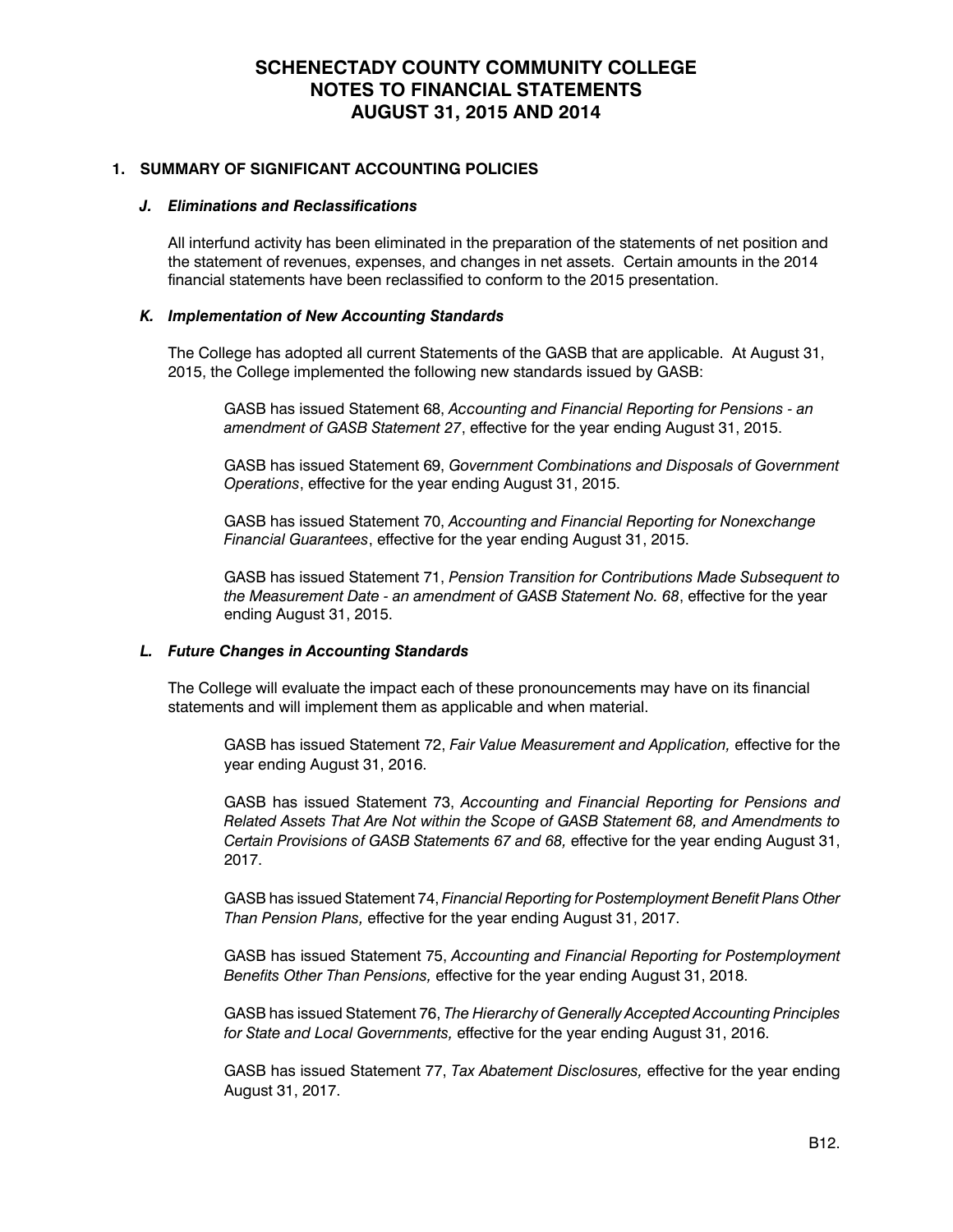# SCHENECTADY COUNTY COMMUNITY COLLEGE
# NOTES TO FINANCIAL STATEMENTS
# AUGUST 31, 2015 AND 2014

## 1. SUMMARY OF SIGNIFICANT ACCOUNTING POLICIES

### *J. Eliminations and Reclassifications*

All interfund activity has been eliminated in the preparation of the statements of net position and the statement of revenues, expenses, and changes in net assets. Certain amounts in the 2014 financial statements have been reclassified to conform to the 2015 presentation.

### *K. Implementation of New Accounting Standards*

The College has adopted all current Statements of the GASB that are applicable. At August 31, 2015, the College implemented the following new standards issued by GASB:

GASB has issued Statement 68, *Accounting and Financial Reporting for Pensions - an amendment of GASB Statement 27*, effective for the year ending August 31, 2015.

GASB has issued Statement 69, *Government Combinations and Disposals of Government Operations*, effective for the year ending August 31, 2015.

GASB has issued Statement 70, *Accounting and Financial Reporting for Nonexchange Financial Guarantees*, effective for the year ending August 31, 2015.

GASB has issued Statement 71, *Pension Transition for Contributions Made Subsequent to the Measurement Date - an amendment of GASB Statement No. 68*, effective for the year ending August 31, 2015.

### *L. Future Changes in Accounting Standards*

The College will evaluate the impact each of these pronouncements may have on its financial statements and will implement them as applicable and when material.

GASB has issued Statement 72, *Fair Value Measurement and Application,* effective for the year ending August 31, 2016.

GASB has issued Statement 73, *Accounting and Financial Reporting for Pensions and Related Assets That Are Not within the Scope of GASB Statement 68, and Amendments to Certain Provisions of GASB Statements 67 and 68,* effective for the year ending August 31, 2017.

GASB has issued Statement 74, *Financial Reporting for Postemployment Benefit Plans Other Than Pension Plans,* effective for the year ending August 31, 2017.

GASB has issued Statement 75, *Accounting and Financial Reporting for Postemployment Benefits Other Than Pensions,* effective for the year ending August 31, 2018.

GASB has issued Statement 76, *The Hierarchy of Generally Accepted Accounting Principles for State and Local Governments,* effective for the year ending August 31, 2016.

GASB has issued Statement 77, *Tax Abatement Disclosures,* effective for the year ending August 31, 2017.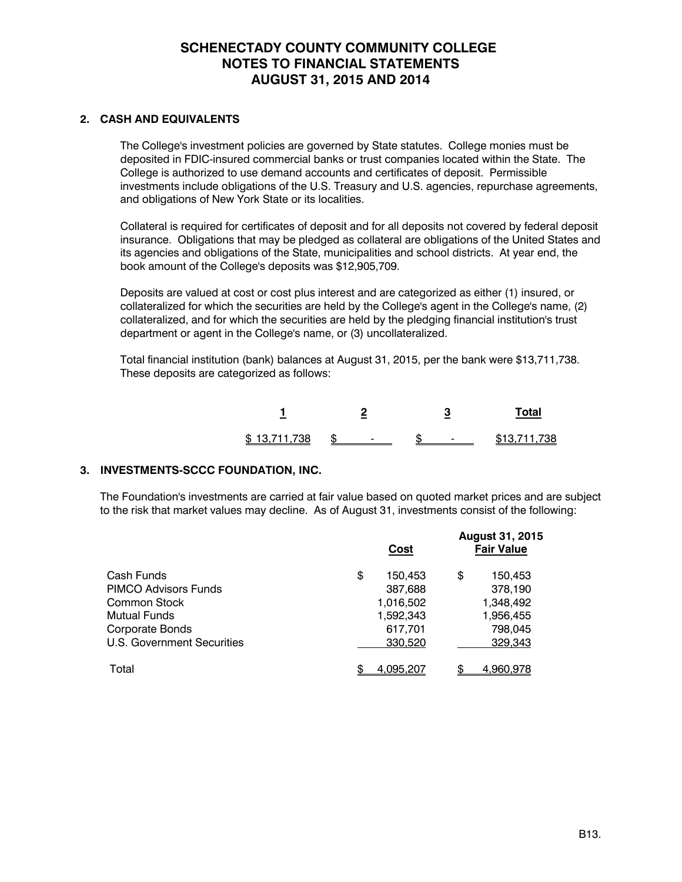# SCHENECTADY COUNTY COMMUNITY COLLEGE
# NOTES TO FINANCIAL STATEMENTS
# AUGUST 31, 2015 AND 2014

## 2. CASH AND EQUIVALENTS

The College's investment policies are governed by State statutes. College monies must be deposited in FDIC-insured commercial banks or trust companies located within the State. The College is authorized to use demand accounts and certificates of deposit. Permissible investments include obligations of the U.S. Treasury and U.S. agencies, repurchase agreements, and obligations of New York State or its localities.

Collateral is required for certificates of deposit and for all deposits not covered by federal deposit insurance. Obligations that may be pledged as collateral are obligations of the United States and its agencies and obligations of the State, municipalities and school districts. At year end, the book amount of the College's deposits was $12,905,709.

Deposits are valued at cost or cost plus interest and are categorized as either (1) insured, or collateralized for which the securities are held by the College's agent in the College's name, (2) collateralized, and for which the securities are held by the pledging financial institution's trust department or agent in the College's name, or (3) uncollateralized.

Total financial institution (bank) balances at August 31, 2015, per the bank were $13,711,738. These deposits are categorized as follows:

| 1 | 2 | 3 | Total |
|---|---|---|---|
| $ 13,711,738 | $ - | $ - | $13,711,738 |

## 3. INVESTMENTS-SCCC FOUNDATION, INC.

The Foundation's investments are carried at fair value based on quoted market prices and are subject to the risk that market values may decline. As of August 31, investments consist of the following:

| | Cost | August 31, 2015 Fair Value |
|---|---|---|
| Cash Funds | $ 150,453 | $ 150,453 |
| PIMCO Advisors Funds | 387,688 | 378,190 |
| Common Stock | 1,016,502 | 1,348,492 |
| Mutual Funds | 1,592,343 | 1,956,455 |
| Corporate Bonds | 617,701 | 798,045 |
| U.S. Government Securities | 330,520 | 329,343 |
| Total | $ 4,095,207 | $ 4,960,978 |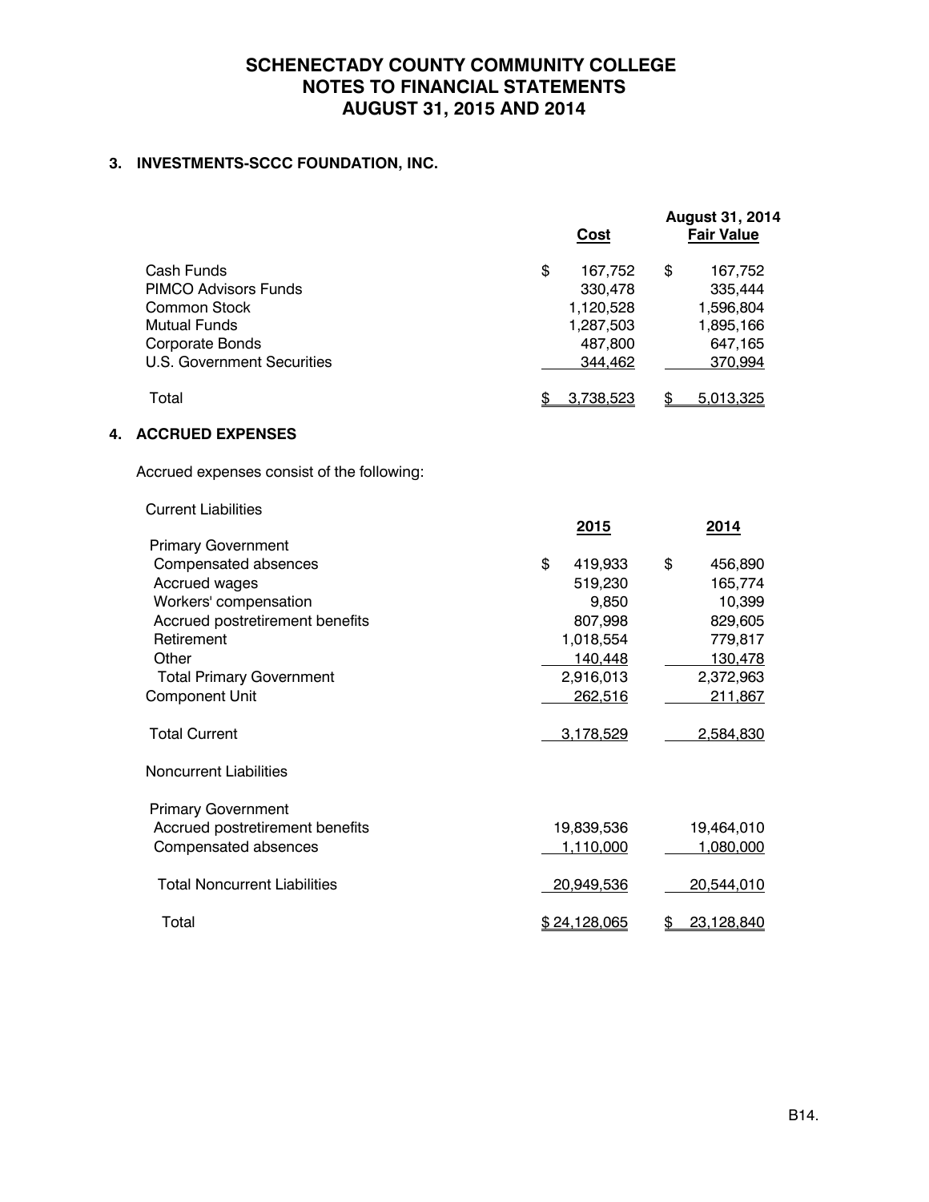# SCHENECTADY COUNTY COMMUNITY COLLEGE
# NOTES TO FINANCIAL STATEMENTS
# AUGUST 31, 2015 AND 2014

## 3. INVESTMENTS-SCCC FOUNDATION, INC.

| | Cost | August 31, 2014 Fair Value |
|---|---|---|
| Cash Funds | $ 167,752 | $ 167,752 |
| PIMCO Advisors Funds | 330,478 | 335,444 |
| Common Stock | 1,120,528 | 1,596,804 |
| Mutual Funds | 1,287,503 | 1,895,166 |
| Corporate Bonds | 487,800 | 647,165 |
| U.S. Government Securities | 344,462 | 370,994 |
| Total | $ 3,738,523 | $ 5,013,325 |

## 4. ACCRUED EXPENSES

Accrued expenses consist of the following:

| | 2015 | 2014 |
|---|---|---|
| **Current Liabilities** | | |
| Primary Government | | |
| Compensated absences | $ 419,933 | $ 456,890 |
| Accrued wages | 519,230 | 165,774 |
| Workers' compensation | 9,850 | 10,399 |
| Accrued postretirement benefits | 807,998 | 829,605 |
| Retirement | 1,018,554 | 779,817 |
| Other | 140,448 | 130,478 |
| Total Primary Government | 2,916,013 | 2,372,963 |
| Component Unit | 262,516 | 211,867 |
| Total Current | 3,178,529 | 2,584,830 |
| **Noncurrent Liabilities** | | |
| Primary Government | | |
| Accrued postretirement benefits | 19,839,536 | 19,464,010 |
| Compensated absences | 1,110,000 | 1,080,000 |
| Total Noncurrent Liabilities | 20,949,536 | 20,544,010 |
| Total | $ 24,128,065 | $ 23,128,840 |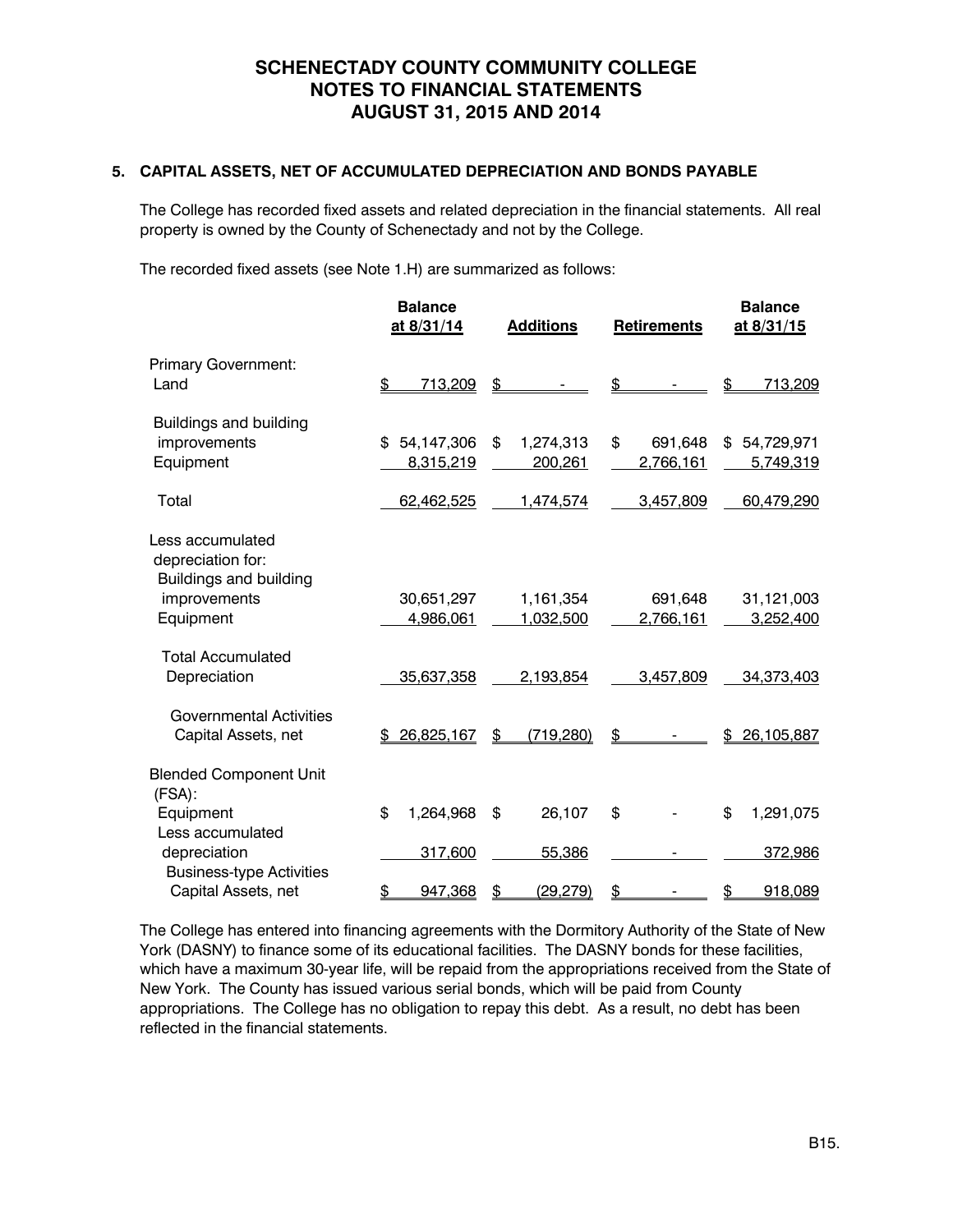# SCHENECTADY COUNTY COMMUNITY COLLEGE
# NOTES TO FINANCIAL STATEMENTS
# AUGUST 31, 2015 AND 2014

### 5. CAPITAL ASSETS, NET OF ACCUMULATED DEPRECIATION AND BONDS PAYABLE

The College has recorded fixed assets and related depreciation in the financial statements. All real property is owned by the County of Schenectady and not by the College.

The recorded fixed assets (see Note 1.H) are summarized as follows:

| | Balance at 8/31/14 | Additions | Retirements | Balance at 8/31/15 |
|---|---|---|---|---|
| Primary Government: | | | | |
| Land | $ 713,209 | $ - | $ - | $ 713,209 |
| Buildings and building improvements | $ 54,147,306 | $ 1,274,313 | $ 691,648 | $ 54,729,971 |
| Equipment | 8,315,219 | 200,261 | 2,766,161 | 5,749,319 |
| Total | 62,462,525 | 1,474,574 | 3,457,809 | 60,479,290 |
| Less accumulated depreciation for: | | | | |
| Buildings and building improvements | 30,651,297 | 1,161,354 | 691,648 | 31,121,003 |
| Equipment | 4,986,061 | 1,032,500 | 2,766,161 | 3,252,400 |
| Total Accumulated Depreciation | 35,637,358 | 2,193,854 | 3,457,809 | 34,373,403 |
| Governmental Activities Capital Assets, net | $ 26,825,167 | $ (719,280) | $ - | $ 26,105,887 |
| Blended Component Unit (FSA): | | | | |
| Equipment | $ 1,264,968 | $ 26,107 | $ - | $ 1,291,075 |
| Less accumulated depreciation | 317,600 | 55,386 | - | 372,986 |
| Business-type Activities Capital Assets, net | $ 947,368 | $ (29,279) | $ - | $ 918,089 |

The College has entered into financing agreements with the Dormitory Authority of the State of New York (DASNY) to finance some of its educational facilities. The DASNY bonds for these facilities, which have a maximum 30-year life, will be repaid from the appropriations received from the State of New York. The County has issued various serial bonds, which will be paid from County appropriations. The College has no obligation to repay this debt. As a result, no debt has been reflected in the financial statements.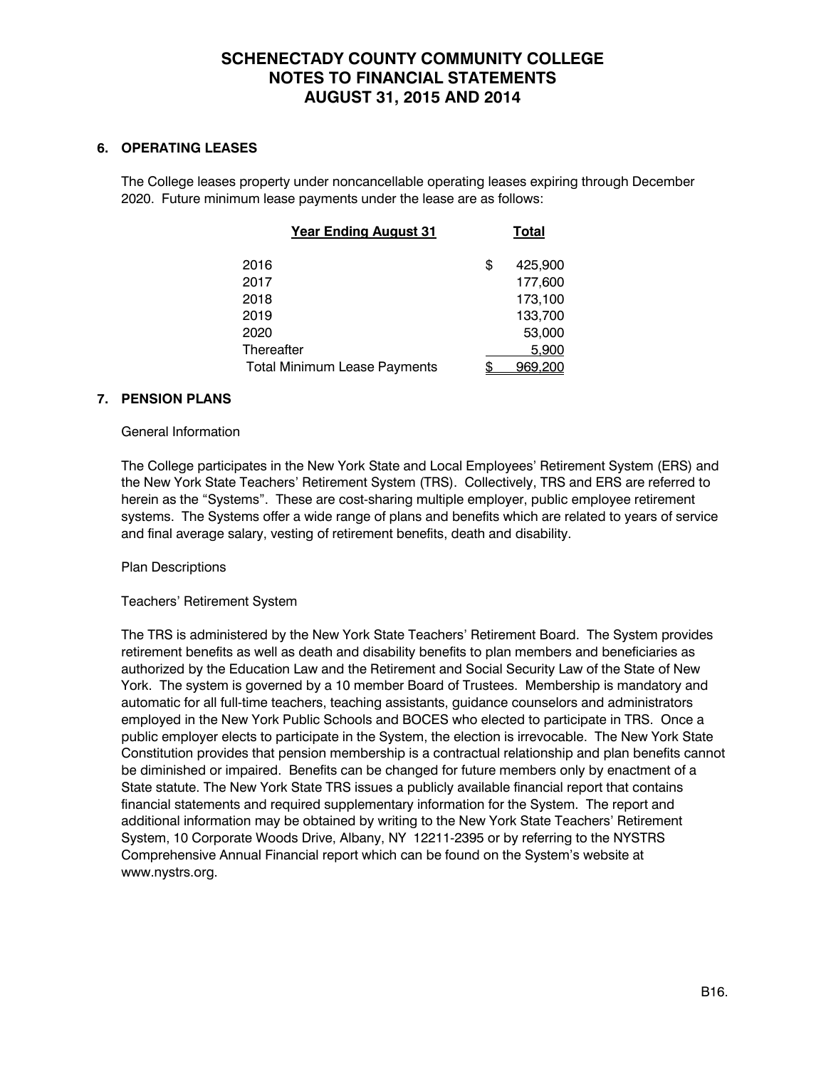## 6. OPERATING LEASES

The College leases property under noncancellable operating leases expiring through December 2020. Future minimum lease payments under the lease are as follows:

| Year Ending August 31 | Total |
|---|---|
| 2016 | $ 425,900 |
| 2017 | 177,600 |
| 2018 | 173,100 |
| 2019 | 133,700 |
| 2020 | 53,000 |
| Thereafter | 5,900 |
| Total Minimum Lease Payments | $ 969,200 |

## 7. PENSION PLANS

General Information

The College participates in the New York State and Local Employees' Retirement System (ERS) and the New York State Teachers' Retirement System (TRS). Collectively, TRS and ERS are referred to herein as the "Systems". These are cost-sharing multiple employer, public employee retirement systems. The Systems offer a wide range of plans and benefits which are related to years of service and final average salary, vesting of retirement benefits, death and disability.

Plan Descriptions

Teachers' Retirement System

The TRS is administered by the New York State Teachers' Retirement Board. The System provides retirement benefits as well as death and disability benefits to plan members and beneficiaries as authorized by the Education Law and the Retirement and Social Security Law of the State of New York. The system is governed by a 10 member Board of Trustees. Membership is mandatory and automatic for all full-time teachers, teaching assistants, guidance counselors and administrators employed in the New York Public Schools and BOCES who elected to participate in TRS. Once a public employer elects to participate in the System, the election is irrevocable. The New York State Constitution provides that pension membership is a contractual relationship and plan benefits cannot be diminished or impaired. Benefits can be changed for future members only by enactment of a State statute. The New York State TRS issues a publicly available financial report that contains financial statements and required supplementary information for the System. The report and additional information may be obtained by writing to the New York State Teachers' Retirement System, 10 Corporate Woods Drive, Albany, NY 12211-2395 or by referring to the NYSTRS Comprehensive Annual Financial report which can be found on the System's website at www.nystrs.org.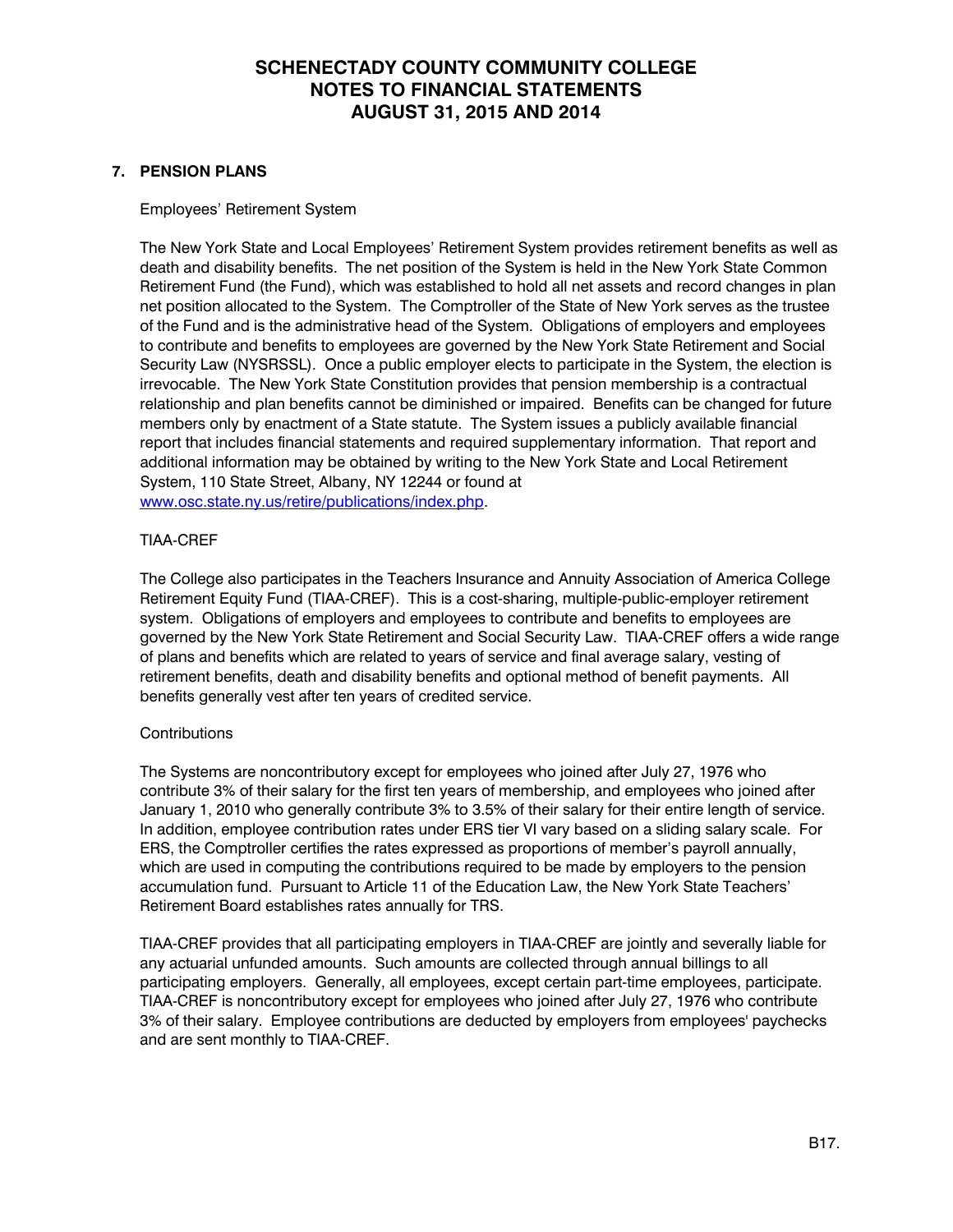## 7. PENSION PLANS

Employees' Retirement System

The New York State and Local Employees' Retirement System provides retirement benefits as well as death and disability benefits. The net position of the System is held in the New York State Common Retirement Fund (the Fund), which was established to hold all net assets and record changes in plan net position allocated to the System. The Comptroller of the State of New York serves as the trustee of the Fund and is the administrative head of the System. Obligations of employers and employees to contribute and benefits to employees are governed by the New York State Retirement and Social Security Law (NYSRSSL). Once a public employer elects to participate in the System, the election is irrevocable. The New York State Constitution provides that pension membership is a contractual relationship and plan benefits cannot be diminished or impaired. Benefits can be changed for future members only by enactment of a State statute. The System issues a publicly available financial report that includes financial statements and required supplementary information. That report and additional information may be obtained by writing to the New York State and Local Retirement System, 110 State Street, Albany, NY 12244 or found at www.osc.state.ny.us/retire/publications/index.php.

TIAA-CREF

The College also participates in the Teachers Insurance and Annuity Association of America College Retirement Equity Fund (TIAA-CREF). This is a cost-sharing, multiple-public-employer retirement system. Obligations of employers and employees to contribute and benefits to employees are governed by the New York State Retirement and Social Security Law. TIAA-CREF offers a wide range of plans and benefits which are related to years of service and final average salary, vesting of retirement benefits, death and disability benefits and optional method of benefit payments. All benefits generally vest after ten years of credited service.

Contributions

The Systems are noncontributory except for employees who joined after July 27, 1976 who contribute 3% of their salary for the first ten years of membership, and employees who joined after January 1, 2010 who generally contribute 3% to 3.5% of their salary for their entire length of service. In addition, employee contribution rates under ERS tier VI vary based on a sliding salary scale. For ERS, the Comptroller certifies the rates expressed as proportions of member's payroll annually, which are used in computing the contributions required to be made by employers to the pension accumulation fund. Pursuant to Article 11 of the Education Law, the New York State Teachers' Retirement Board establishes rates annually for TRS.

TIAA-CREF provides that all participating employers in TIAA-CREF are jointly and severally liable for any actuarial unfunded amounts. Such amounts are collected through annual billings to all participating employers. Generally, all employees, except certain part-time employees, participate. TIAA-CREF is noncontributory except for employees who joined after July 27, 1976 who contribute 3% of their salary. Employee contributions are deducted by employers from employees' paychecks and are sent monthly to TIAA-CREF.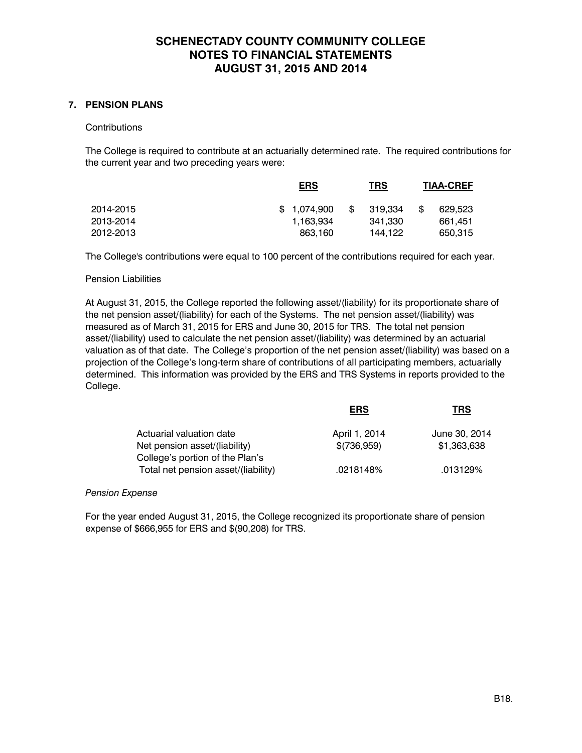# SCHENECTADY COUNTY COMMUNITY COLLEGE
# NOTES TO FINANCIAL STATEMENTS
# AUGUST 31, 2015 AND 2014

## 7. PENSION PLANS

Contributions

The College is required to contribute at an actuarially determined rate. The required contributions for the current year and two preceding years were:

| | ERS | TRS | TIAA-CREF |
|---|---|---|---|
| 2014-2015 | $ 1,074,900 | $ 319,334 | $ 629,523 |
| 2013-2014 | 1,163,934 | 341,330 | 661,451 |
| 2012-2013 | 863,160 | 144,122 | 650,315 |

The College's contributions were equal to 100 percent of the contributions required for each year.

Pension Liabilities

At August 31, 2015, the College reported the following asset/(liability) for its proportionate share of the net pension asset/(liability) for each of the Systems. The net pension asset/(liability) was measured as of March 31, 2015 for ERS and June 30, 2015 for TRS. The total net pension asset/(liability) used to calculate the net pension asset/(liability) was determined by an actuarial valuation as of that date. The College's proportion of the net pension asset/(liability) was based on a projection of the College's long-term share of contributions of all participating members, actuarially determined. This information was provided by the ERS and TRS Systems in reports provided to the College.

| | ERS | TRS |
|---|---|---|
| Actuarial valuation date | April 1, 2014 | June 30, 2014 |
| Net pension asset/(liability) | $(736,959) | $1,363,638 |
| College's portion of the Plan's Total net pension asset/(liability) | .0218148% | .013129% |

*Pension Expense*

For the year ended August 31, 2015, the College recognized its proportionate share of pension expense of $666,955 for ERS and $(90,208) for TRS.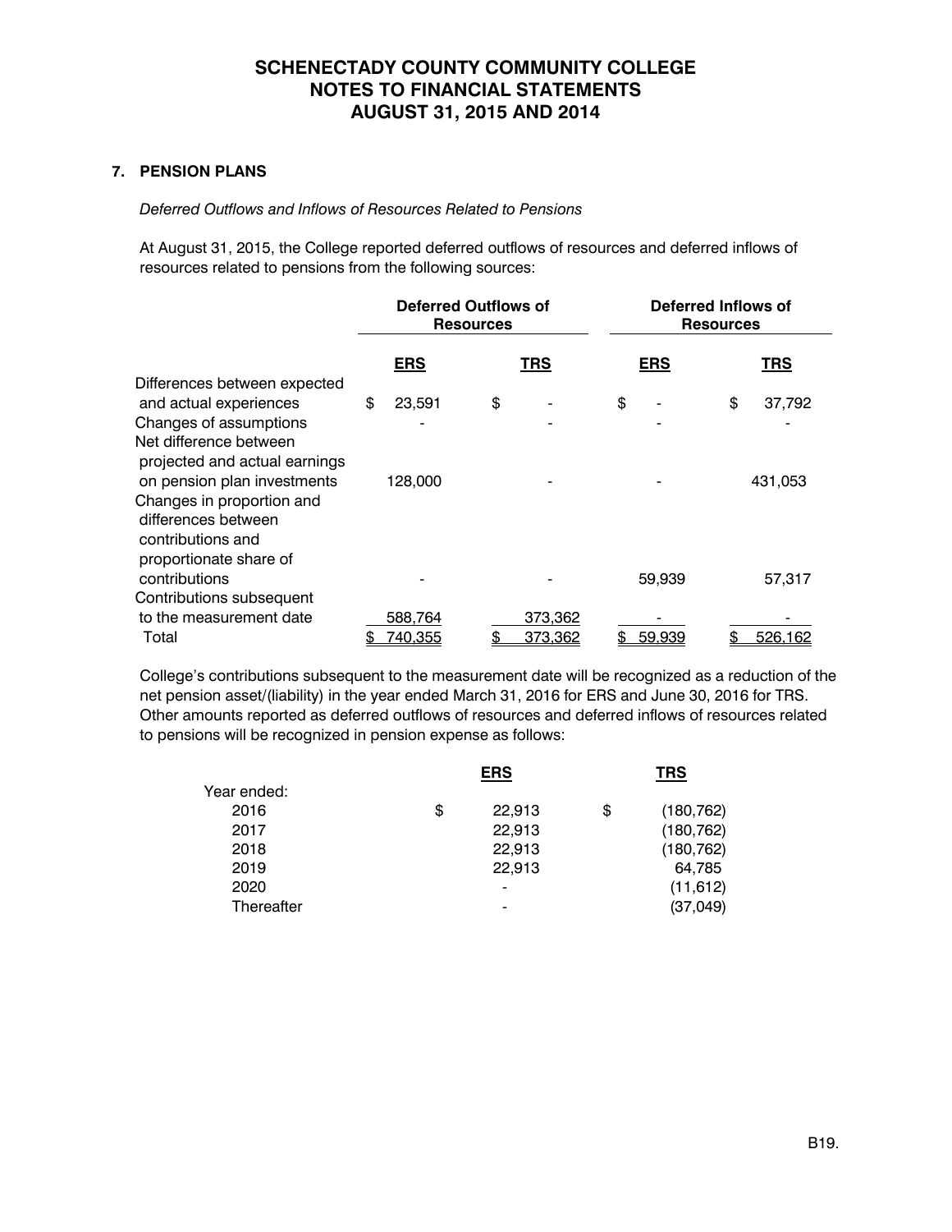# SCHENECTADY COUNTY COMMUNITY COLLEGE
# NOTES TO FINANCIAL STATEMENTS
# AUGUST 31, 2015 AND 2014

## 7. PENSION PLANS

*Deferred Outflows and Inflows of Resources Related to Pensions*

At August 31, 2015, the College reported deferred outflows of resources and deferred inflows of resources related to pensions from the following sources:

| | Deferred Outflows of Resources | | Deferred Inflows of Resources | |
|---|---|---|---|---|
| | **ERS** | **TRS** | **ERS** | **TRS** |
| Differences between expected and actual experiences | $ 23,591 | $ - | $ - | $ 37,792 |
| Changes of assumptions | - | - | - | - |
| Net difference between projected and actual earnings on pension plan investments | 128,000 | - | - | 431,053 |
| Changes in proportion and differences between contributions and proportionate share of contributions | - | - | 59,939 | 57,317 |
| Contributions subsequent to the measurement date | 588,764 | 373,362 | - | - |
| Total | $ 740,355 | $ 373,362 | $ 59,939 | $ 526,162 |

College's contributions subsequent to the measurement date will be recognized as a reduction of the net pension asset/(liability) in the year ended March 31, 2016 for ERS and June 30, 2016 for TRS. Other amounts reported as deferred outflows of resources and deferred inflows of resources related to pensions will be recognized in pension expense as follows:

| | **ERS** | **TRS** |
|---|---|---|
| Year ended: | | |
| 2016 | $ 22,913 | $ (180,762) |
| 2017 | 22,913 | (180,762) |
| 2018 | 22,913 | (180,762) |
| 2019 | 22,913 | 64,785 |
| 2020 | - | (11,612) |
| Thereafter | - | (37,049) |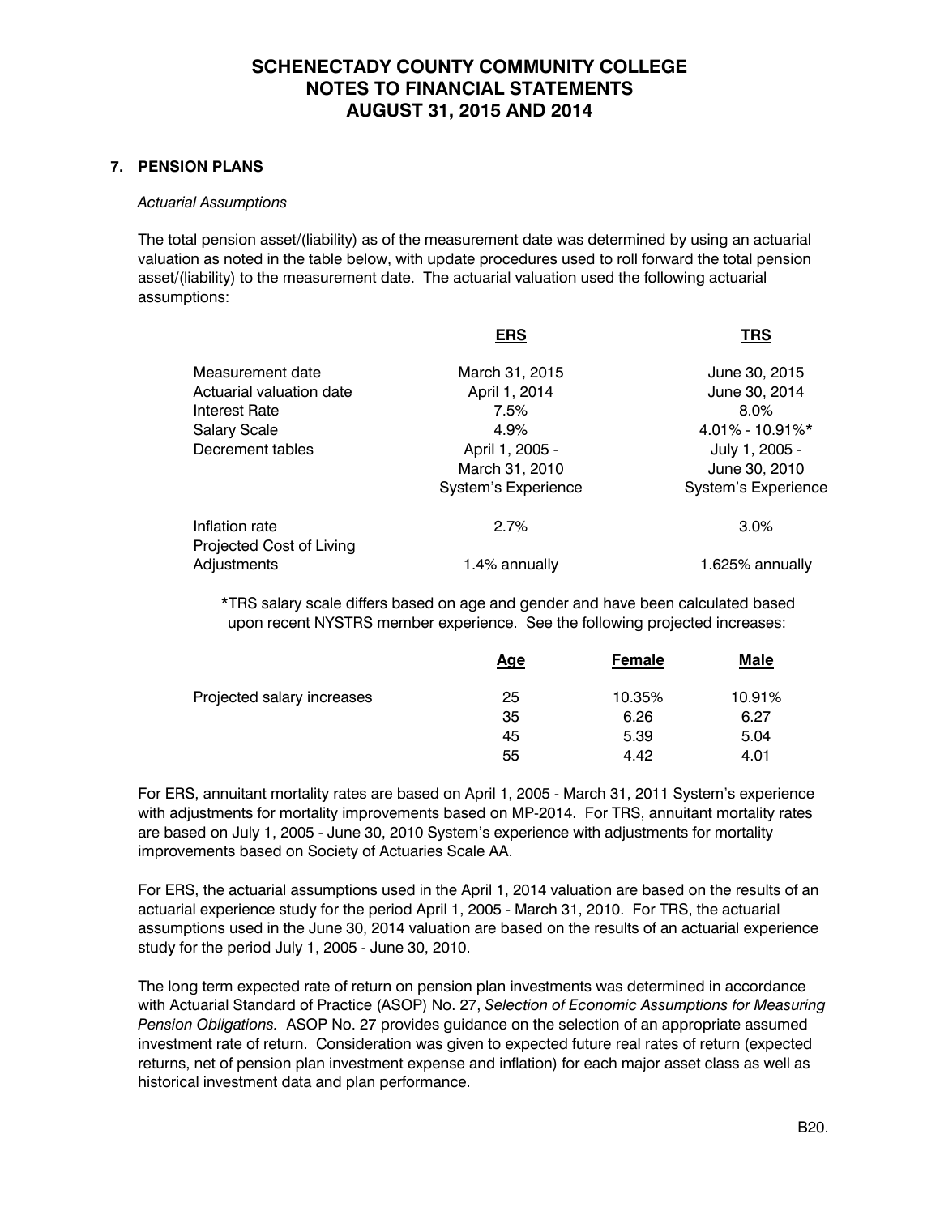## 7. PENSION PLANS

*Actuarial Assumptions*

The total pension asset/(liability) as of the measurement date was determined by using an actuarial valuation as noted in the table below, with update procedures used to roll forward the total pension asset/(liability) to the measurement date. The actuarial valuation used the following actuarial assumptions:

| | ERS | TRS |
|---|---|---|
| Measurement date | March 31, 2015 | June 30, 2015 |
| Actuarial valuation date | April 1, 2014 | June 30, 2014 |
| Interest Rate | 7.5% | 8.0% |
| Salary Scale | 4.9% | 4.01% - 10.91%* |
| Decrement tables | April 1, 2005 - March 31, 2010 System's Experience | July 1, 2005 - June 30, 2010 System's Experience |
| Inflation rate | 2.7% | 3.0% |
| Projected Cost of Living Adjustments | 1.4% annually | 1.625% annually |

*TRS salary scale differs based on age and gender and have been calculated based upon recent NYSTRS member experience. See the following projected increases:

| | Age | Female | Male |
|---|---|---|---|
| Projected salary increases | 25 | 10.35% | 10.91% |
| | 35 | 6.26 | 6.27 |
| | 45 | 5.39 | 5.04 |
| | 55 | 4.42 | 4.01 |

For ERS, annuitant mortality rates are based on April 1, 2005 - March 31, 2011 System's experience with adjustments for mortality improvements based on MP-2014. For TRS, annuitant mortality rates are based on July 1, 2005 - June 30, 2010 System's experience with adjustments for mortality improvements based on Society of Actuaries Scale AA.

For ERS, the actuarial assumptions used in the April 1, 2014 valuation are based on the results of an actuarial experience study for the period April 1, 2005 - March 31, 2010. For TRS, the actuarial assumptions used in the June 30, 2014 valuation are based on the results of an actuarial experience study for the period July 1, 2005 - June 30, 2010.

The long term expected rate of return on pension plan investments was determined in accordance with Actuarial Standard of Practice (ASOP) No. 27, *Selection of Economic Assumptions for Measuring Pension Obligations*. ASOP No. 27 provides guidance on the selection of an appropriate assumed investment rate of return. Consideration was given to expected future real rates of return (expected returns, net of pension plan investment expense and inflation) for each major asset class as well as historical investment data and plan performance.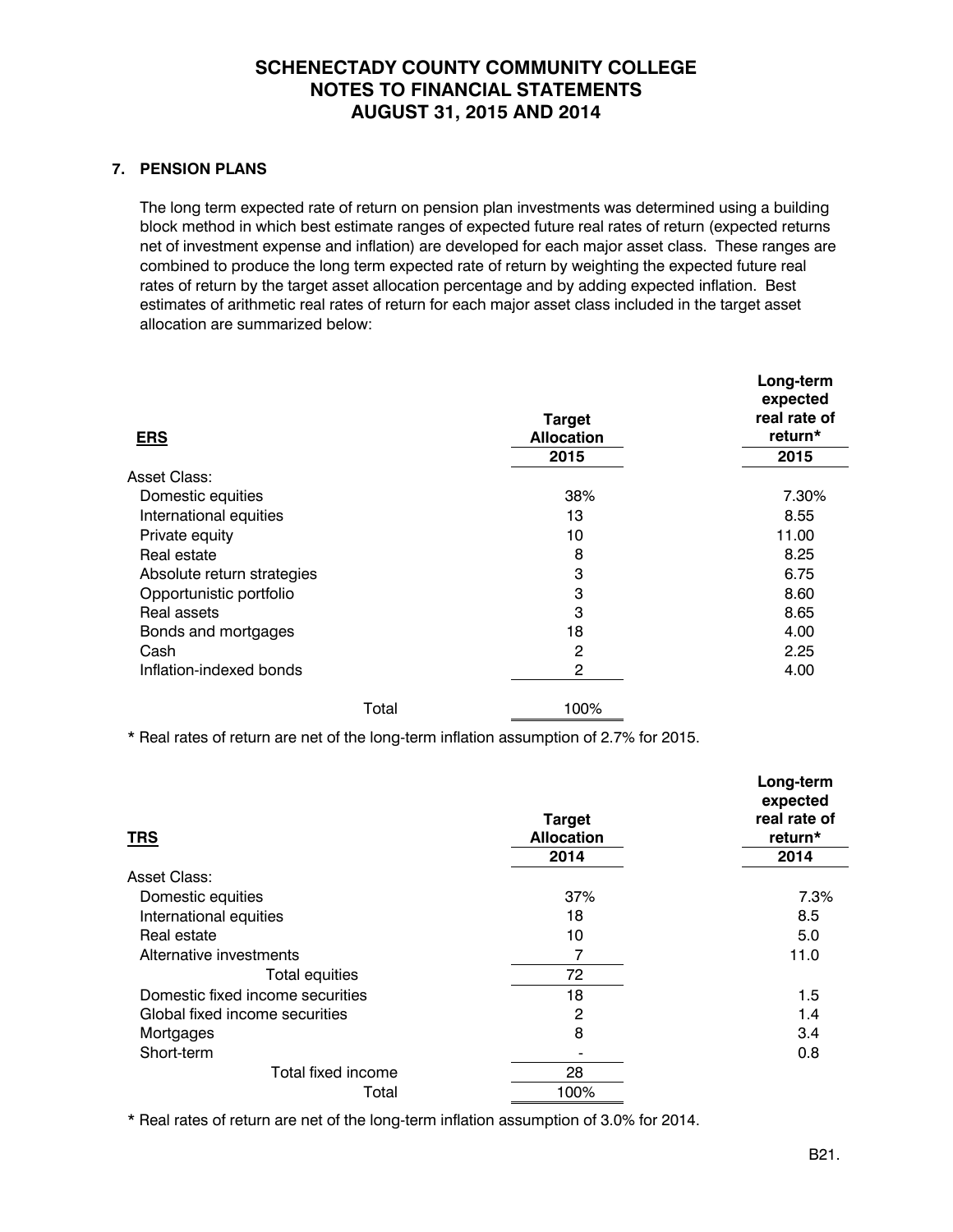# SCHENECTADY COUNTY COMMUNITY COLLEGE
# NOTES TO FINANCIAL STATEMENTS
# AUGUST 31, 2015 AND 2014

## 7. PENSION PLANS

The long term expected rate of return on pension plan investments was determined using a building block method in which best estimate ranges of expected future real rates of return (expected returns net of investment expense and inflation) are developed for each major asset class. These ranges are combined to produce the long term expected rate of return by weighting the expected future real rates of return by the target asset allocation percentage and by adding expected inflation. Best estimates of arithmetic real rates of return for each major asset class included in the target asset allocation are summarized below:

| **ERS** | **Target Allocation** | **Long-term expected real rate of return*** |
|---|---|---|
| | **2015** | **2015** |
| Asset Class: | | |
| Domestic equities | 38% | 7.30% |
| International equities | 13 | 8.55 |
| Private equity | 10 | 11.00 |
| Real estate | 8 | 8.25 |
| Absolute return strategies | 3 | 6.75 |
| Opportunistic portfolio | 3 | 8.60 |
| Real assets | 3 | 8.65 |
| Bonds and mortgages | 18 | 4.00 |
| Cash | 2 | 2.25 |
| Inflation-indexed bonds | 2 | 4.00 |
| Total | 100% | |

\* Real rates of return are net of the long-term inflation assumption of 2.7% for 2015.

| **TRS** | **Target Allocation** | **Long-term expected real rate of return*** |
|---|---|---|
| | **2014** | **2014** |
| Asset Class: | | |
| Domestic equities | 37% | 7.3% |
| International equities | 18 | 8.5 |
| Real estate | 10 | 5.0 |
| Alternative investments | 7 | 11.0 |
| Total equities | 72 | |
| Domestic fixed income securities | 18 | 1.5 |
| Global fixed income securities | 2 | 1.4 |
| Mortgages | 8 | 3.4 |
| Short-term | - | 0.8 |
| Total fixed income | 28 | |
| Total | 100% | |

\* Real rates of return are net of the long-term inflation assumption of 3.0% for 2014.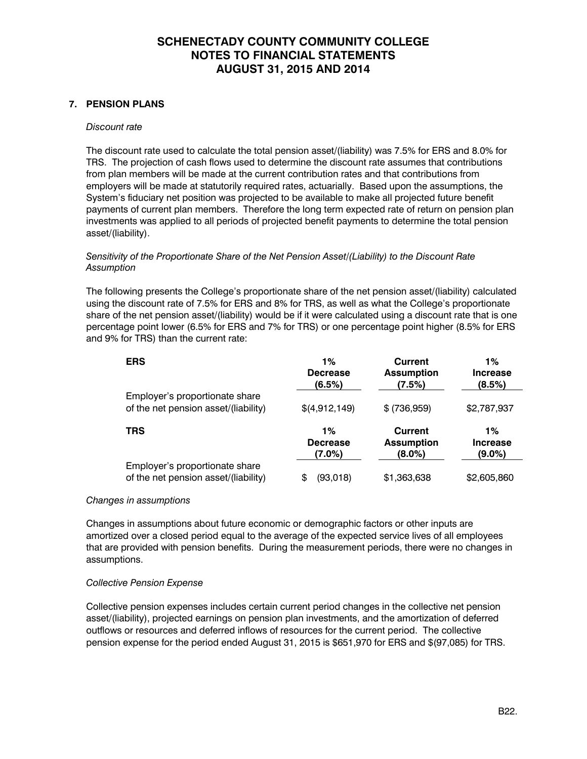# SCHENECTADY COUNTY COMMUNITY COLLEGE
# NOTES TO FINANCIAL STATEMENTS
# AUGUST 31, 2015 AND 2014

## 7. PENSION PLANS

*Discount rate*

The discount rate used to calculate the total pension asset/(liability) was 7.5% for ERS and 8.0% for TRS. The projection of cash flows used to determine the discount rate assumes that contributions from plan members will be made at the current contribution rates and that contributions from employers will be made at statutorily required rates, actuarially. Based upon the assumptions, the System's fiduciary net position was projected to be available to make all projected future benefit payments of current plan members. Therefore the long term expected rate of return on pension plan investments was applied to all periods of projected benefit payments to determine the total pension asset/(liability).

*Sensitivity of the Proportionate Share of the Net Pension Asset/(Liability) to the Discount Rate Assumption*

The following presents the College's proportionate share of the net pension asset/(liability) calculated using the discount rate of 7.5% for ERS and 8% for TRS, as well as what the College's proportionate share of the net pension asset/(liability) would be if it were calculated using a discount rate that is one percentage point lower (6.5% for ERS and 7% for TRS) or one percentage point higher (8.5% for ERS and 9% for TRS) than the current rate:

| **ERS** | **1% Decrease (6.5%)** | **Current Assumption (7.5%)** | **1% Increase (8.5%)** |
|---|---|---|---|
| Employer's proportionate share of the net pension asset/(liability) | $(4,912,149) | $ (736,959) | $2,787,937 |
| **TRS** | **1% Decrease (7.0%)** | **Current Assumption (8.0%)** | **1% Increase (9.0%)** |
| Employer's proportionate share of the net pension asset/(liability) | $ (93,018) | $1,363,638 | $2,605,860 |

*Changes in assumptions*

Changes in assumptions about future economic or demographic factors or other inputs are amortized over a closed period equal to the average of the expected service lives of all employees that are provided with pension benefits. During the measurement periods, there were no changes in assumptions.

*Collective Pension Expense*

Collective pension expenses includes certain current period changes in the collective net pension asset/(liability), projected earnings on pension plan investments, and the amortization of deferred outflows or resources and deferred inflows of resources for the current period. The collective pension expense for the period ended August 31, 2015 is $651,970 for ERS and $(97,085) for TRS.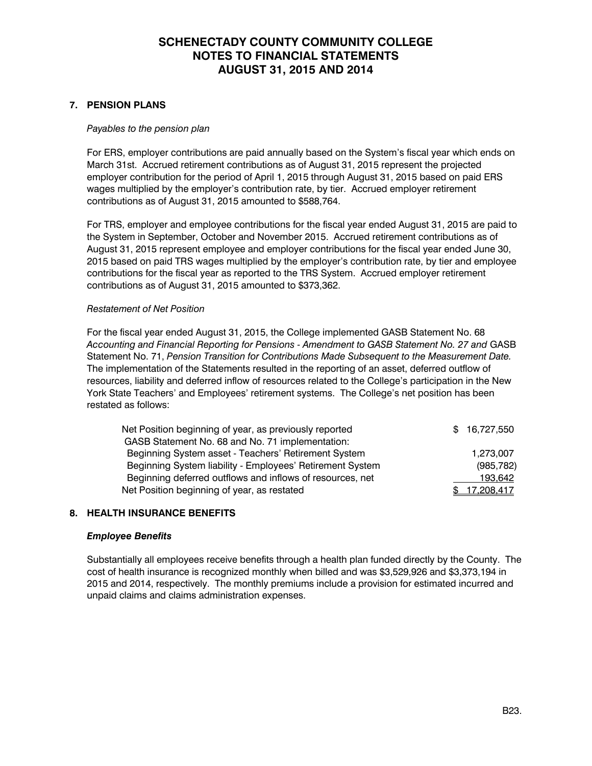## 7. PENSION PLANS

*Payables to the pension plan*

For ERS, employer contributions are paid annually based on the System's fiscal year which ends on March 31st. Accrued retirement contributions as of August 31, 2015 represent the projected employer contribution for the period of April 1, 2015 through August 31, 2015 based on paid ERS wages multiplied by the employer's contribution rate, by tier. Accrued employer retirement contributions as of August 31, 2015 amounted to $588,764.

For TRS, employer and employee contributions for the fiscal year ended August 31, 2015 are paid to the System in September, October and November 2015. Accrued retirement contributions as of August 31, 2015 represent employee and employer contributions for the fiscal year ended June 30, 2015 based on paid TRS wages multiplied by the employer's contribution rate, by tier and employee contributions for the fiscal year as reported to the TRS System. Accrued employer retirement contributions as of August 31, 2015 amounted to $373,362.

*Restatement of Net Position*

For the fiscal year ended August 31, 2015, the College implemented GASB Statement No. 68 *Accounting and Financial Reporting for Pensions - Amendment to GASB Statement No. 27 and* GASB Statement No. 71, *Pension Transition for Contributions Made Subsequent to the Measurement Date.* The implementation of the Statements resulted in the reporting of an asset, deferred outflow of resources, liability and deferred inflow of resources related to the College's participation in the New York State Teachers' and Employees' retirement systems. The College's net position has been restated as follows:

| | |
|---|---|
| Net Position beginning of year, as previously reported | $ 16,727,550 |
| GASB Statement No. 68 and No. 71 implementation: | |
| Beginning System asset - Teachers' Retirement System | 1,273,007 |
| Beginning System liability - Employees' Retirement System | (985,782) |
| Beginning deferred outflows and inflows of resources, net | 193,642 |
| Net Position beginning of year, as restated | $ 17,208,417 |

## 8. HEALTH INSURANCE BENEFITS

***Employee Benefits***

Substantially all employees receive benefits through a health plan funded directly by the County. The cost of health insurance is recognized monthly when billed and was $3,529,926 and $3,373,194 in 2015 and 2014, respectively. The monthly premiums include a provision for estimated incurred and unpaid claims and claims administration expenses.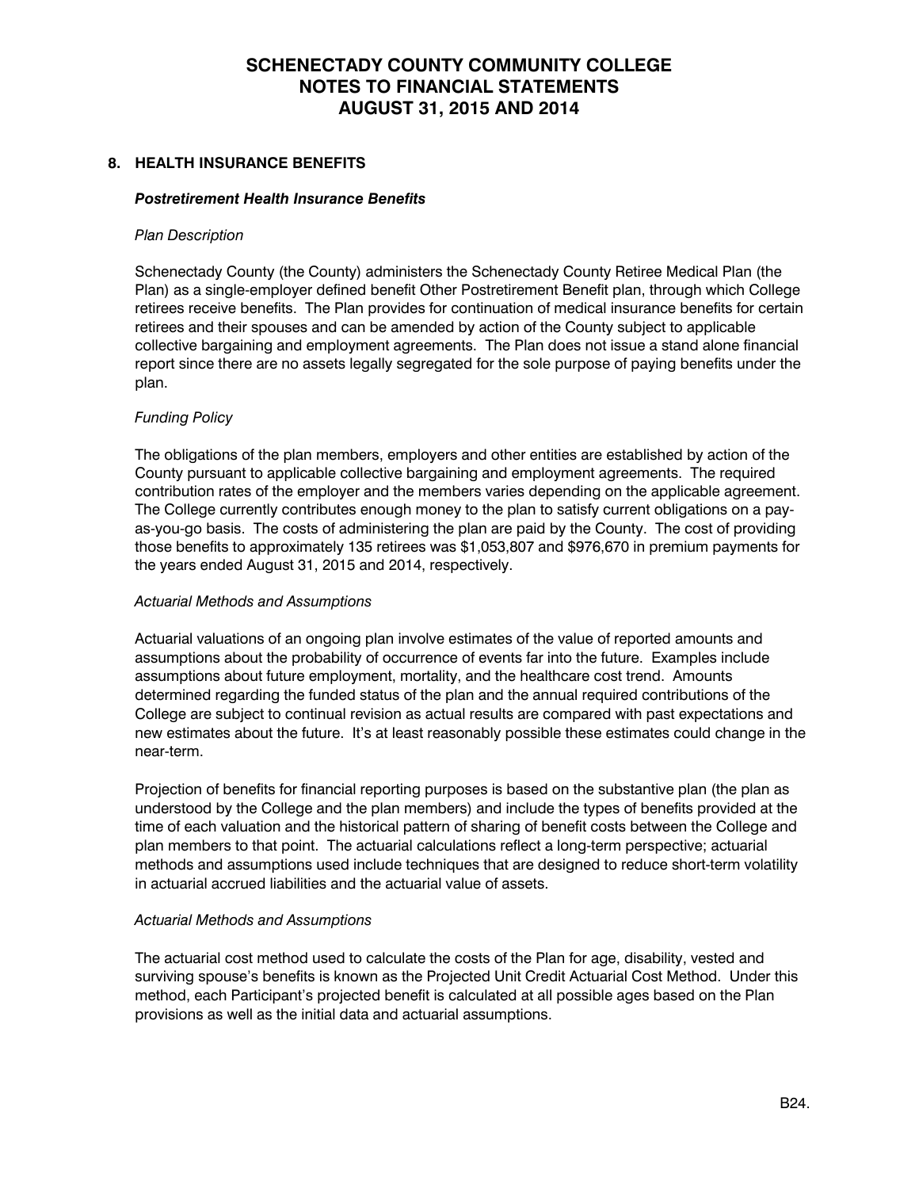## 8. HEALTH INSURANCE BENEFITS

### *Postretirement Health Insurance Benefits*

*Plan Description*

Schenectady County (the County) administers the Schenectady County Retiree Medical Plan (the Plan) as a single-employer defined benefit Other Postretirement Benefit plan, through which College retirees receive benefits. The Plan provides for continuation of medical insurance benefits for certain retirees and their spouses and can be amended by action of the County subject to applicable collective bargaining and employment agreements. The Plan does not issue a stand alone financial report since there are no assets legally segregated for the sole purpose of paying benefits under the plan.

*Funding Policy*

The obligations of the plan members, employers and other entities are established by action of the County pursuant to applicable collective bargaining and employment agreements. The required contribution rates of the employer and the members varies depending on the applicable agreement. The College currently contributes enough money to the plan to satisfy current obligations on a pay-as-you-go basis. The costs of administering the plan are paid by the County. The cost of providing those benefits to approximately 135 retirees was $1,053,807 and $976,670 in premium payments for the years ended August 31, 2015 and 2014, respectively.

*Actuarial Methods and Assumptions*

Actuarial valuations of an ongoing plan involve estimates of the value of reported amounts and assumptions about the probability of occurrence of events far into the future. Examples include assumptions about future employment, mortality, and the healthcare cost trend. Amounts determined regarding the funded status of the plan and the annual required contributions of the College are subject to continual revision as actual results are compared with past expectations and new estimates about the future. It's at least reasonably possible these estimates could change in the near-term.

Projection of benefits for financial reporting purposes is based on the substantive plan (the plan as understood by the College and the plan members) and include the types of benefits provided at the time of each valuation and the historical pattern of sharing of benefit costs between the College and plan members to that point. The actuarial calculations reflect a long-term perspective; actuarial methods and assumptions used include techniques that are designed to reduce short-term volatility in actuarial accrued liabilities and the actuarial value of assets.

*Actuarial Methods and Assumptions*

The actuarial cost method used to calculate the costs of the Plan for age, disability, vested and surviving spouse's benefits is known as the Projected Unit Credit Actuarial Cost Method. Under this method, each Participant's projected benefit is calculated at all possible ages based on the Plan provisions as well as the initial data and actuarial assumptions.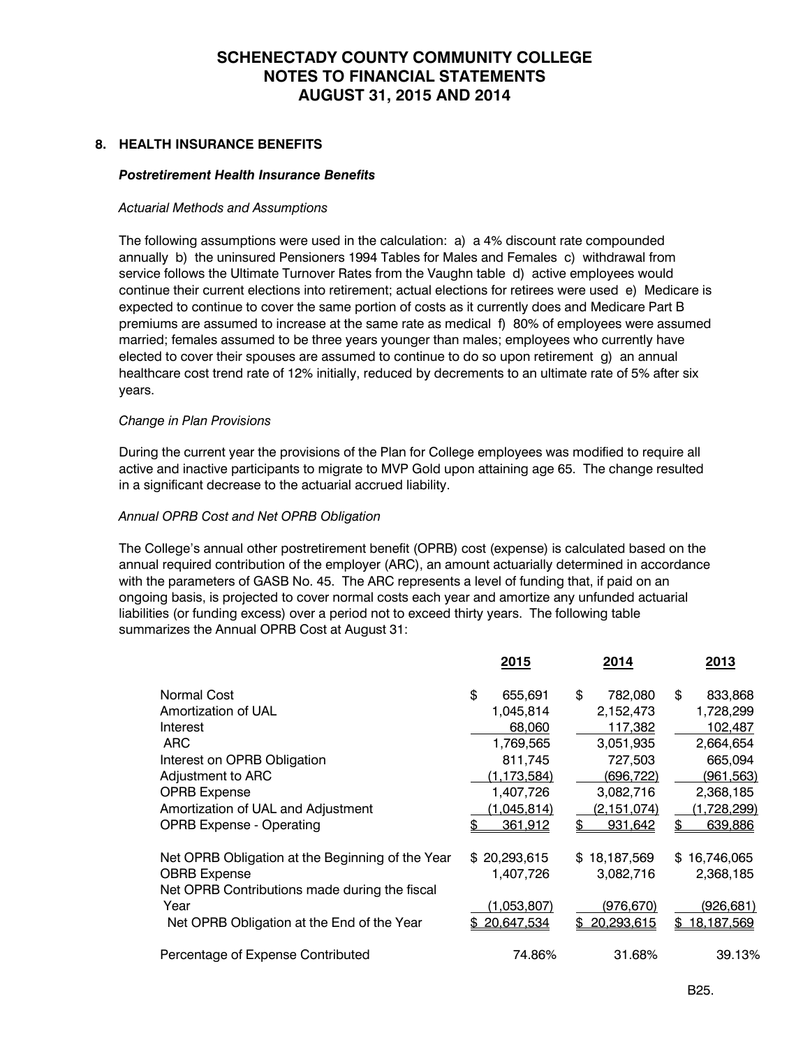# SCHENECTADY COUNTY COMMUNITY COLLEGE
# NOTES TO FINANCIAL STATEMENTS
# AUGUST 31, 2015 AND 2014

## 8. HEALTH INSURANCE BENEFITS

### *Postretirement Health Insurance Benefits*

*Actuarial Methods and Assumptions*

The following assumptions were used in the calculation: a) a 4% discount rate compounded annually b) the uninsured Pensioners 1994 Tables for Males and Females c) withdrawal from service follows the Ultimate Turnover Rates from the Vaughn table d) active employees would continue their current elections into retirement; actual elections for retirees were used e) Medicare is expected to continue to cover the same portion of costs as it currently does and Medicare Part B premiums are assumed to increase at the same rate as medical f) 80% of employees were assumed married; females assumed to be three years younger than males; employees who currently have elected to cover their spouses are assumed to continue to do so upon retirement g) an annual healthcare cost trend rate of 12% initially, reduced by decrements to an ultimate rate of 5% after six years.

*Change in Plan Provisions*

During the current year the provisions of the Plan for College employees was modified to require all active and inactive participants to migrate to MVP Gold upon attaining age 65. The change resulted in a significant decrease to the actuarial accrued liability.

*Annual OPRB Cost and Net OPRB Obligation*

The College's annual other postretirement benefit (OPRB) cost (expense) is calculated based on the annual required contribution of the employer (ARC), an amount actuarially determined in accordance with the parameters of GASB No. 45. The ARC represents a level of funding that, if paid on an ongoing basis, is projected to cover normal costs each year and amortize any unfunded actuarial liabilities (or funding excess) over a period not to exceed thirty years. The following table summarizes the Annual OPRB Cost at August 31:

| | 2015 | 2014 | 2013 |
|---|---|---|---|
| Normal Cost | $ 655,691 | $ 782,080 | $ 833,868 |
| Amortization of UAL | 1,045,814 | 2,152,473 | 1,728,299 |
| Interest | 68,060 | 117,382 | 102,487 |
| ARC | 1,769,565 | 3,051,935 | 2,664,654 |
| Interest on OPRB Obligation | 811,745 | 727,503 | 665,094 |
| Adjustment to ARC | (1,173,584) | (696,722) | (961,563) |
| OPRB Expense | 1,407,726 | 3,082,716 | 2,368,185 |
| Amortization of UAL and Adjustment | (1,045,814) | (2,151,074) | (1,728,299) |
| OPRB Expense - Operating | $ 361,912 | $ 931,642 | $ 639,886 |
| | | | |
| Net OPRB Obligation at the Beginning of the Year | $ 20,293,615 | $ 18,187,569 | $ 16,746,065 |
| OBRB Expense | 1,407,726 | 3,082,716 | 2,368,185 |
| Net OPRB Contributions made during the fiscal Year | (1,053,807) | (976,670) | (926,681) |
| Net OPRB Obligation at the End of the Year | $ 20,647,534 | $ 20,293,615 | $ 18,187,569 |
| | | | |
| Percentage of Expense Contributed | 74.86% | 31.68% | 39.13% |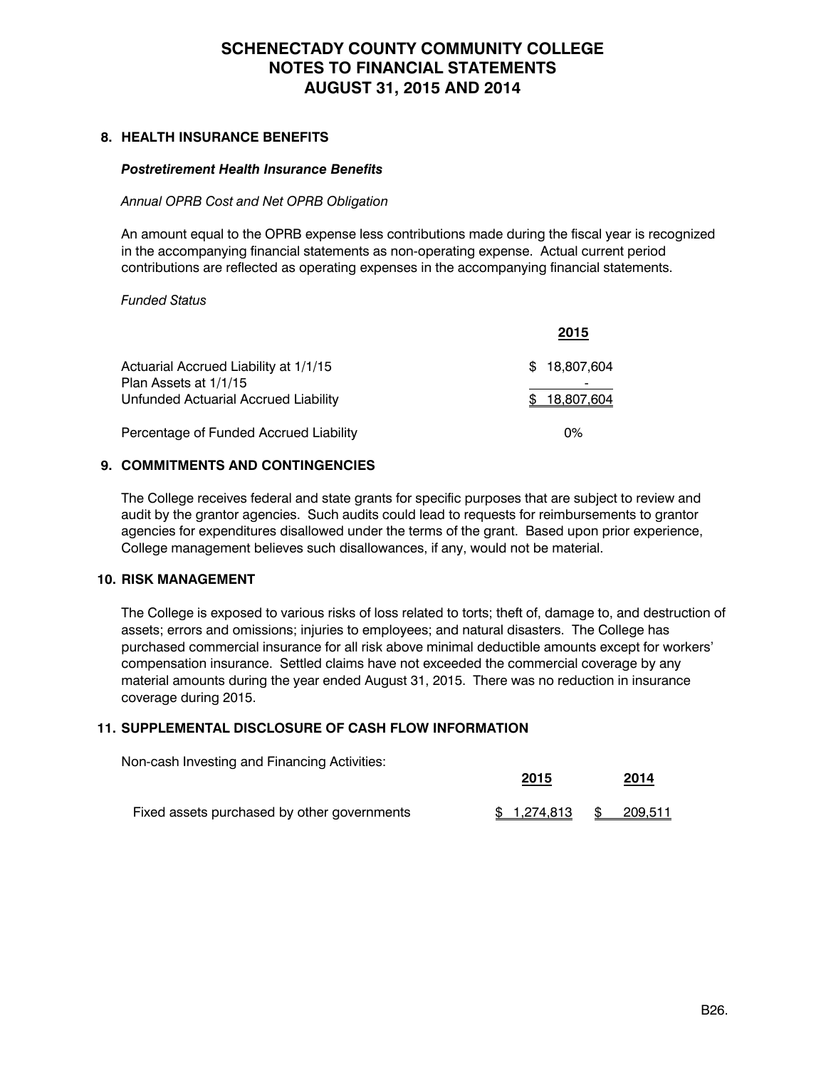# SCHENECTADY COUNTY COMMUNITY COLLEGE
# NOTES TO FINANCIAL STATEMENTS
# AUGUST 31, 2015 AND 2014

## 8. HEALTH INSURANCE BENEFITS

### *Postretirement Health Insurance Benefits*

*Annual OPRB Cost and Net OPRB Obligation*

An amount equal to the OPRB expense less contributions made during the fiscal year is recognized in the accompanying financial statements as non-operating expense. Actual current period contributions are reflected as operating expenses in the accompanying financial statements.

*Funded Status*

| | 2015 |
|---|---|
| Actuarial Accrued Liability at 1/1/15 | $ 18,807,604 |
| Plan Assets at 1/1/15 | - |
| Unfunded Actuarial Accrued Liability | $ 18,807,604 |
| Percentage of Funded Accrued Liability | 0% |

## 9. COMMITMENTS AND CONTINGENCIES

The College receives federal and state grants for specific purposes that are subject to review and audit by the grantor agencies. Such audits could lead to requests for reimbursements to grantor agencies for expenditures disallowed under the terms of the grant. Based upon prior experience, College management believes such disallowances, if any, would not be material.

## 10. RISK MANAGEMENT

The College is exposed to various risks of loss related to torts; theft of, damage to, and destruction of assets; errors and omissions; injuries to employees; and natural disasters. The College has purchased commercial insurance for all risk above minimal deductible amounts except for workers' compensation insurance. Settled claims have not exceeded the commercial coverage by any material amounts during the year ended August 31, 2015. There was no reduction in insurance coverage during 2015.

## 11. SUPPLEMENTAL DISCLOSURE OF CASH FLOW INFORMATION

Non-cash Investing and Financing Activities:

| | 2015 | 2014 |
|---|---|---|
| Fixed assets purchased by other governments | $ 1,274,813 | $ 209,511 |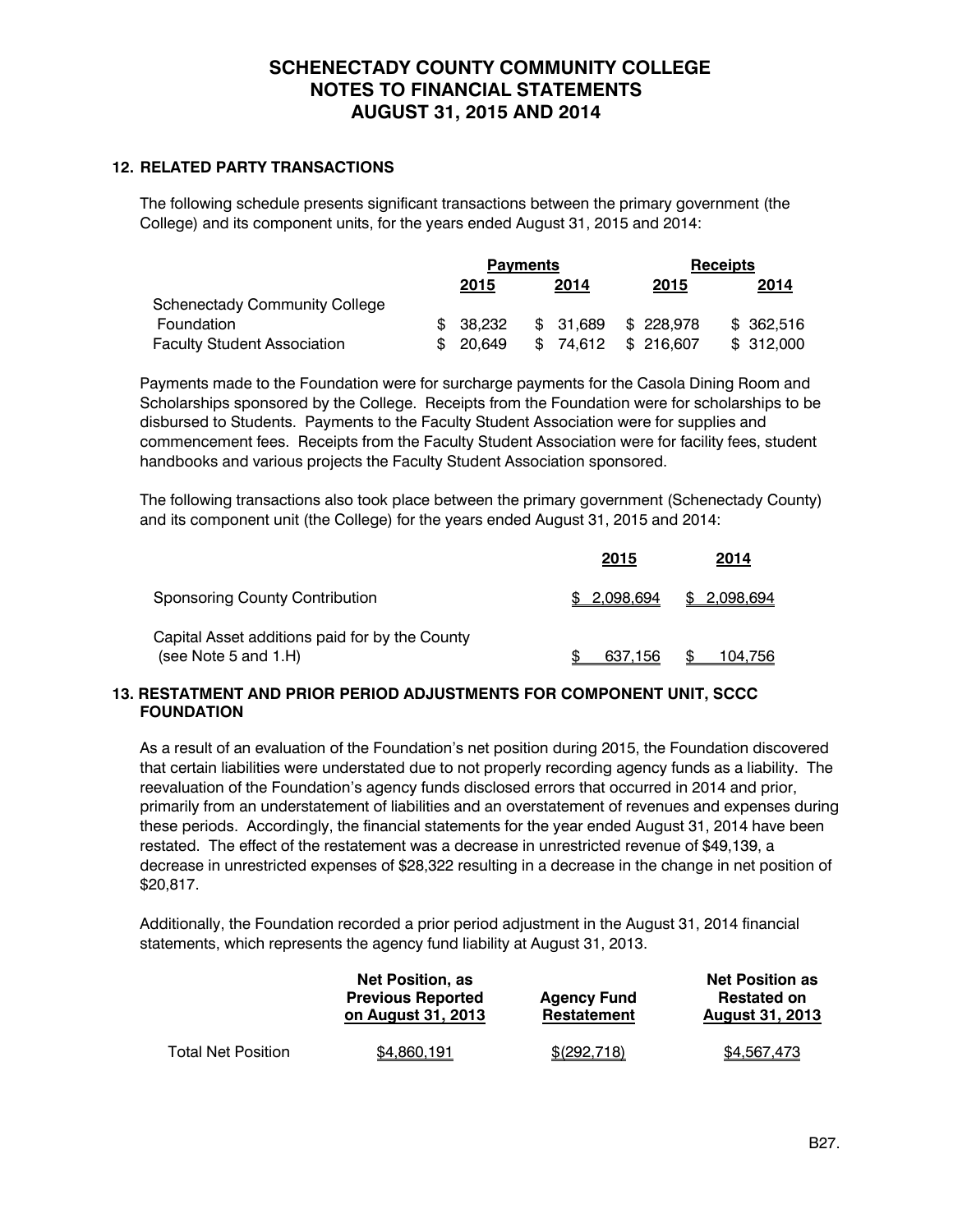# SCHENECTADY COUNTY COMMUNITY COLLEGE
## NOTES TO FINANCIAL STATEMENTS
## AUGUST 31, 2015 AND 2014

### 12. RELATED PARTY TRANSACTIONS

The following schedule presents significant transactions between the primary government (the College) and its component units, for the years ended August 31, 2015 and 2014:

| | Payments | | Receipts | |
|---|---|---|---|---|
| | 2015 | 2014 | 2015 | 2014 |
| Schenectady Community College Foundation | $ 38,232 | $ 31,689 | $ 228,978 | $ 362,516 |
| Faculty Student Association | $ 20,649 | $ 74,612 | $ 216,607 | $ 312,000 |

Payments made to the Foundation were for surcharge payments for the Casola Dining Room and Scholarships sponsored by the College. Receipts from the Foundation were for scholarships to be disbursed to Students. Payments to the Faculty Student Association were for supplies and commencement fees. Receipts from the Faculty Student Association were for facility fees, student handbooks and various projects the Faculty Student Association sponsored.

The following transactions also took place between the primary government (Schenectady County) and its component unit (the College) for the years ended August 31, 2015 and 2014:

| | 2015 | 2014 |
|---|---|---|
| Sponsoring County Contribution | $ 2,098,694 | $ 2,098,694 |
| Capital Asset additions paid for by the County (see Note 5 and 1.H) | $ 637,156 | $ 104,756 |

### 13. RESTATMENT AND PRIOR PERIOD ADJUSTMENTS FOR COMPONENT UNIT, SCCC FOUNDATION

As a result of an evaluation of the Foundation's net position during 2015, the Foundation discovered that certain liabilities were understated due to not properly recording agency funds as a liability. The reevaluation of the Foundation's agency funds disclosed errors that occurred in 2014 and prior, primarily from an understatement of liabilities and an overstatement of revenues and expenses during these periods. Accordingly, the financial statements for the year ended August 31, 2014 have been restated. The effect of the restatement was a decrease in unrestricted revenue of $49,139, a decrease in unrestricted expenses of $28,322 resulting in a decrease in the change in net position of $20,817.

Additionally, the Foundation recorded a prior period adjustment in the August 31, 2014 financial statements, which represents the agency fund liability at August 31, 2013.

| | Net Position, as Previous Reported on August 31, 2013 | Agency Fund Restatement | Net Position as Restated on August 31, 2013 |
|---|---|---|---|
| Total Net Position | $4,860,191 | $(292,718) | $4,567,473 |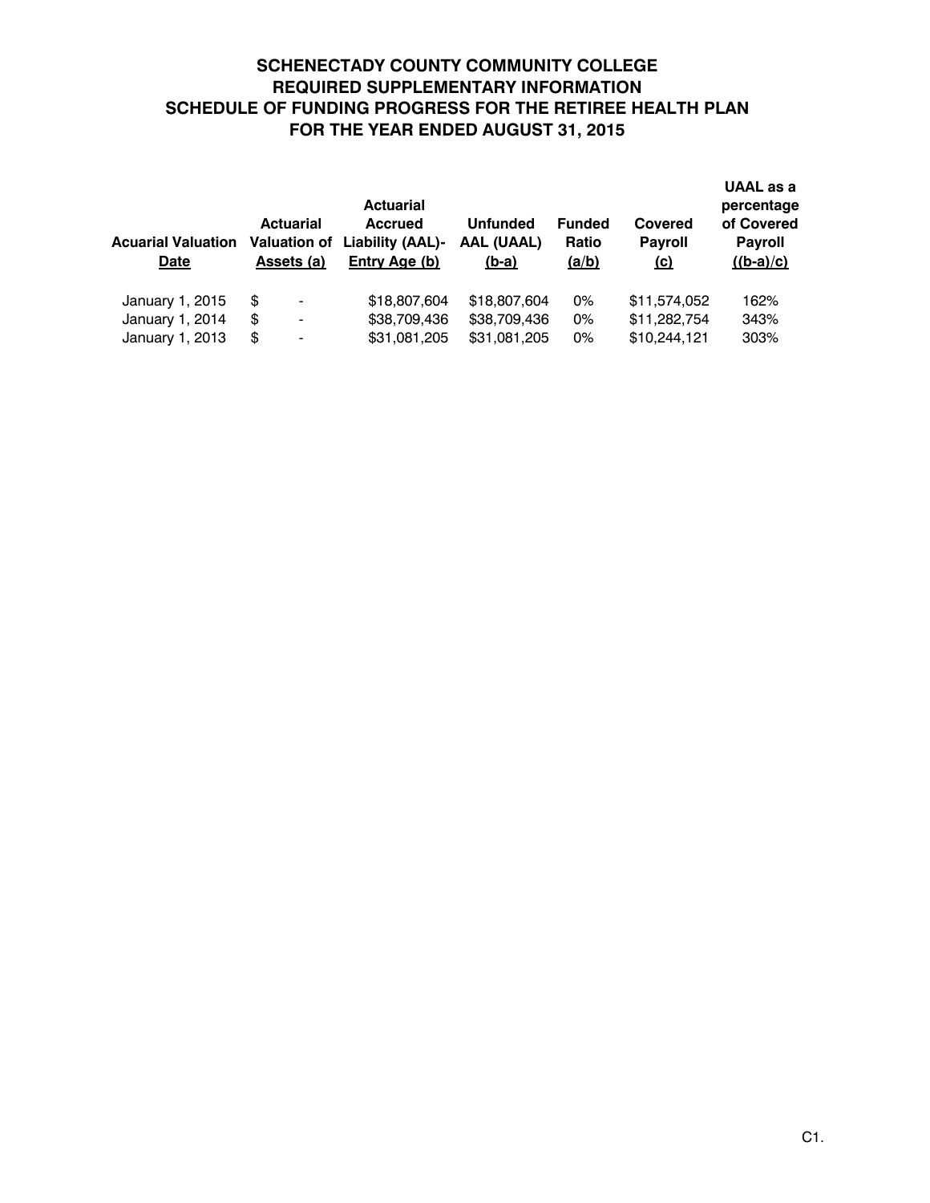# SCHENECTADY COUNTY COMMUNITY COLLEGE
## REQUIRED SUPPLEMENTARY INFORMATION
## SCHEDULE OF FUNDING PROGRESS FOR THE RETIREE HEALTH PLAN
## FOR THE YEAR ENDED AUGUST 31, 2015

| Acuarial Valuation Date | Actuarial Valuation of Assets (a) | Actuarial Accrued Liability (AAL)- Entry Age (b) | Unfunded AAL (UAAL) (b-a) | Funded Ratio (a/b) | Covered Payroll (c) | UAAL as a percentage of Covered Payroll ((b-a)/c) |
|---|---|---|---|---|---|---|
| January 1, 2015 | $ - | $18,807,604 | $18,807,604 | 0% | $11,574,052 | 162% |
| January 1, 2014 | $ - | $38,709,436 | $38,709,436 | 0% | $11,282,754 | 343% |
| January 1, 2013 | $ - | $31,081,205 | $31,081,205 | 0% | $10,244,121 | 303% |

C1.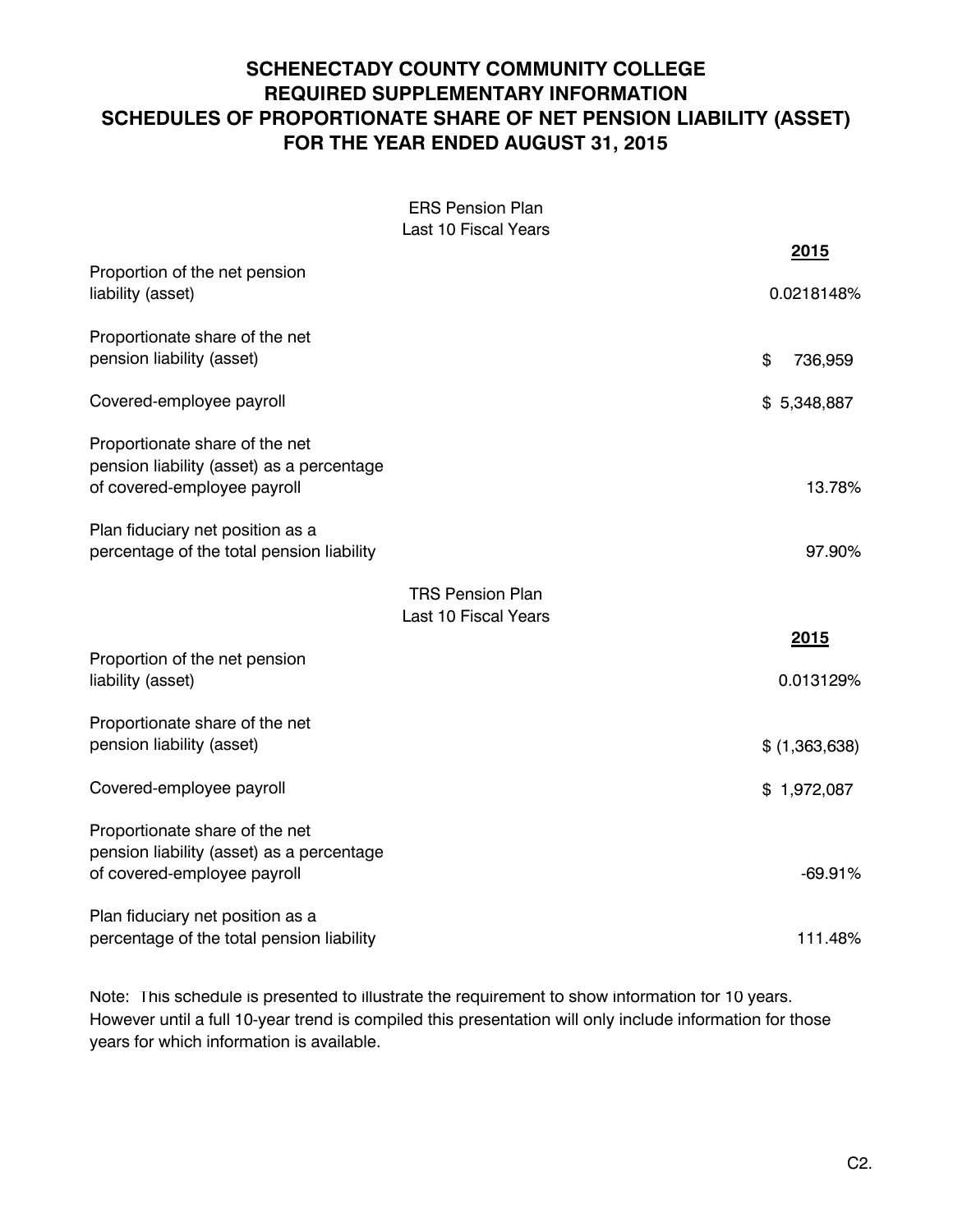# SCHENECTADY COUNTY COMMUNITY COLLEGE
# REQUIRED SUPPLEMENTARY INFORMATION
# SCHEDULES OF PROPORTIONATE SHARE OF NET PENSION LIABILITY (ASSET)
# FOR THE YEAR ENDED AUGUST 31, 2015

ERS Pension Plan
Last 10 Fiscal Years

| | **2015** |
|---|---|
| Proportion of the net pension liability (asset) | 0.0218148% |
| Proportionate share of the net pension liability (asset) | $ 736,959 |
| Covered-employee payroll | $ 5,348,887 |
| Proportionate share of the net pension liability (asset) as a percentage of covered-employee payroll | 13.78% |
| Plan fiduciary net position as a percentage of the total pension liability | 97.90% |

TRS Pension Plan
Last 10 Fiscal Years

| | **2015** |
|---|---|
| Proportion of the net pension liability (asset) | 0.013129% |
| Proportionate share of the net pension liability (asset) | $ (1,363,638) |
| Covered-employee payroll | $ 1,972,087 |
| Proportionate share of the net pension liability (asset) as a percentage of covered-employee payroll | -69.91% |
| Plan fiduciary net position as a percentage of the total pension liability | 111.48% |

Note: This schedule is presented to illustrate the requirement to show information for 10 years. However until a full 10-year trend is compiled this presentation will only include information for those years for which information is available.

C2.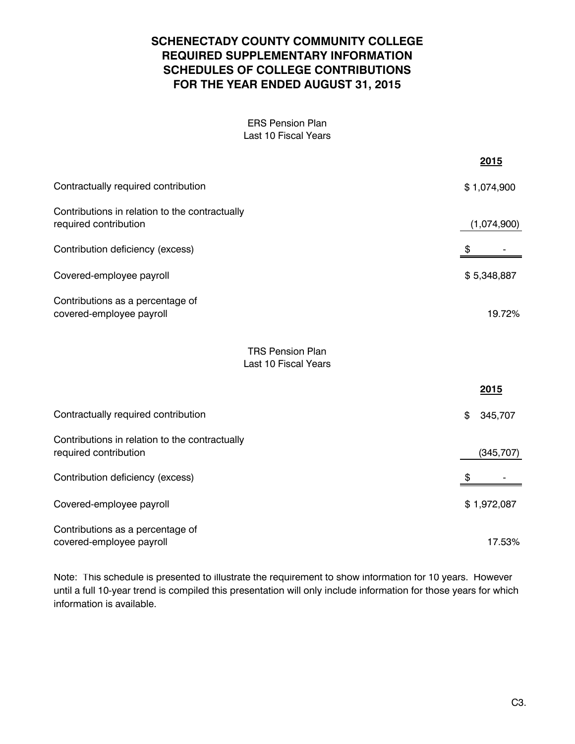# SCHENECTADY COUNTY COMMUNITY COLLEGE
# REQUIRED SUPPLEMENTARY INFORMATION
# SCHEDULES OF COLLEGE CONTRIBUTIONS
# FOR THE YEAR ENDED AUGUST 31, 2015

ERS Pension Plan
Last 10 Fiscal Years

| | 2015 |
|---|---|
| Contractually required contribution | $ 1,074,900 |
| Contributions in relation to the contractually required contribution | (1,074,900) |
| Contribution deficiency (excess) | $ - |
| Covered-employee payroll | $ 5,348,887 |
| Contributions as a percentage of covered-employee payroll | 19.72% |

TRS Pension Plan
Last 10 Fiscal Years

| | 2015 |
|---|---|
| Contractually required contribution | $ 345,707 |
| Contributions in relation to the contractually required contribution | (345,707) |
| Contribution deficiency (excess) | $ - |
| Covered-employee payroll | $ 1,972,087 |
| Contributions as a percentage of covered-employee payroll | 17.53% |

Note: This schedule is presented to illustrate the requirement to show information for 10 years. However until a full 10-year trend is compiled this presentation will only include information for those years for which information is available.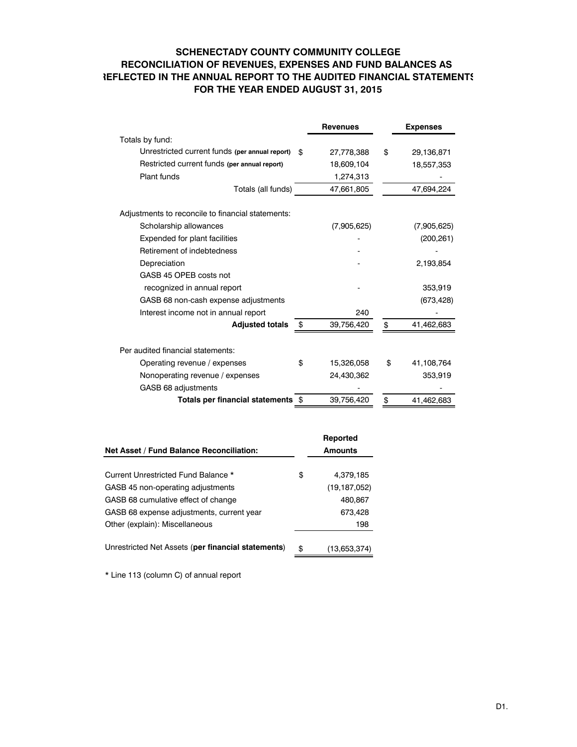# SCHENECTADY COUNTY COMMUNITY COLLEGE
## RECONCILIATION OF REVENUES, EXPENSES AND FUND BALANCES AS REFLECTED IN THE ANNUAL REPORT TO THE AUDITED FINANCIAL STATEMENTS
## FOR THE YEAR ENDED AUGUST 31, 2015

| | Revenues | Expenses |
|---|---|---|
| Totals by fund: | | |
| Unrestricted current funds **(per annual report)** | $ 27,778,388 | $ 29,136,871 |
| Restricted current funds **(per annual report)** | 18,609,104 | 18,557,353 |
| Plant funds | 1,274,313 | - |
| Totals (all funds) | 47,661,805 | 47,694,224 |
| Adjustments to reconcile to financial statements: | | |
| Scholarship allowances | (7,905,625) | (7,905,625) |
| Expended for plant facilities | - | (200,261) |
| Retirement of indebtedness | - | - |
| Depreciation | - | 2,193,854 |
| GASB 45 OPEB costs not recognized in annual report | - | 353,919 |
| GASB 68 non-cash expense adjustments | | (673,428) |
| Interest income not in annual report | 240 | - |
| **Adjusted totals** | $ 39,756,420 | $ 41,462,683 |
| Per audited financial statements: | | |
| Operating revenue / expenses | $ 15,326,058 | $ 41,108,764 |
| Nonoperating revenue / expenses | 24,430,362 | 353,919 |
| GASB 68 adjustments | - | - |
| **Totals per financial statements** | $ 39,756,420 | $ 41,462,683 |

| **Net Asset / Fund Balance Reconciliation:** | **Reported Amounts** |
|---|---|
| Current Unrestricted Fund Balance * | $ 4,379,185 |
| GASB 45 non-operating adjustments | (19,187,052) |
| GASB 68 cumulative effect of change | 480,867 |
| GASB 68 expense adjustments, current year | 673,428 |
| Other (explain): Miscellaneous | 198 |
| Unrestricted Net Assets (**per financial statements**) | $ (13,653,374) |

* Line 113 (column C) of annual report

D1.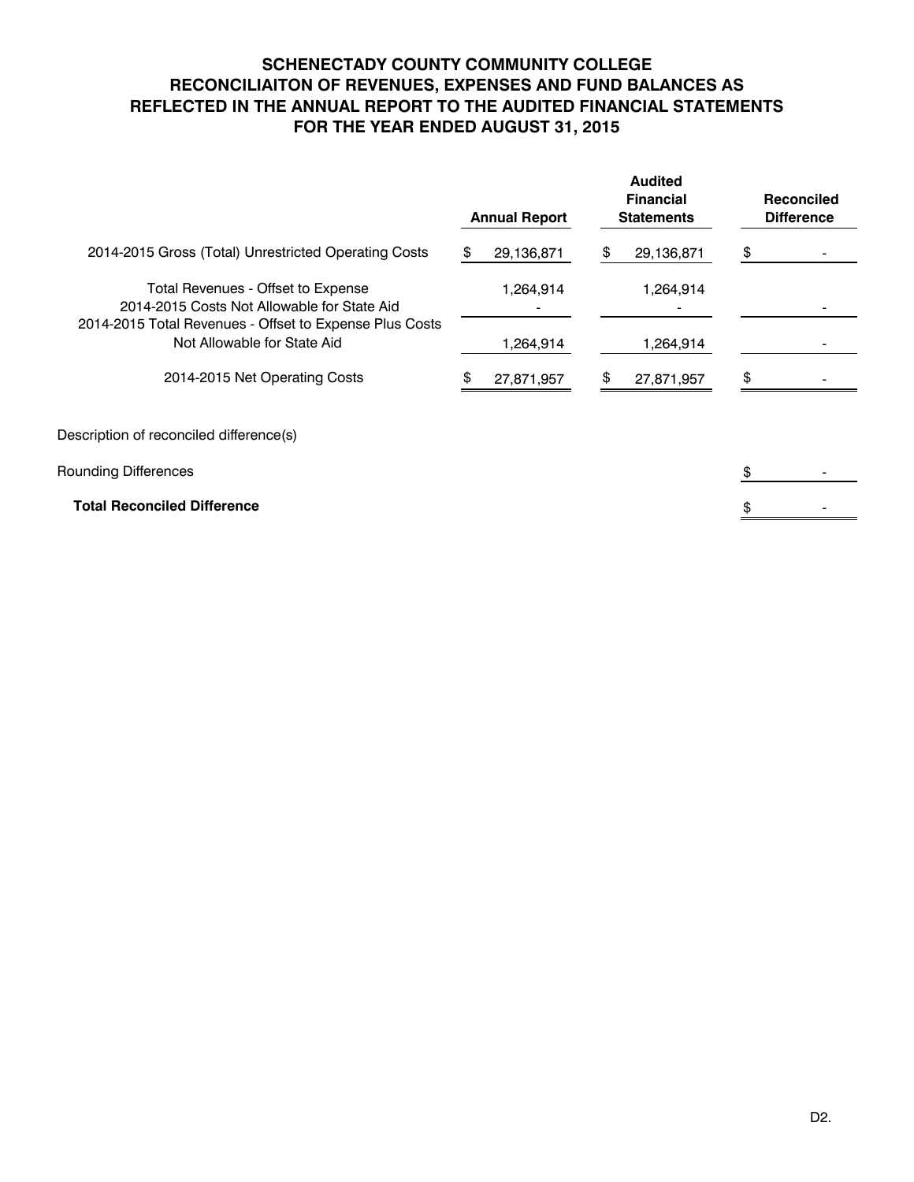# SCHENECTADY COUNTY COMMUNITY COLLEGE
# RECONCILIAITON OF REVENUES, EXPENSES AND FUND BALANCES AS REFLECTED IN THE ANNUAL REPORT TO THE AUDITED FINANCIAL STATEMENTS
# FOR THE YEAR ENDED AUGUST 31, 2015

| | Annual Report | Audited Financial Statements | Reconciled Difference |
|---|---|---|---|
| 2014-2015 Gross (Total) Unrestricted Operating Costs | $ 29,136,871 | $ 29,136,871 | $ - |
| Total Revenues - Offset to Expense | 1,264,914 | 1,264,914 | |
| 2014-2015 Costs Not Allowable for State Aid | - | - | - |
| 2014-2015 Total Revenues - Offset to Expense Plus Costs Not Allowable for State Aid | 1,264,914 | 1,264,914 | - |
| 2014-2015 Net Operating Costs | $ 27,871,957 | $ 27,871,957 | $ - |

Description of reconciled difference(s)

| | |
|---|---|
| Rounding Differences | $ - |
| **Total Reconciled Difference** | $ - |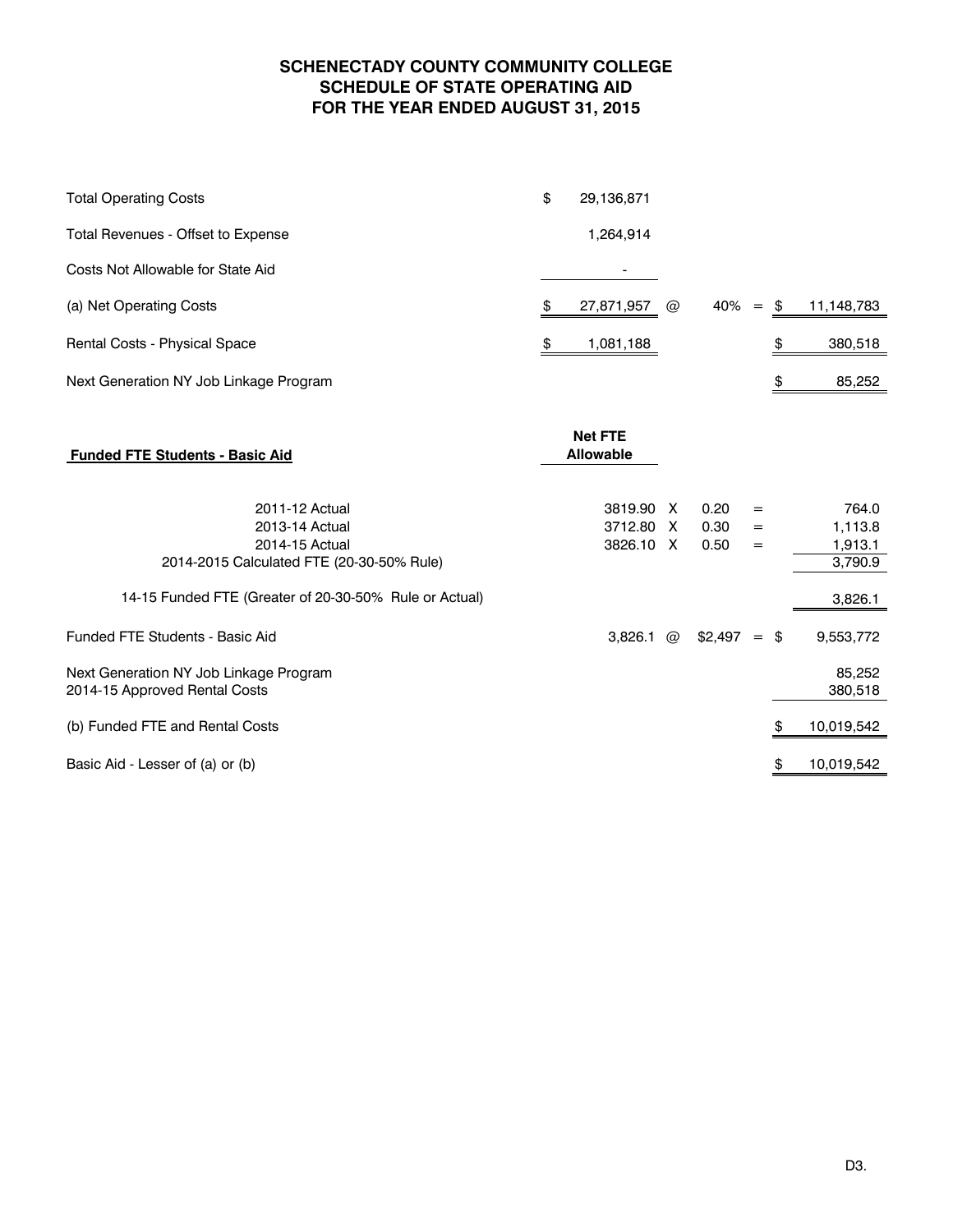# SCHENECTADY COUNTY COMMUNITY COLLEGE
## SCHEDULE OF STATE OPERATING AID
## FOR THE YEAR ENDED AUGUST 31, 2015

| | | | | | |
|---|---|---|---|---|---|
| Total Operating Costs | $ 29,136,871 | | | | |
| Total Revenues - Offset to Expense | 1,264,914 | | | | |
| Costs Not Allowable for State Aid | - | | | | |
| (a) Net Operating Costs | $ 27,871,957 | @ | 40% | = | $ 11,148,783 |
| Rental Costs - Physical Space | $ 1,081,188 | | | | $ 380,518 |
| Next Generation NY Job Linkage Program | | | | | $ 85,252 |

| **Funded FTE Students - Basic Aid** | **Net FTE Allowable** | | | | |
|---|---|---|---|---|---|
| 2011-12 Actual | 3819.90 | X | 0.20 | = | 764.0 |
| 2013-14 Actual | 3712.80 | X | 0.30 | = | 1,113.8 |
| 2014-15 Actual | 3826.10 | X | 0.50 | = | 1,913.1 |
| 2014-2015 Calculated FTE (20-30-50% Rule) | | | | | 3,790.9 |
| 14-15 Funded FTE (Greater of 20-30-50% Rule or Actual) | | | | | 3,826.1 |
| Funded FTE Students - Basic Aid | 3,826.1 | @ | $2,497 | = | $ 9,553,772 |
| Next Generation NY Job Linkage Program | | | | | 85,252 |
| 2014-15 Approved Rental Costs | | | | | 380,518 |
| (b) Funded FTE and Rental Costs | | | | | $ 10,019,542 |
| Basic Aid - Lesser of (a) or (b) | | | | | $ 10,019,542 |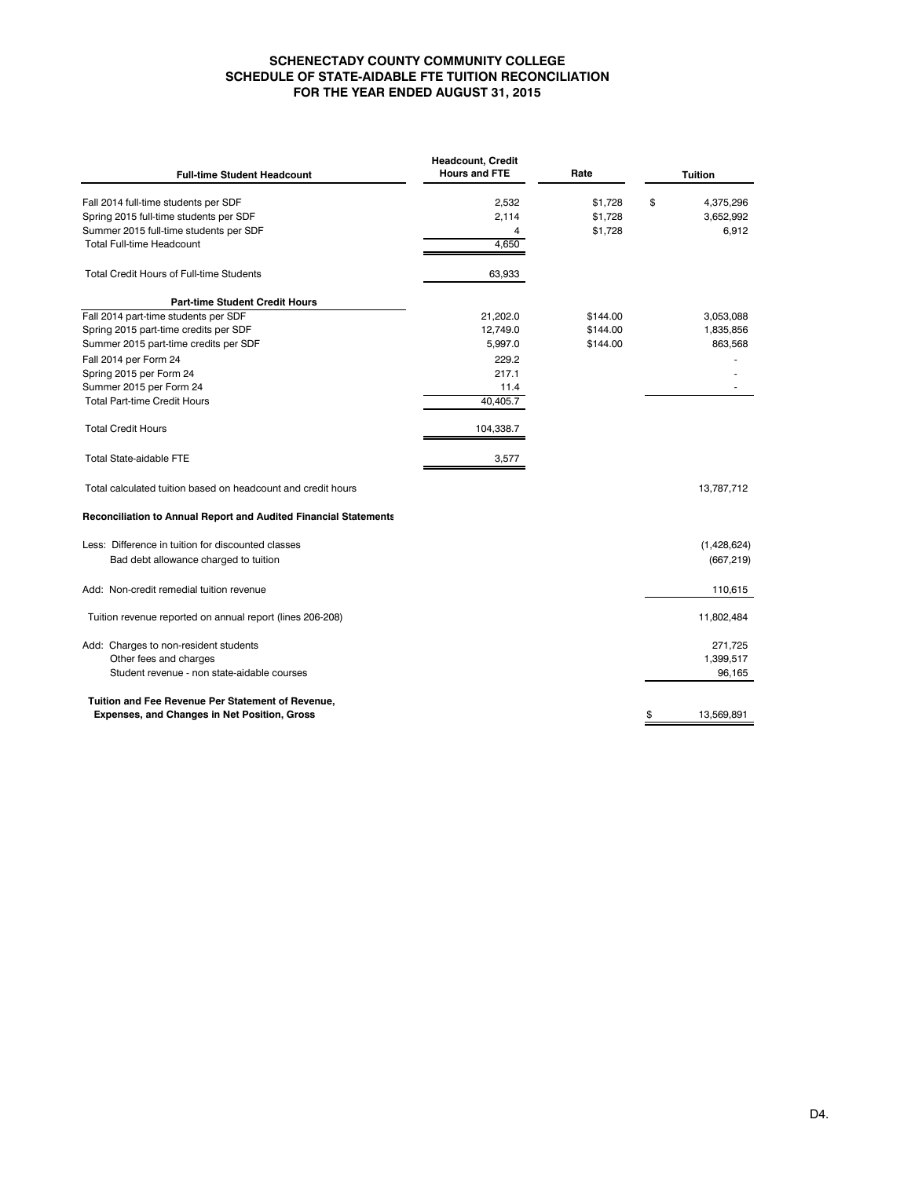# SCHENECTADY COUNTY COMMUNITY COLLEGE
## SCHEDULE OF STATE-AIDABLE FTE TUITION RECONCILIATION
### FOR THE YEAR ENDED AUGUST 31, 2015

| **Full-time Student Headcount** | **Headcount, Credit Hours and FTE** | **Rate** | **Tuition** |
|---|---|---|---|
| Fall 2014 full-time students per SDF | 2,532 | $1,728 | $ 4,375,296 |
| Spring 2015 full-time students per SDF | 2,114 | $1,728 | 3,652,992 |
| Summer 2015 full-time students per SDF | 4 | $1,728 | 6,912 |
| Total Full-time Headcount | 4,650 | | |
| Total Credit Hours of Full-time Students | 63,933 | | |
| **Part-time Student Credit Hours** | | | |
| Fall 2014 part-time students per SDF | 21,202.0 | $144.00 | 3,053,088 |
| Spring 2015 part-time credits per SDF | 12,749.0 | $144.00 | 1,835,856 |
| Summer 2015 part-time credits per SDF | 5,997.0 | $144.00 | 863,568 |
| Fall 2014 per Form 24 | 229.2 | | - |
| Spring 2015 per Form 24 | 217.1 | | - |
| Summer 2015 per Form 24 | 11.4 | | - |
| Total Part-time Credit Hours | 40,405.7 | | |
| Total Credit Hours | 104,338.7 | | |
| Total State-aidable FTE | 3,577 | | |
| Total calculated tuition based on headcount and credit hours | | | 13,787,712 |
| **Reconciliation to Annual Report and Audited Financial Statements** | | | |
| Less: Difference in tuition for discounted classes | | | (1,428,624) |
| Bad debt allowance charged to tuition | | | (667,219) |
| Add: Non-credit remedial tuition revenue | | | 110,615 |
| Tuition revenue reported on annual report (lines 206-208) | | | 11,802,484 |
| Add: Charges to non-resident students | | | 271,725 |
| Other fees and charges | | | 1,399,517 |
| Student revenue - non state-aidable courses | | | 96,165 |
| **Tuition and Fee Revenue Per Statement of Revenue, Expenses, and Changes in Net Position, Gross** | | | $ 13,569,891 |

D4.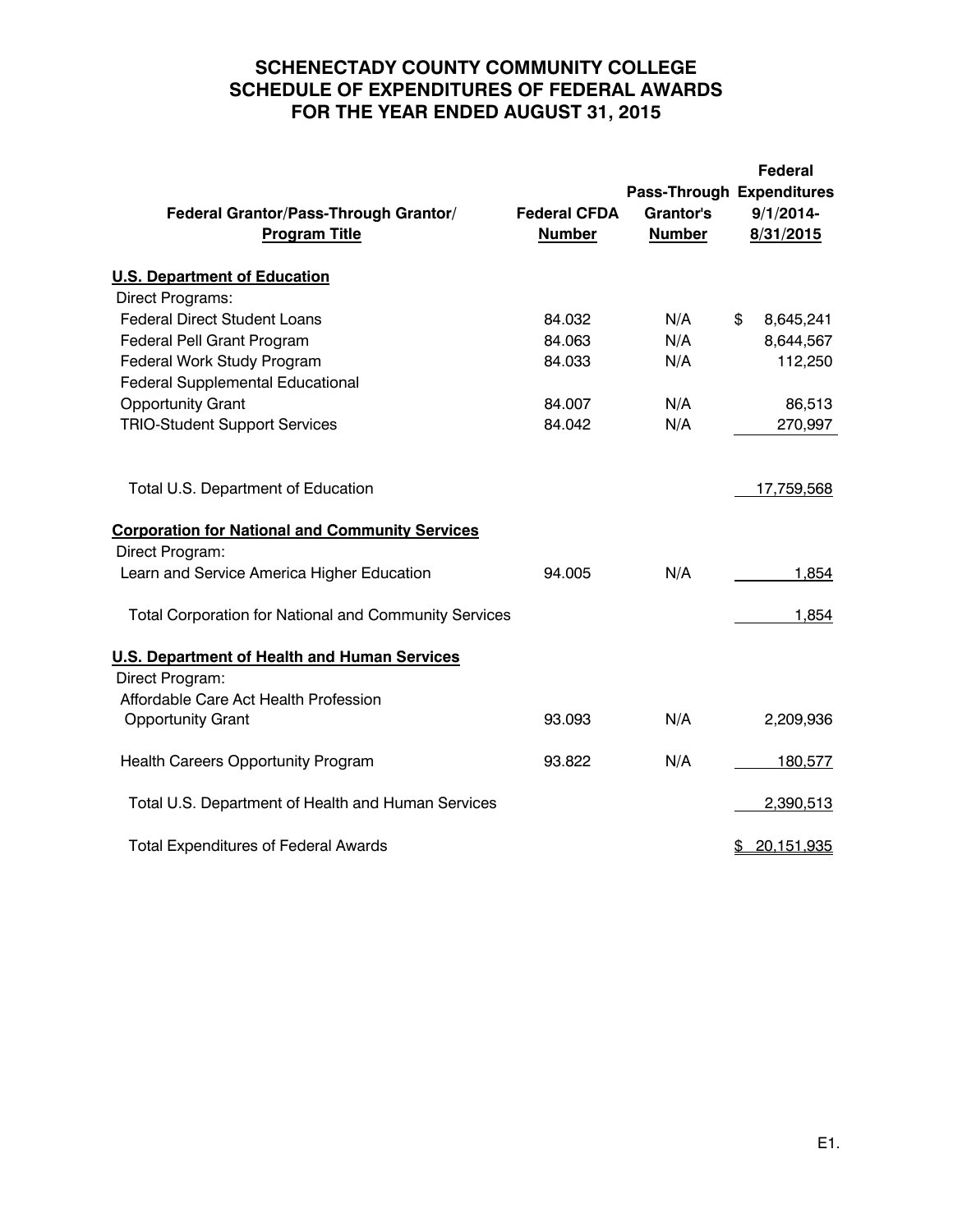# SCHENECTADY COUNTY COMMUNITY COLLEGE
# SCHEDULE OF EXPENDITURES OF FEDERAL AWARDS
# FOR THE YEAR ENDED AUGUST 31, 2015

| Federal Grantor/Pass-Through Grantor/ Program Title | Federal CFDA Number | Pass-Through Grantor's Number | Federal Expenditures 9/1/2014-8/31/2015 |
|---|---|---|---|
| **U.S. Department of Education** | | | |
| Direct Programs: | | | |
| Federal Direct Student Loans | 84.032 | N/A | $ 8,645,241 |
| Federal Pell Grant Program | 84.063 | N/A | 8,644,567 |
| Federal Work Study Program | 84.033 | N/A | 112,250 |
| Federal Supplemental Educational Opportunity Grant | 84.007 | N/A | 86,513 |
| TRIO-Student Support Services | 84.042 | N/A | 270,997 |
| Total U.S. Department of Education | | | 17,759,568 |
| **Corporation for National and Community Services** | | | |
| Direct Program: | | | |
| Learn and Service America Higher Education | 94.005 | N/A | 1,854 |
| Total Corporation for National and Community Services | | | 1,854 |
| **U.S. Department of Health and Human Services** | | | |
| Direct Program: | | | |
| Affordable Care Act Health Profession Opportunity Grant | 93.093 | N/A | 2,209,936 |
| Health Careers Opportunity Program | 93.822 | N/A | 180,577 |
| Total U.S. Department of Health and Human Services | | | 2,390,513 |
| Total Expenditures of Federal Awards | | | $ 20,151,935 |

E1.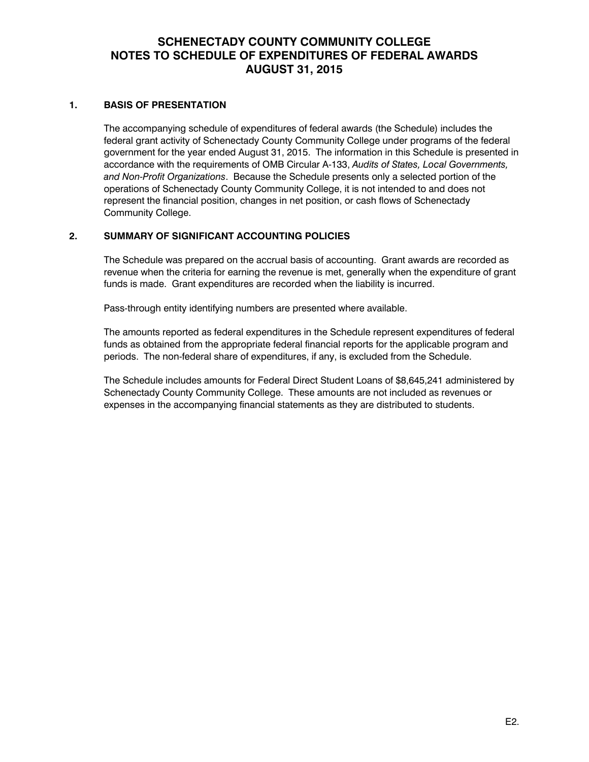# SCHENECTADY COUNTY COMMUNITY COLLEGE
# NOTES TO SCHEDULE OF EXPENDITURES OF FEDERAL AWARDS
# AUGUST 31, 2015

## 1. BASIS OF PRESENTATION

The accompanying schedule of expenditures of federal awards (the Schedule) includes the federal grant activity of Schenectady County Community College under programs of the federal government for the year ended August 31, 2015. The information in this Schedule is presented in accordance with the requirements of OMB Circular A-133, *Audits of States, Local Governments, and Non-Profit Organizations*. Because the Schedule presents only a selected portion of the operations of Schenectady County Community College, it is not intended to and does not represent the financial position, changes in net position, or cash flows of Schenectady Community College.

## 2. SUMMARY OF SIGNIFICANT ACCOUNTING POLICIES

The Schedule was prepared on the accrual basis of accounting. Grant awards are recorded as revenue when the criteria for earning the revenue is met, generally when the expenditure of grant funds is made. Grant expenditures are recorded when the liability is incurred.

Pass-through entity identifying numbers are presented where available.

The amounts reported as federal expenditures in the Schedule represent expenditures of federal funds as obtained from the appropriate federal financial reports for the applicable program and periods. The non-federal share of expenditures, if any, is excluded from the Schedule.

The Schedule includes amounts for Federal Direct Student Loans of $8,645,241 administered by Schenectady County Community College. These amounts are not included as revenues or expenses in the accompanying financial statements as they are distributed to students.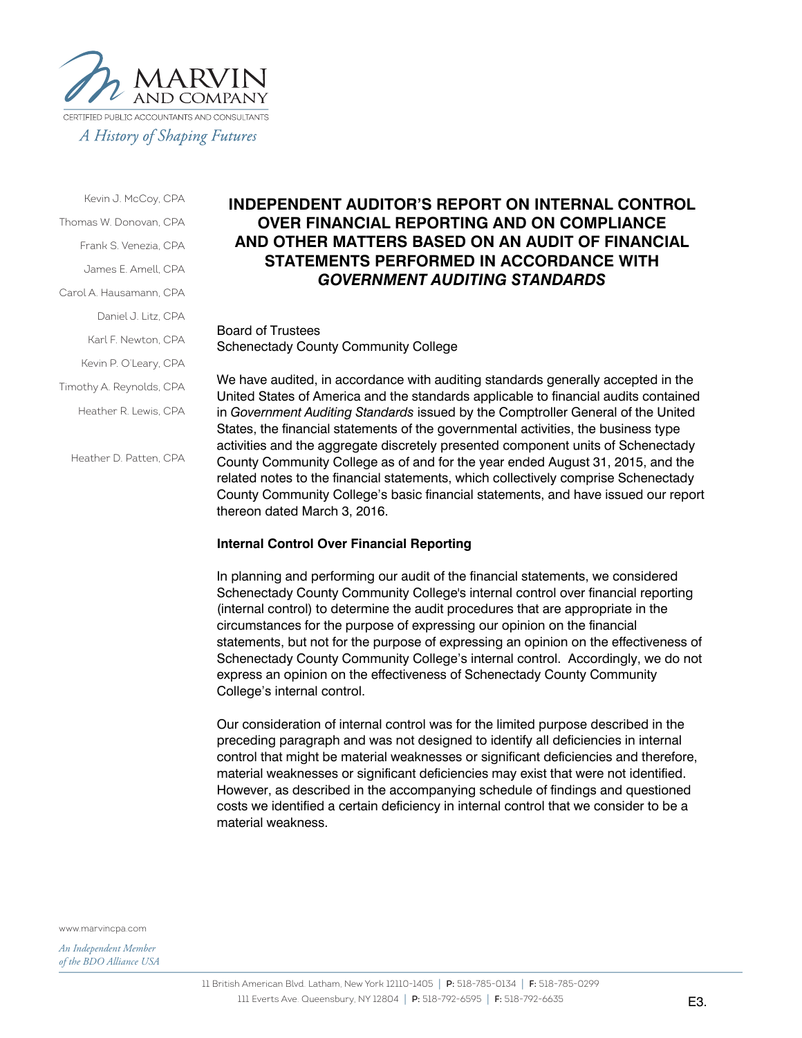# INDEPENDENT AUDITOR'S REPORT ON INTERNAL CONTROL OVER FINANCIAL REPORTING AND ON COMPLIANCE AND OTHER MATTERS BASED ON AN AUDIT OF FINANCIAL STATEMENTS PERFORMED IN ACCORDANCE WITH *GOVERNMENT AUDITING STANDARDS*

Board of Trustees
Schenectady County Community College

We have audited, in accordance with auditing standards generally accepted in the United States of America and the standards applicable to financial audits contained in *Government Auditing Standards* issued by the Comptroller General of the United States, the financial statements of the governmental activities, the business type activities and the aggregate discretely presented component units of Schenectady County Community College as of and for the year ended August 31, 2015, and the related notes to the financial statements, which collectively comprise Schenectady County Community College's basic financial statements, and have issued our report thereon dated March 3, 2016.

**Internal Control Over Financial Reporting**

In planning and performing our audit of the financial statements, we considered Schenectady County Community College's internal control over financial reporting (internal control) to determine the audit procedures that are appropriate in the circumstances for the purpose of expressing our opinion on the financial statements, but not for the purpose of expressing an opinion on the effectiveness of Schenectady County Community College's internal control. Accordingly, we do not express an opinion on the effectiveness of Schenectady County Community College's internal control.

Our consideration of internal control was for the limited purpose described in the preceding paragraph and was not designed to identify all deficiencies in internal control that might be material weaknesses or significant deficiencies and therefore, material weaknesses or significant deficiencies may exist that were not identified. However, as described in the accompanying schedule of findings and questioned costs we identified a certain deficiency in internal control that we consider to be a material weakness.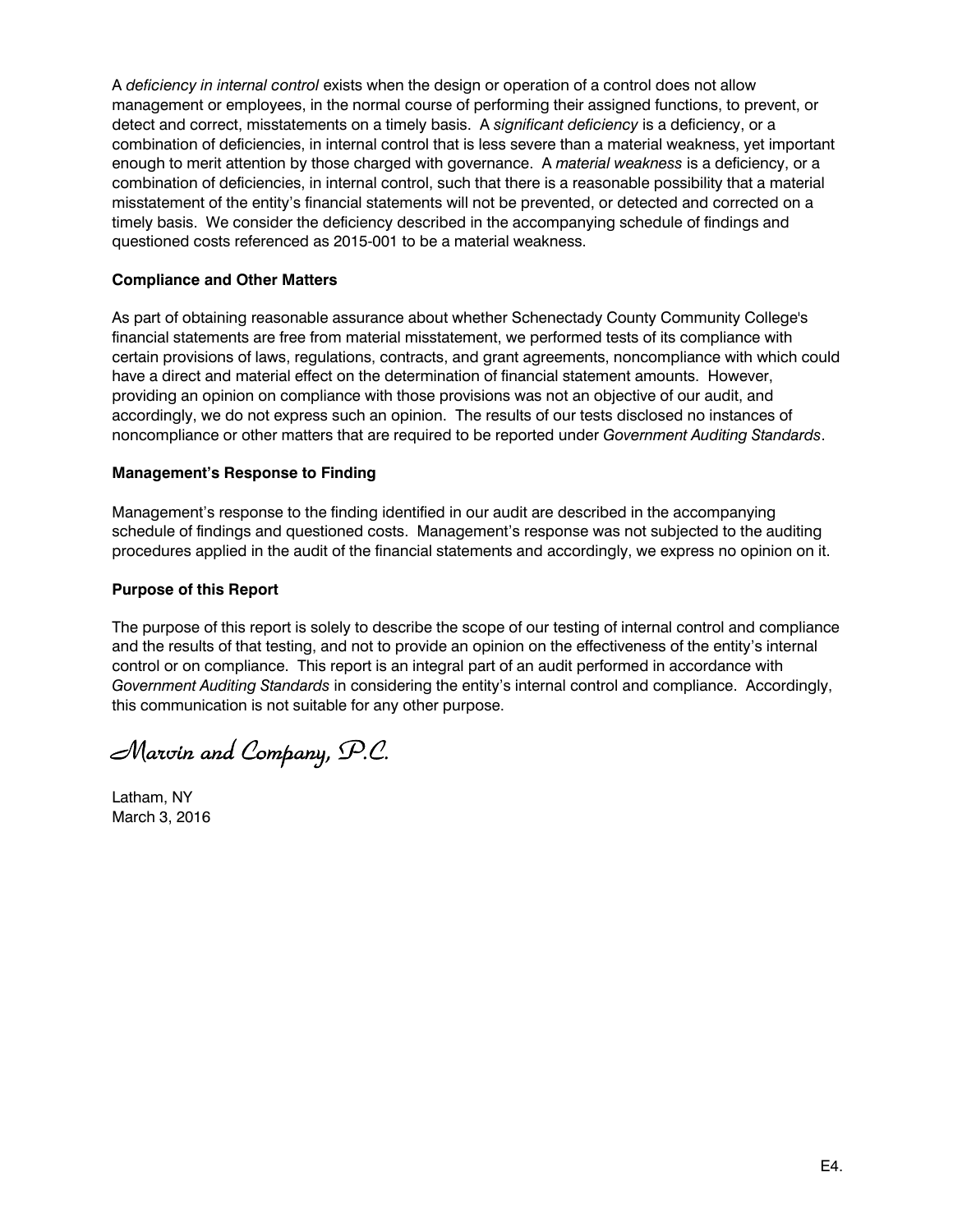A *deficiency in internal control* exists when the design or operation of a control does not allow management or employees, in the normal course of performing their assigned functions, to prevent, or detect and correct, misstatements on a timely basis. A *significant deficiency* is a deficiency, or a combination of deficiencies, in internal control that is less severe than a material weakness, yet important enough to merit attention by those charged with governance. A *material weakness* is a deficiency, or a combination of deficiencies, in internal control, such that there is a reasonable possibility that a material misstatement of the entity's financial statements will not be prevented, or detected and corrected on a timely basis. We consider the deficiency described in the accompanying schedule of findings and questioned costs referenced as 2015-001 to be a material weakness.

**Compliance and Other Matters**

As part of obtaining reasonable assurance about whether Schenectady County Community College's financial statements are free from material misstatement, we performed tests of its compliance with certain provisions of laws, regulations, contracts, and grant agreements, noncompliance with which could have a direct and material effect on the determination of financial statement amounts. However, providing an opinion on compliance with those provisions was not an objective of our audit, and accordingly, we do not express such an opinion. The results of our tests disclosed no instances of noncompliance or other matters that are required to be reported under *Government Auditing Standards*.

**Management's Response to Finding**

Management's response to the finding identified in our audit are described in the accompanying schedule of findings and questioned costs. Management's response was not subjected to the auditing procedures applied in the audit of the financial statements and accordingly, we express no opinion on it.

**Purpose of this Report**

The purpose of this report is solely to describe the scope of our testing of internal control and compliance and the results of that testing, and not to provide an opinion on the effectiveness of the entity's internal control or on compliance. This report is an integral part of an audit performed in accordance with *Government Auditing Standards* in considering the entity's internal control and compliance. Accordingly, this communication is not suitable for any other purpose.

*Marvin and Company, P.C.*

Latham, NY
March 3, 2016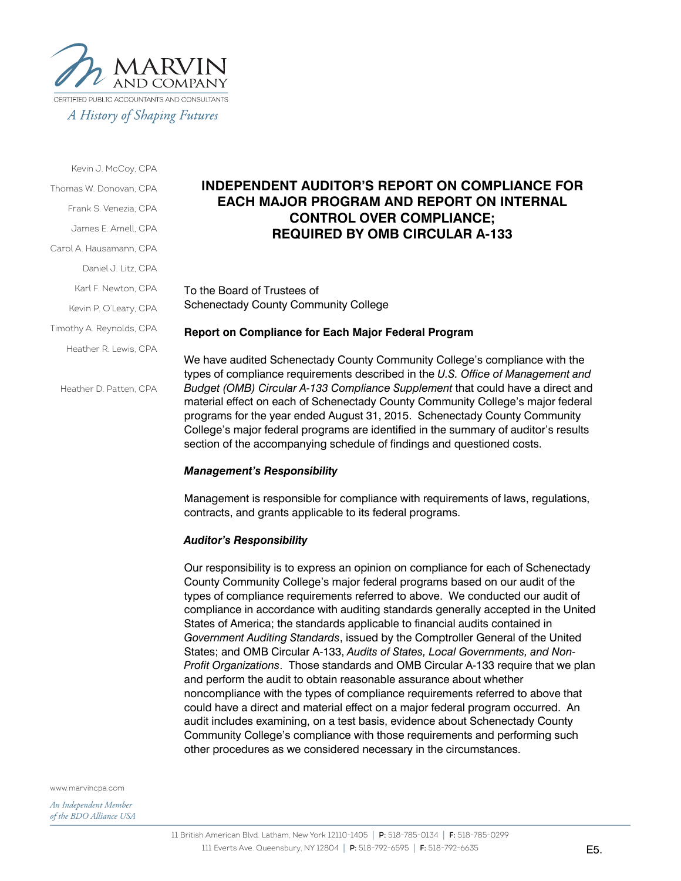MARVIN AND COMPANY

CERTIFIED PUBLIC ACCOUNTANTS AND CONSULTANTS

*A History of Shaping Futures*

Kevin J. McCoy, CPA
Thomas W. Donovan, CPA
Frank S. Venezia, CPA
James E. Amell, CPA
Carol A. Hausamann, CPA
Daniel J. Litz, CPA
Karl F. Newton, CPA
Kevin P. O'Leary, CPA
Timothy A. Reynolds, CPA
Heather R. Lewis, CPA

Heather D. Patten, CPA

# INDEPENDENT AUDITOR'S REPORT ON COMPLIANCE FOR EACH MAJOR PROGRAM AND REPORT ON INTERNAL CONTROL OVER COMPLIANCE; REQUIRED BY OMB CIRCULAR A-133

To the Board of Trustees of
Schenectady County Community College

**Report on Compliance for Each Major Federal Program**

We have audited Schenectady County Community College's compliance with the types of compliance requirements described in the *U.S. Office of Management and Budget (OMB) Circular A-133 Compliance Supplement* that could have a direct and material effect on each of Schenectady County Community College's major federal programs for the year ended August 31, 2015. Schenectady County Community College's major federal programs are identified in the summary of auditor's results section of the accompanying schedule of findings and questioned costs.

***Management's Responsibility***

Management is responsible for compliance with requirements of laws, regulations, contracts, and grants applicable to its federal programs.

***Auditor's Responsibility***

Our responsibility is to express an opinion on compliance for each of Schenectady County Community College's major federal programs based on our audit of the types of compliance requirements referred to above. We conducted our audit of compliance in accordance with auditing standards generally accepted in the United States of America; the standards applicable to financial audits contained in *Government Auditing Standards*, issued by the Comptroller General of the United States; and OMB Circular A-133, *Audits of States, Local Governments, and Non-Profit Organizations*. Those standards and OMB Circular A-133 require that we plan and perform the audit to obtain reasonable assurance about whether noncompliance with the types of compliance requirements referred to above that could have a direct and material effect on a major federal program occurred. An audit includes examining, on a test basis, evidence about Schenectady County Community College's compliance with those requirements and performing such other procedures as we considered necessary in the circumstances.

www.marvincpa.com

*An Independent Member of the BDO Alliance USA*

11 British American Blvd. Latham, New York 12110-1405 | **P:** 518-785-0134 | **F:** 518-785-0299
111 Everts Ave. Queensbury, NY 12804 | **P:** 518-792-6595 | **F:** 518-792-6635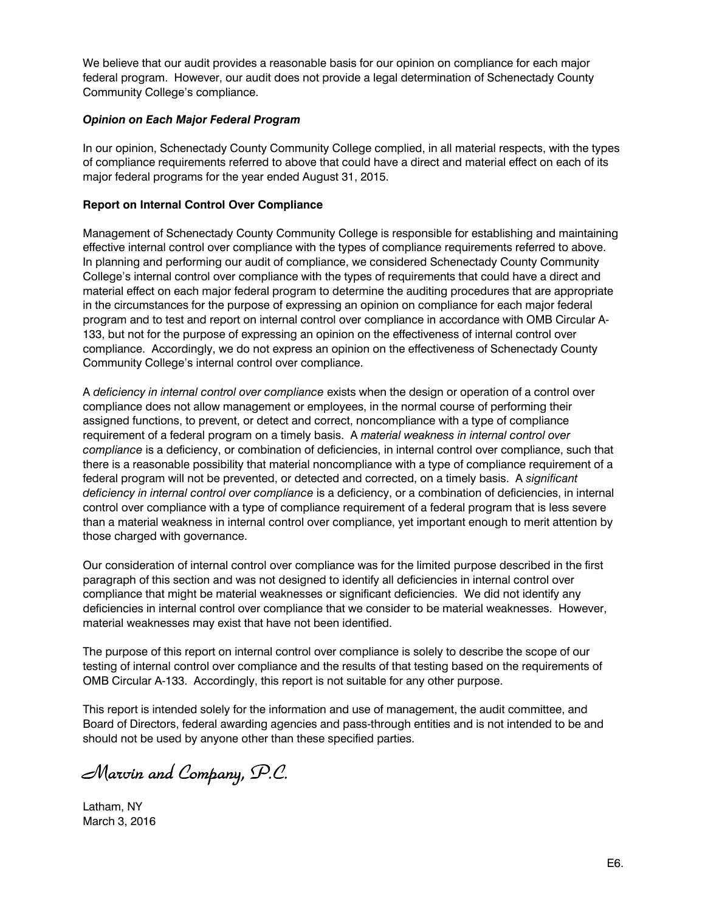We believe that our audit provides a reasonable basis for our opinion on compliance for each major federal program. However, our audit does not provide a legal determination of Schenectady County Community College's compliance.

***Opinion on Each Major Federal Program***

In our opinion, Schenectady County Community College complied, in all material respects, with the types of compliance requirements referred to above that could have a direct and material effect on each of its major federal programs for the year ended August 31, 2015.

**Report on Internal Control Over Compliance**

Management of Schenectady County Community College is responsible for establishing and maintaining effective internal control over compliance with the types of compliance requirements referred to above. In planning and performing our audit of compliance, we considered Schenectady County Community College's internal control over compliance with the types of requirements that could have a direct and material effect on each major federal program to determine the auditing procedures that are appropriate in the circumstances for the purpose of expressing an opinion on compliance for each major federal program and to test and report on internal control over compliance in accordance with OMB Circular A-133, but not for the purpose of expressing an opinion on the effectiveness of internal control over compliance. Accordingly, we do not express an opinion on the effectiveness of Schenectady County Community College's internal control over compliance.

A *deficiency in internal control over compliance* exists when the design or operation of a control over compliance does not allow management or employees, in the normal course of performing their assigned functions, to prevent, or detect and correct, noncompliance with a type of compliance requirement of a federal program on a timely basis. A *material weakness in internal control over compliance* is a deficiency, or combination of deficiencies, in internal control over compliance, such that there is a reasonable possibility that material noncompliance with a type of compliance requirement of a federal program will not be prevented, or detected and corrected, on a timely basis. A *significant deficiency in internal control over compliance* is a deficiency, or a combination of deficiencies, in internal control over compliance with a type of compliance requirement of a federal program that is less severe than a material weakness in internal control over compliance, yet important enough to merit attention by those charged with governance.

Our consideration of internal control over compliance was for the limited purpose described in the first paragraph of this section and was not designed to identify all deficiencies in internal control over compliance that might be material weaknesses or significant deficiencies. We did not identify any deficiencies in internal control over compliance that we consider to be material weaknesses. However, material weaknesses may exist that have not been identified.

The purpose of this report on internal control over compliance is solely to describe the scope of our testing of internal control over compliance and the results of that testing based on the requirements of OMB Circular A-133. Accordingly, this report is not suitable for any other purpose.

This report is intended solely for the information and use of management, the audit committee, and Board of Directors, federal awarding agencies and pass-through entities and is not intended to be and should not be used by anyone other than these specified parties.

*Marvin and Company, P.C.*

Latham, NY
March 3, 2016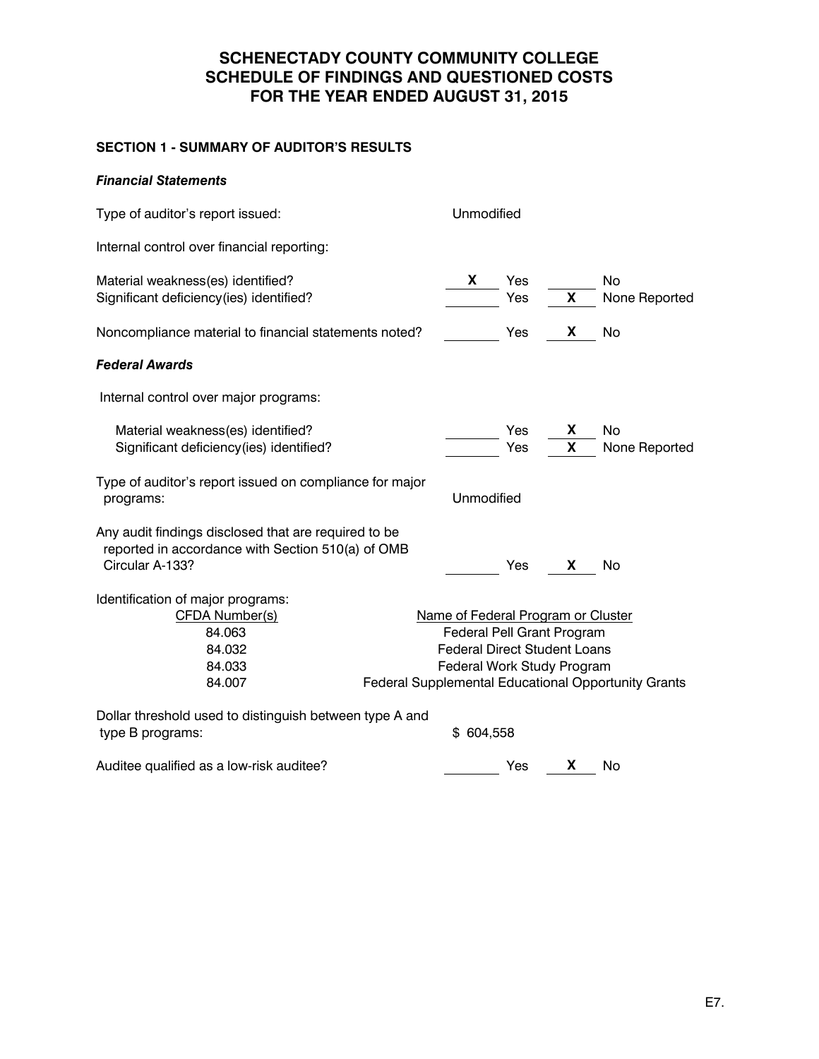# SCHENECTADY COUNTY COMMUNITY COLLEGE
# SCHEDULE OF FINDINGS AND QUESTIONED COSTS
# FOR THE YEAR ENDED AUGUST 31, 2015

## SECTION 1 - SUMMARY OF AUDITOR'S RESULTS

### *Financial Statements*

Type of auditor's report issued: Unmodified

Internal control over financial reporting:

| | | | | |
|---|---|---|---|---|
| Material weakness(es) identified? | X | Yes | | No |
| Significant deficiency(ies) identified? | | Yes | X | None Reported |
| Noncompliance material to financial statements noted? | | Yes | X | No |

### *Federal Awards*

Internal control over major programs:

| | | | | |
|---|---|---|---|---|
| Material weakness(es) identified? | | Yes | X | No |
| Significant deficiency(ies) identified? | | Yes | X | None Reported |

Type of auditor's report issued on compliance for major programs: Unmodified

| | | | | |
|---|---|---|---|---|
| Any audit findings disclosed that are required to be reported in accordance with Section 510(a) of OMB Circular A-133? | | Yes | X | No |

Identification of major programs:

| CFDA Number(s) | Name of Federal Program or Cluster |
|---|---|
| 84.063 | Federal Pell Grant Program |
| 84.032 | Federal Direct Student Loans |
| 84.033 | Federal Work Study Program |
| 84.007 | Federal Supplemental Educational Opportunity Grants |

Dollar threshold used to distinguish between type A and type B programs: $ 604,558

| | | | | |
|---|---|---|---|---|
| Auditee qualified as a low-risk auditee? | | Yes | X | No |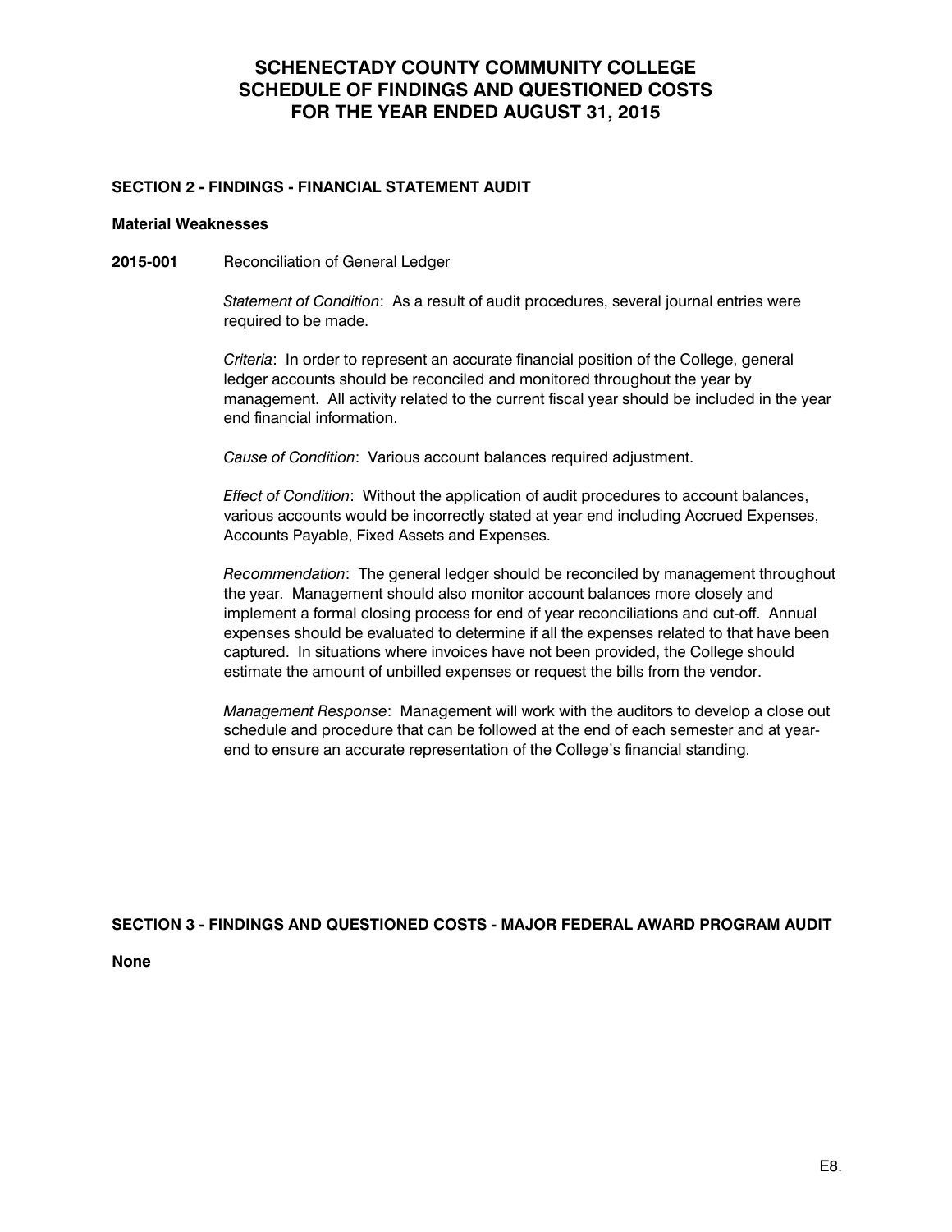# SCHENECTADY COUNTY COMMUNITY COLLEGE
# SCHEDULE OF FINDINGS AND QUESTIONED COSTS
# FOR THE YEAR ENDED AUGUST 31, 2015

## SECTION 2 - FINDINGS - FINANCIAL STATEMENT AUDIT

### Material Weaknesses

**2015-001** Reconciliation of General Ledger

*Statement of Condition*: As a result of audit procedures, several journal entries were required to be made.

*Criteria*: In order to represent an accurate financial position of the College, general ledger accounts should be reconciled and monitored throughout the year by management. All activity related to the current fiscal year should be included in the year end financial information.

*Cause of Condition*: Various account balances required adjustment.

*Effect of Condition*: Without the application of audit procedures to account balances, various accounts would be incorrectly stated at year end including Accrued Expenses, Accounts Payable, Fixed Assets and Expenses.

*Recommendation*: The general ledger should be reconciled by management throughout the year. Management should also monitor account balances more closely and implement a formal closing process for end of year reconciliations and cut-off. Annual expenses should be evaluated to determine if all the expenses related to that have been captured. In situations where invoices have not been provided, the College should estimate the amount of unbilled expenses or request the bills from the vendor.

*Management Response*: Management will work with the auditors to develop a close out schedule and procedure that can be followed at the end of each semester and at year-end to ensure an accurate representation of the College's financial standing.

## SECTION 3 - FINDINGS AND QUESTIONED COSTS - MAJOR FEDERAL AWARD PROGRAM AUDIT

**None**